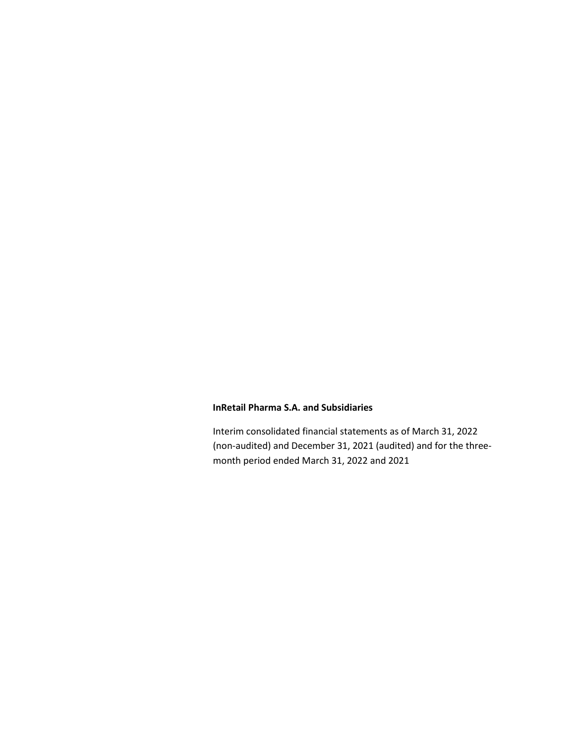**InRetail Pharma S.A. and Subsidiaries**

Interim consolidated financial statements as of March 31, 2022 (non-audited) and December 31, 2021 (audited) and for the three-month period ended March 31, 2022 and 2021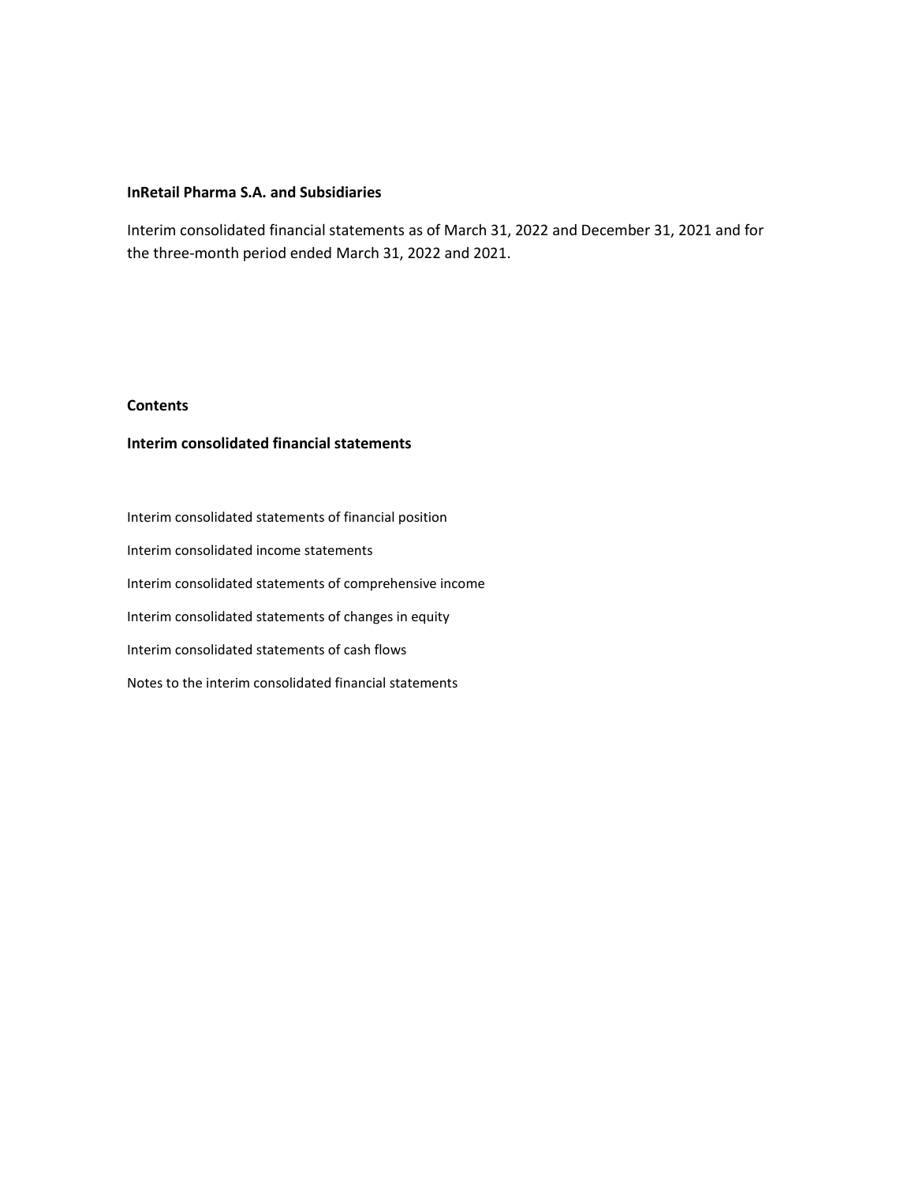**InRetail Pharma S.A. and Subsidiaries**

Interim consolidated financial statements as of March 31, 2022 and December 31, 2021 and for the three-month period ended March 31, 2022 and 2021.

**Contents**

**Interim consolidated financial statements**

Interim consolidated statements of financial position

Interim consolidated income statements

Interim consolidated statements of comprehensive income

Interim consolidated statements of changes in equity

Interim consolidated statements of cash flows

Notes to the interim consolidated financial statements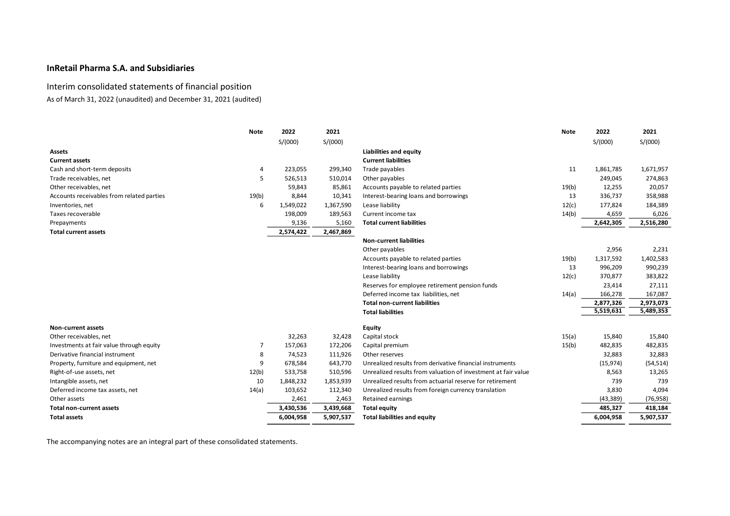**InRetail Pharma S.A. and Subsidiaries**

## Interim consolidated statements of financial position

As of March 31, 2022 (unaudited) and December 31, 2021 (audited)

| | Note | 2022 | 2021 |
|---|---|---|---|
| | | S/(000) | S/(000) |
| **Assets** | | | |
| **Current assets** | | | |
| Cash and short-term deposits | 4 | 223,055 | 299,340 |
| Trade receivables, net | 5 | 526,513 | 510,014 |
| Other receivables, net | | 59,843 | 85,861 |
| Accounts receivables from related parties | 19(b) | 8,844 | 10,341 |
| Inventories, net | 6 | 1,549,022 | 1,367,590 |
| Taxes recoverable | | 198,009 | 189,563 |
| Prepayments | | 9,136 | 5,160 |
| **Total current assets** | | **2,574,422** | **2,467,869** |
| **Non-current assets** | | | |
| Other receivables, net | | 32,263 | 32,428 |
| Investments at fair value through equity | 7 | 157,063 | 172,206 |
| Derivative financial instrument | 8 | 74,523 | 111,926 |
| Property, furniture and equipment, net | 9 | 678,584 | 643,770 |
| Right-of-use assets, net | 12(b) | 533,758 | 510,596 |
| Intangible assets, net | 10 | 1,848,232 | 1,853,939 |
| Deferred income tax assets, net | 14(a) | 103,652 | 112,340 |
| Other assets | | 2,461 | 2,463 |
| **Total non-current assets** | | **3,430,536** | **3,439,668** |
| **Total assets** | | **6,004,958** | **5,907,537** |

| | Note | 2022 | 2021 |
|---|---|---|---|
| | | S/(000) | S/(000) |
| **Liabilities and equity** | | | |
| **Current liabilities** | | | |
| Trade payables | 11 | 1,861,785 | 1,671,957 |
| Other payables | | 249,045 | 274,863 |
| Accounts payable to related parties | 19(b) | 12,255 | 20,057 |
| Interest-bearing loans and borrowings | 13 | 336,737 | 358,988 |
| Lease liability | 12(c) | 177,824 | 184,389 |
| Current income tax | 14(b) | 4,659 | 6,026 |
| **Total current liabilities** | | **2,642,305** | **2,516,280** |
| **Non-current liabilities** | | | |
| Other payables | | 2,956 | 2,231 |
| Accounts payable to related parties | 19(b) | 1,317,592 | 1,402,583 |
| Interest-bearing loans and borrowings | 13 | 996,209 | 990,239 |
| Lease liability | 12(c) | 370,877 | 383,822 |
| Reserves for employee retirement pension funds | | 23,414 | 27,111 |
| Deferred income tax liabilities, net | 14(a) | 166,278 | 167,087 |
| **Total non-current liabilities** | | **2,877,326** | **2,973,073** |
| **Total liabilities** | | **5,519,631** | **5,489,353** |
| **Equity** | | | |
| Capital stock | 15(a) | 15,840 | 15,840 |
| Capital premium | 15(b) | 482,835 | 482,835 |
| Other reserves | | 32,883 | 32,883 |
| Unrealized results from derivative financial instruments | | (15,974) | (54,514) |
| Unrealized results from valuation of investment at fair value | | 8,563 | 13,265 |
| Unrealized results from actuarial reserve for retirement | | 739 | 739 |
| Unrealized results from foreign currency translation | | 3,830 | 4,094 |
| Retained earnings | | (43,389) | (76,958) |
| **Total equity** | | **485,327** | **418,184** |
| **Total liabilities and equity** | | **6,004,958** | **5,907,537** |

The accompanying notes are an integral part of these consolidated statements.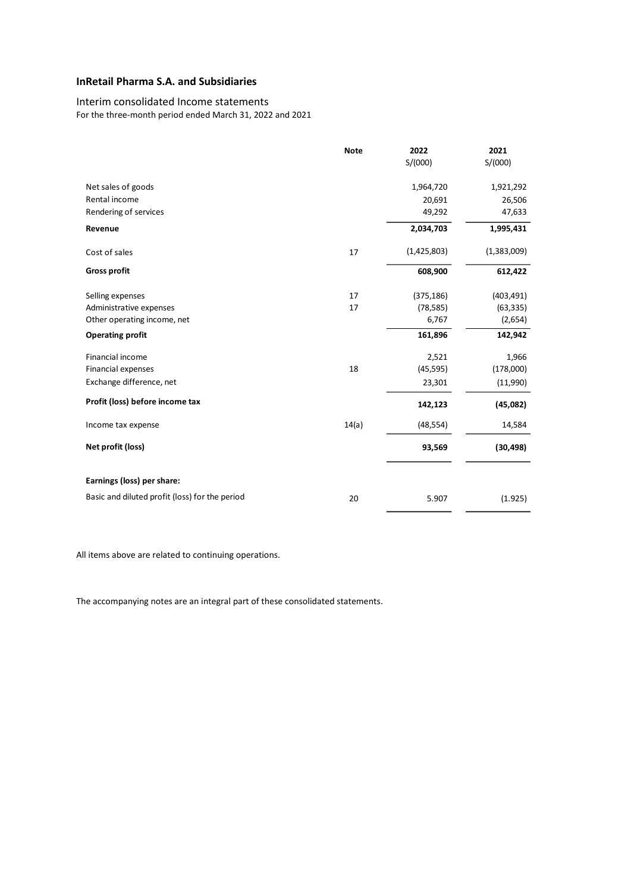## InRetail Pharma S.A. and Subsidiaries

Interim consolidated Income statements
For the three-month period ended March 31, 2022 and 2021

| | Note | 2022<br>S/(000) | 2021<br>S/(000) |
|---|---|---|---|
| Net sales of goods | | 1,964,720 | 1,921,292 |
| Rental income | | 20,691 | 26,506 |
| Rendering of services | | 49,292 | 47,633 |
| **Revenue** | | **2,034,703** | **1,995,431** |
| Cost of sales | 17 | (1,425,803) | (1,383,009) |
| **Gross profit** | | **608,900** | **612,422** |
| Selling expenses | 17 | (375,186) | (403,491) |
| Administrative expenses | 17 | (78,585) | (63,335) |
| Other operating income, net | | 6,767 | (2,654) |
| **Operating profit** | | **161,896** | **142,942** |
| Financial income | | 2,521 | 1,966 |
| Financial expenses | 18 | (45,595) | (178,000) |
| Exchange difference, net | | 23,301 | (11,990) |
| **Profit (loss) before income tax** | | **142,123** | **(45,082)** |
| Income tax expense | 14(a) | (48,554) | 14,584 |
| **Net profit (loss)** | | **93,569** | **(30,498)** |
| **Earnings (loss) per share:** | | | |
| Basic and diluted profit (loss) for the period | 20 | 5.907 | (1.925) |

All items above are related to continuing operations.

The accompanying notes are an integral part of these consolidated statements.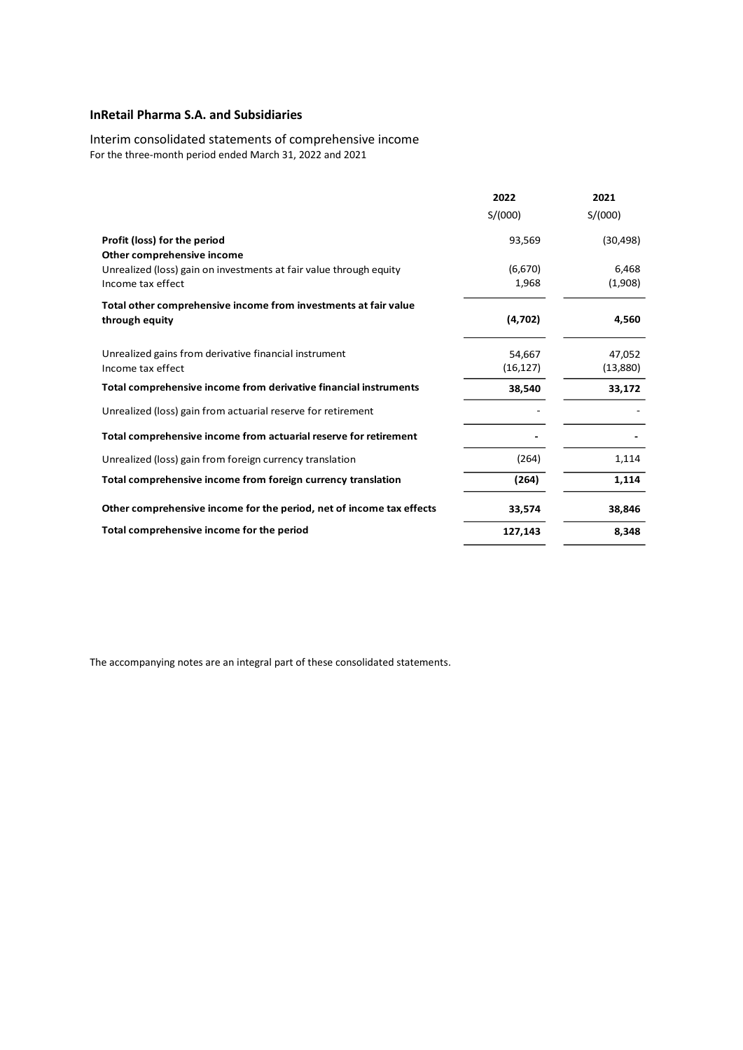**InRetail Pharma S.A. and Subsidiaries**

Interim consolidated statements of comprehensive income
For the three-month period ended March 31, 2022 and 2021

| | 2022 | 2021 |
|---|---|---|
| | S/(000) | S/(000) |
| **Profit (loss) for the period** | 93,569 | (30,498) |
| **Other comprehensive income** | | |
| Unrealized (loss) gain on investments at fair value through equity | (6,670) | 6,468 |
| Income tax effect | 1,968 | (1,908) |
| **Total other comprehensive income from investments at fair value through equity** | **(4,702)** | **4,560** |
| Unrealized gains from derivative financial instrument | 54,667 | 47,052 |
| Income tax effect | (16,127) | (13,880) |
| **Total comprehensive income from derivative financial instruments** | **38,540** | **33,172** |
| Unrealized (loss) gain from actuarial reserve for retirement | - | - |
| **Total comprehensive income from actuarial reserve for retirement** | **-** | **-** |
| Unrealized (loss) gain from foreign currency translation | (264) | 1,114 |
| **Total comprehensive income from foreign currency translation** | **(264)** | **1,114** |
| **Other comprehensive income for the period, net of income tax effects** | **33,574** | **38,846** |
| **Total comprehensive income for the period** | **127,143** | **8,348** |

The accompanying notes are an integral part of these consolidated statements.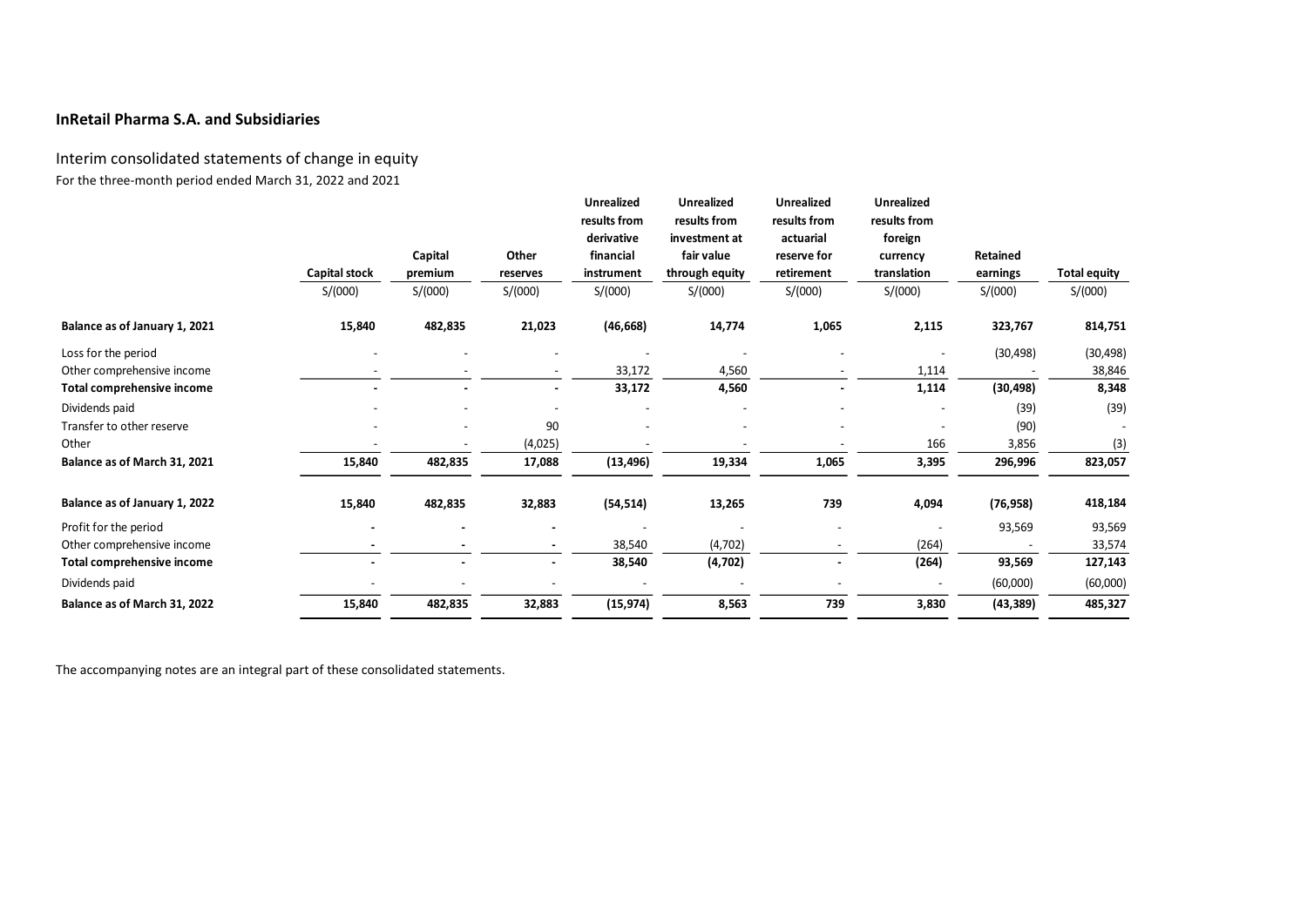**InRetail Pharma S.A. and Subsidiaries**

Interim consolidated statements of change in equity

For the three-month period ended March 31, 2022 and 2021

| | Capital stock | Capital premium | Other reserves | Unrealized results from derivative financial instrument | Unrealized results from investment at fair value through equity | Unrealized results from actuarial reserve for retirement | Unrealized results from foreign currency translation | Retained earnings | Total equity |
|---|---|---|---|---|---|---|---|---|---|
| | S/(000) | S/(000) | S/(000) | S/(000) | S/(000) | S/(000) | S/(000) | S/(000) | S/(000) |
| **Balance as of January 1, 2021** | **15,840** | **482,835** | **21,023** | **(46,668)** | **14,774** | **1,065** | **2,115** | **323,767** | **814,751** |
| Loss for the period | - | - | - | - | - | - | - | (30,498) | (30,498) |
| Other comprehensive income | - | - | - | 33,172 | 4,560 | - | 1,114 | - | 38,846 |
| **Total comprehensive income** | **-** | **-** | **-** | **33,172** | **4,560** | **-** | **1,114** | **(30,498)** | **8,348** |
| Dividends paid | - | - | - | - | - | - | - | (39) | (39) |
| Transfer to other reserve | - | - | 90 | - | - | - | - | (90) | - |
| Other | - | - | (4,025) | - | - | - | 166 | 3,856 | (3) |
| **Balance as of March 31, 2021** | **15,840** | **482,835** | **17,088** | **(13,496)** | **19,334** | **1,065** | **3,395** | **296,996** | **823,057** |
| **Balance as of January 1, 2022** | **15,840** | **482,835** | **32,883** | **(54,514)** | **13,265** | **739** | **4,094** | **(76,958)** | **418,184** |
| Profit for the period | - | - | - | - | - | - | - | 93,569 | 93,569 |
| Other comprehensive income | - | - | - | 38,540 | (4,702) | - | (264) | - | 33,574 |
| **Total comprehensive income** | **-** | **-** | **-** | **38,540** | **(4,702)** | **-** | **(264)** | **93,569** | **127,143** |
| Dividends paid | - | - | - | - | - | - | - | (60,000) | (60,000) |
| **Balance as of March 31, 2022** | **15,840** | **482,835** | **32,883** | **(15,974)** | **8,563** | **739** | **3,830** | **(43,389)** | **485,327** |

The accompanying notes are an integral part of these consolidated statements.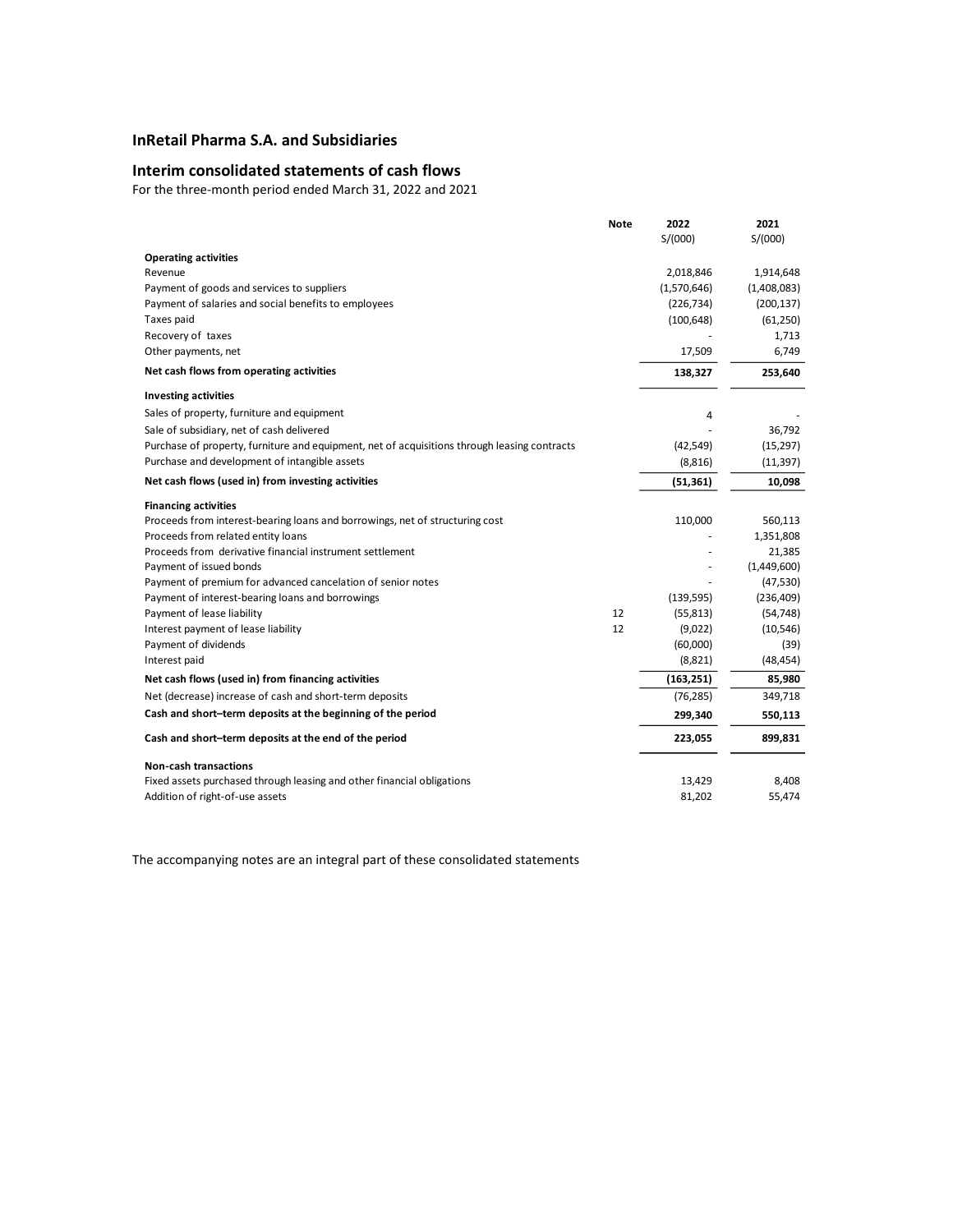# InRetail Pharma S.A. and Subsidiaries

## Interim consolidated statements of cash flows

For the three-month period ended March 31, 2022 and 2021

| | Note | 2022 S/(000) | 2021 S/(000) |
|---|---|---|---|
| **Operating activities** | | | |
| Revenue | | 2,018,846 | 1,914,648 |
| Payment of goods and services to suppliers | | (1,570,646) | (1,408,083) |
| Payment of salaries and social benefits to employees | | (226,734) | (200,137) |
| Taxes paid | | (100,648) | (61,250) |
| Recovery of taxes | | - | 1,713 |
| Other payments, net | | 17,509 | 6,749 |
| **Net cash flows from operating activities** | | **138,327** | **253,640** |
| **Investing activities** | | | |
| Sales of property, furniture and equipment | | 4 | - |
| Sale of subsidiary, net of cash delivered | | - | 36,792 |
| Purchase of property, furniture and equipment, net of acquisitions through leasing contracts | | (42,549) | (15,297) |
| Purchase and development of intangible assets | | (8,816) | (11,397) |
| **Net cash flows (used in) from investing activities** | | **(51,361)** | **10,098** |
| **Financing activities** | | | |
| Proceeds from interest-bearing loans and borrowings, net of structuring cost | | 110,000 | 560,113 |
| Proceeds from related entity loans | | - | 1,351,808 |
| Proceeds from derivative financial instrument settlement | | - | 21,385 |
| Payment of issued bonds | | - | (1,449,600) |
| Payment of premium for advanced cancelation of senior notes | | - | (47,530) |
| Payment of interest-bearing loans and borrowings | | (139,595) | (236,409) |
| Payment of lease liability | 12 | (55,813) | (54,748) |
| Interest payment of lease liability | 12 | (9,022) | (10,546) |
| Payment of dividends | | (60,000) | (39) |
| Interest paid | | (8,821) | (48,454) |
| **Net cash flows (used in) from financing activities** | | **(163,251)** | **85,980** |
| Net (decrease) increase of cash and short-term deposits | | (76,285) | 349,718 |
| **Cash and short–term deposits at the beginning of the period** | | **299,340** | **550,113** |
| **Cash and short–term deposits at the end of the period** | | **223,055** | **899,831** |
| **Non-cash transactions** | | | |
| Fixed assets purchased through leasing and other financial obligations | | 13,429 | 8,408 |
| Addition of right-of-use assets | | 81,202 | 55,474 |

The accompanying notes are an integral part of these consolidated statements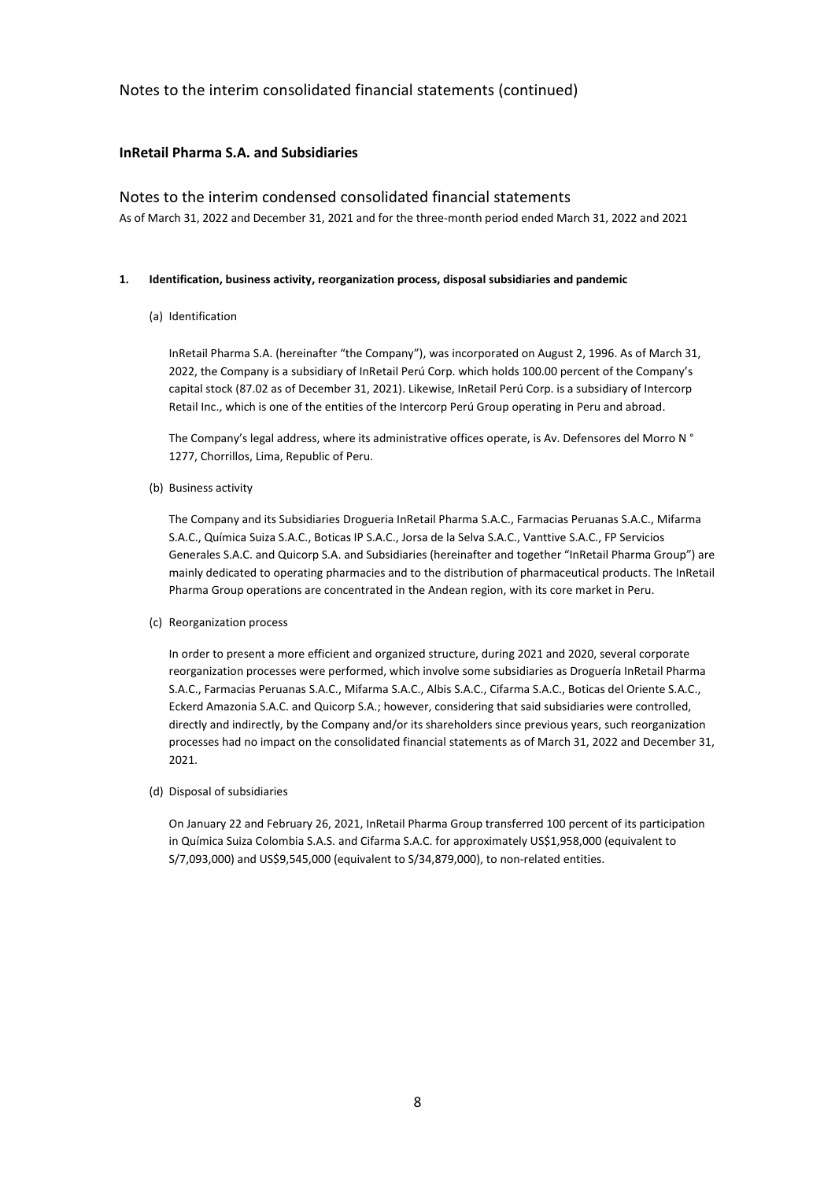Notes to the interim consolidated financial statements (continued)

**InRetail Pharma S.A. and Subsidiaries**

Notes to the interim condensed consolidated financial statements

As of March 31, 2022 and December 31, 2021 and for the three-month period ended March 31, 2022 and 2021

**1. Identification, business activity, reorganization process, disposal subsidiaries and pandemic**

(a) Identification

InRetail Pharma S.A. (hereinafter "the Company"), was incorporated on August 2, 1996. As of March 31, 2022, the Company is a subsidiary of InRetail Perú Corp. which holds 100.00 percent of the Company's capital stock (87.02 as of December 31, 2021). Likewise, InRetail Perú Corp. is a subsidiary of Intercorp Retail Inc., which is one of the entities of the Intercorp Perú Group operating in Peru and abroad.

The Company's legal address, where its administrative offices operate, is Av. Defensores del Morro N ° 1277, Chorrillos, Lima, Republic of Peru.

(b) Business activity

The Company and its Subsidiaries Drogueria InRetail Pharma S.A.C., Farmacias Peruanas S.A.C., Mifarma S.A.C., Química Suiza S.A.C., Boticas IP S.A.C., Jorsa de la Selva S.A.C., Vanttive S.A.C., FP Servicios Generales S.A.C. and Quicorp S.A. and Subsidiaries (hereinafter and together "InRetail Pharma Group") are mainly dedicated to operating pharmacies and to the distribution of pharmaceutical products. The InRetail Pharma Group operations are concentrated in the Andean region, with its core market in Peru.

(c) Reorganization process

In order to present a more efficient and organized structure, during 2021 and 2020, several corporate reorganization processes were performed, which involve some subsidiaries as Droguería InRetail Pharma S.A.C., Farmacias Peruanas S.A.C., Mifarma S.A.C., Albis S.A.C., Cifarma S.A.C., Boticas del Oriente S.A.C., Eckerd Amazonia S.A.C. and Quicorp S.A.; however, considering that said subsidiaries were controlled, directly and indirectly, by the Company and/or its shareholders since previous years, such reorganization processes had no impact on the consolidated financial statements as of March 31, 2022 and December 31, 2021.

(d) Disposal of subsidiaries

On January 22 and February 26, 2021, InRetail Pharma Group transferred 100 percent of its participation in Química Suiza Colombia S.A.S. and Cifarma S.A.C. for approximately US$1,958,000 (equivalent to S/7,093,000) and US$9,545,000 (equivalent to S/34,879,000), to non-related entities.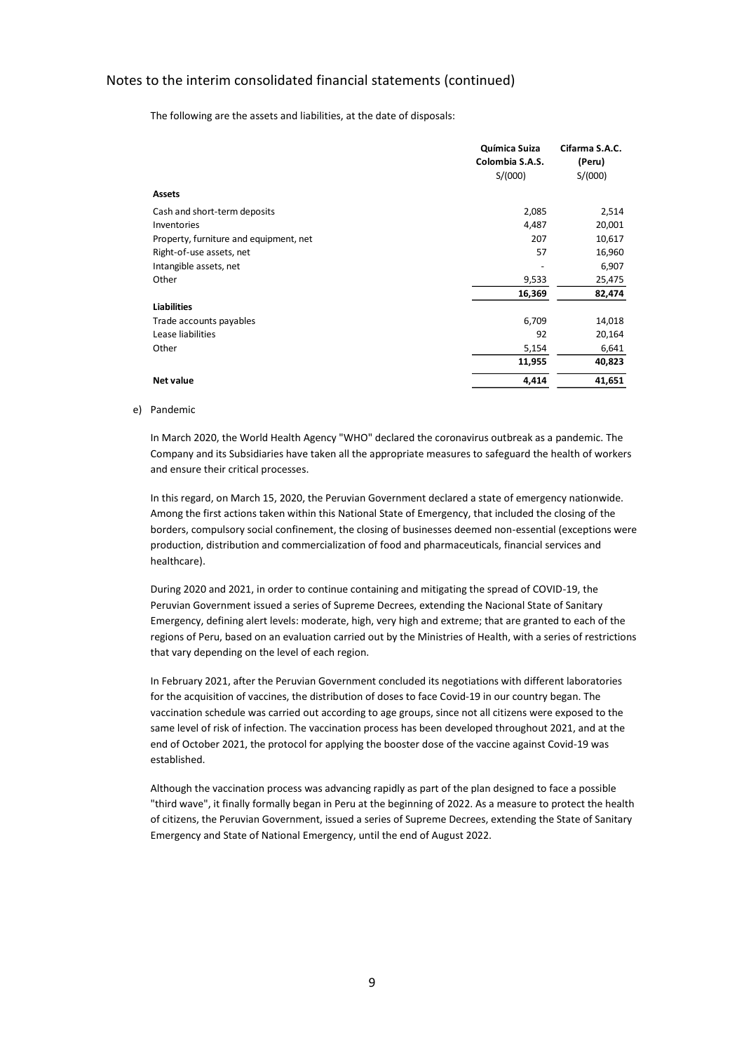Notes to the interim consolidated financial statements (continued)

The following are the assets and liabilities, at the date of disposals:

| | Química Suiza Colombia S.A.S. | Cifarma S.A.C. (Peru) |
|---|---|---|
| | S/(000) | S/(000) |
| **Assets** | | |
| Cash and short-term deposits | 2,085 | 2,514 |
| Inventories | 4,487 | 20,001 |
| Property, furniture and equipment, net | 207 | 10,617 |
| Right-of-use assets, net | 57 | 16,960 |
| Intangible assets, net | - | 6,907 |
| Other | 9,533 | 25,475 |
| | **16,369** | **82,474** |
| **Liabilities** | | |
| Trade accounts payables | 6,709 | 14,018 |
| Lease liabilities | 92 | 20,164 |
| Other | 5,154 | 6,641 |
| | **11,955** | **40,823** |
| **Net value** | **4,414** | **41,651** |

e) Pandemic

In March 2020, the World Health Agency "WHO" declared the coronavirus outbreak as a pandemic. The Company and its Subsidiaries have taken all the appropriate measures to safeguard the health of workers and ensure their critical processes.

In this regard, on March 15, 2020, the Peruvian Government declared a state of emergency nationwide. Among the first actions taken within this National State of Emergency, that included the closing of the borders, compulsory social confinement, the closing of businesses deemed non-essential (exceptions were production, distribution and commercialization of food and pharmaceuticals, financial services and healthcare).

During 2020 and 2021, in order to continue containing and mitigating the spread of COVID-19, the Peruvian Government issued a series of Supreme Decrees, extending the Nacional State of Sanitary Emergency, defining alert levels: moderate, high, very high and extreme; that are granted to each of the regions of Peru, based on an evaluation carried out by the Ministries of Health, with a series of restrictions that vary depending on the level of each region.

In February 2021, after the Peruvian Government concluded its negotiations with different laboratories for the acquisition of vaccines, the distribution of doses to face Covid-19 in our country began. The vaccination schedule was carried out according to age groups, since not all citizens were exposed to the same level of risk of infection. The vaccination process has been developed throughout 2021, and at the end of October 2021, the protocol for applying the booster dose of the vaccine against Covid-19 was established.

Although the vaccination process was advancing rapidly as part of the plan designed to face a possible "third wave", it finally formally began in Peru at the beginning of 2022. As a measure to protect the health of citizens, the Peruvian Government, issued a series of Supreme Decrees, extending the State of Sanitary Emergency and State of National Emergency, until the end of August 2022.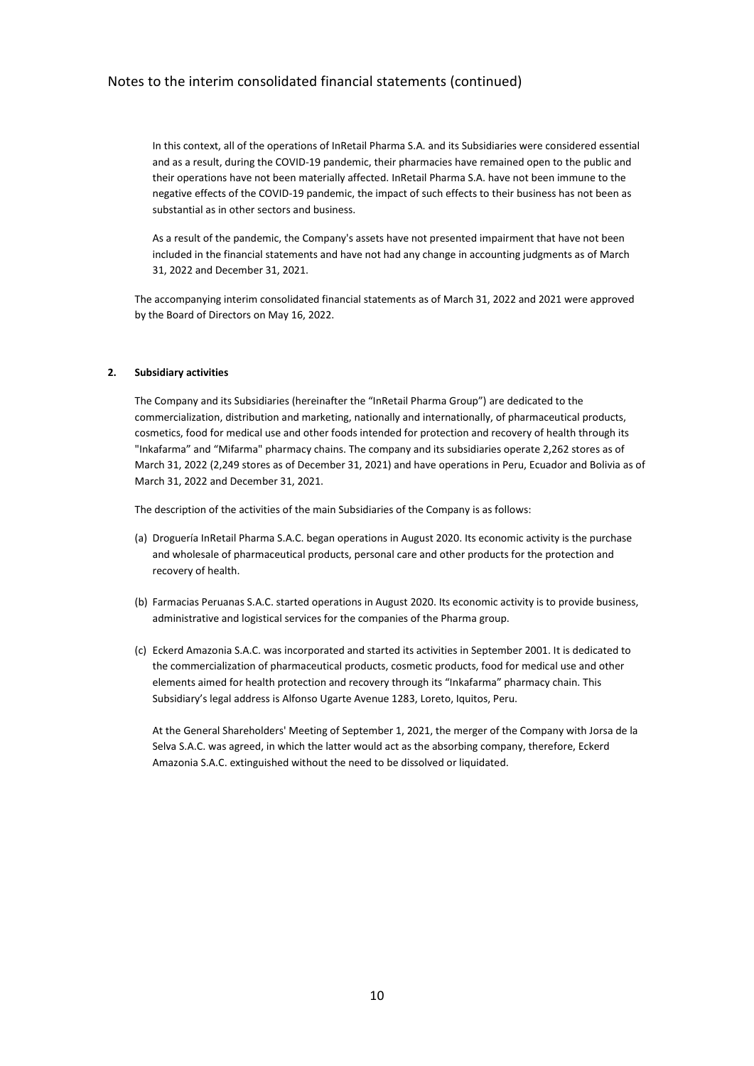In this context, all of the operations of InRetail Pharma S.A. and its Subsidiaries were considered essential and as a result, during the COVID-19 pandemic, their pharmacies have remained open to the public and their operations have not been materially affected. InRetail Pharma S.A. have not been immune to the negative effects of the COVID-19 pandemic, the impact of such effects to their business has not been as substantial as in other sectors and business.

As a result of the pandemic, the Company's assets have not presented impairment that have not been included in the financial statements and have not had any change in accounting judgments as of March 31, 2022 and December 31, 2021.

The accompanying interim consolidated financial statements as of March 31, 2022 and 2021 were approved by the Board of Directors on May 16, 2022.

## 2. Subsidiary activities

The Company and its Subsidiaries (hereinafter the "InRetail Pharma Group") are dedicated to the commercialization, distribution and marketing, nationally and internationally, of pharmaceutical products, cosmetics, food for medical use and other foods intended for protection and recovery of health through its "Inkafarma" and "Mifarma" pharmacy chains. The company and its subsidiaries operate 2,262 stores as of March 31, 2022 (2,249 stores as of December 31, 2021) and have operations in Peru, Ecuador and Bolivia as of March 31, 2022 and December 31, 2021.

The description of the activities of the main Subsidiaries of the Company is as follows:

(a) Droguería InRetail Pharma S.A.C. began operations in August 2020. Its economic activity is the purchase and wholesale of pharmaceutical products, personal care and other products for the protection and recovery of health.

(b) Farmacias Peruanas S.A.C. started operations in August 2020. Its economic activity is to provide business, administrative and logistical services for the companies of the Pharma group.

(c) Eckerd Amazonia S.A.C. was incorporated and started its activities in September 2001. It is dedicated to the commercialization of pharmaceutical products, cosmetic products, food for medical use and other elements aimed for health protection and recovery through its "Inkafarma" pharmacy chain. This Subsidiary's legal address is Alfonso Ugarte Avenue 1283, Loreto, Iquitos, Peru.

At the General Shareholders' Meeting of September 1, 2021, the merger of the Company with Jorsa de la Selva S.A.C. was agreed, in which the latter would act as the absorbing company, therefore, Eckerd Amazonia S.A.C. extinguished without the need to be dissolved or liquidated.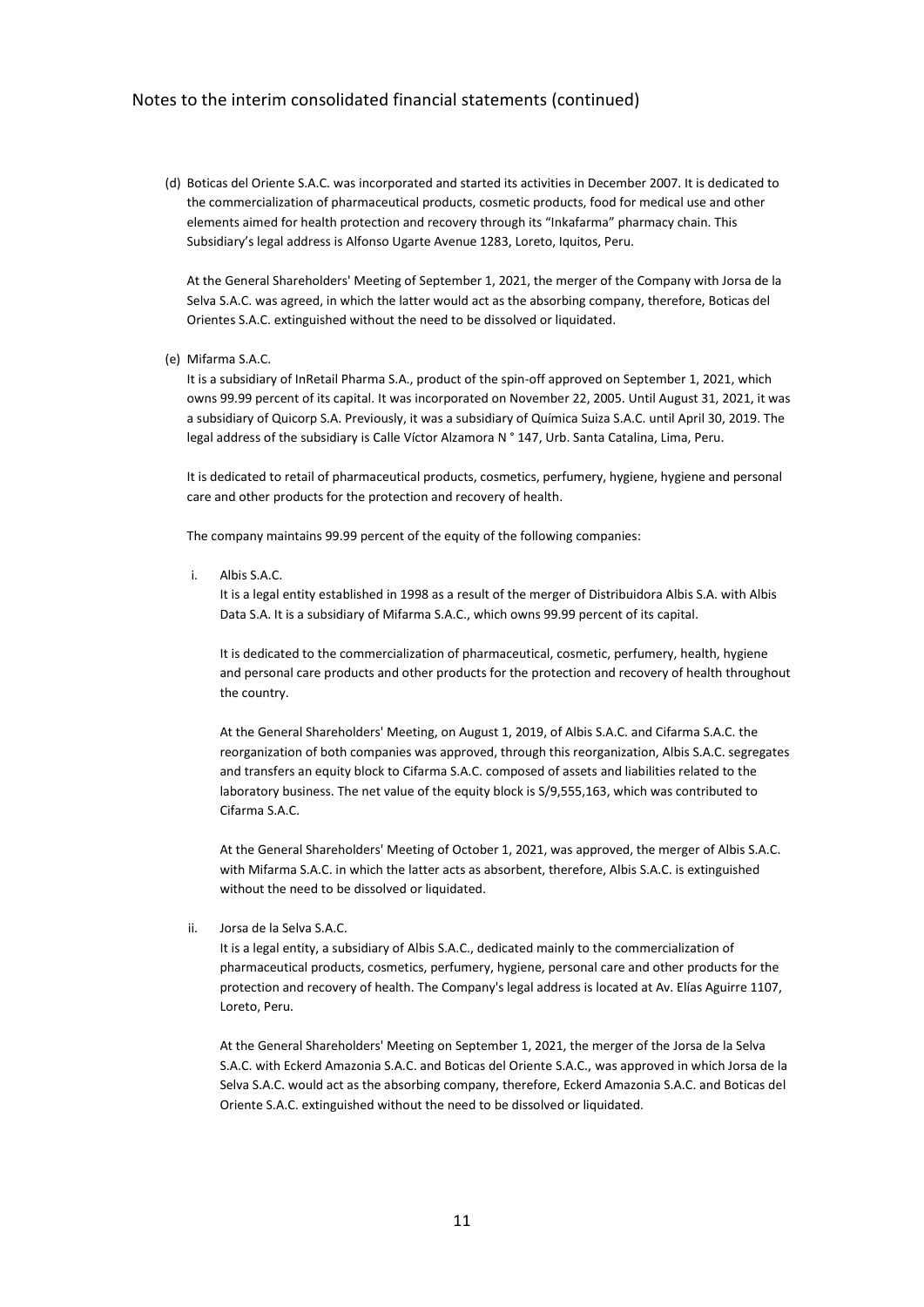(d) Boticas del Oriente S.A.C. was incorporated and started its activities in December 2007. It is dedicated to the commercialization of pharmaceutical products, cosmetic products, food for medical use and other elements aimed for health protection and recovery through its "Inkafarma" pharmacy chain. This Subsidiary's legal address is Alfonso Ugarte Avenue 1283, Loreto, Iquitos, Peru.

At the General Shareholders' Meeting of September 1, 2021, the merger of the Company with Jorsa de la Selva S.A.C. was agreed, in which the latter would act as the absorbing company, therefore, Boticas del Orientes S.A.C. extinguished without the need to be dissolved or liquidated.

(e) Mifarma S.A.C.

It is a subsidiary of InRetail Pharma S.A., product of the spin-off approved on September 1, 2021, which owns 99.99 percent of its capital. It was incorporated on November 22, 2005. Until August 31, 2021, it was a subsidiary of Quicorp S.A. Previously, it was a subsidiary of Química Suiza S.A.C. until April 30, 2019. The legal address of the subsidiary is Calle Víctor Alzamora N ° 147, Urb. Santa Catalina, Lima, Peru.

It is dedicated to retail of pharmaceutical products, cosmetics, perfumery, hygiene, hygiene and personal care and other products for the protection and recovery of health.

The company maintains 99.99 percent of the equity of the following companies:

i. Albis S.A.C.

It is a legal entity established in 1998 as a result of the merger of Distribuidora Albis S.A. with Albis Data S.A. It is a subsidiary of Mifarma S.A.C., which owns 99.99 percent of its capital.

It is dedicated to the commercialization of pharmaceutical, cosmetic, perfumery, health, hygiene and personal care products and other products for the protection and recovery of health throughout the country.

At the General Shareholders' Meeting, on August 1, 2019, of Albis S.A.C. and Cifarma S.A.C. the reorganization of both companies was approved, through this reorganization, Albis S.A.C. segregates and transfers an equity block to Cifarma S.A.C. composed of assets and liabilities related to the laboratory business. The net value of the equity block is S/9,555,163, which was contributed to Cifarma S.A.C.

At the General Shareholders' Meeting of October 1, 2021, was approved, the merger of Albis S.A.C. with Mifarma S.A.C. in which the latter acts as absorbent, therefore, Albis S.A.C. is extinguished without the need to be dissolved or liquidated.

ii. Jorsa de la Selva S.A.C.

It is a legal entity, a subsidiary of Albis S.A.C., dedicated mainly to the commercialization of pharmaceutical products, cosmetics, perfumery, hygiene, personal care and other products for the protection and recovery of health. The Company's legal address is located at Av. Elías Aguirre 1107, Loreto, Peru.

At the General Shareholders' Meeting on September 1, 2021, the merger of the Jorsa de la Selva S.A.C. with Eckerd Amazonia S.A.C. and Boticas del Oriente S.A.C., was approved in which Jorsa de la Selva S.A.C. would act as the absorbing company, therefore, Eckerd Amazonia S.A.C. and Boticas del Oriente S.A.C. extinguished without the need to be dissolved or liquidated.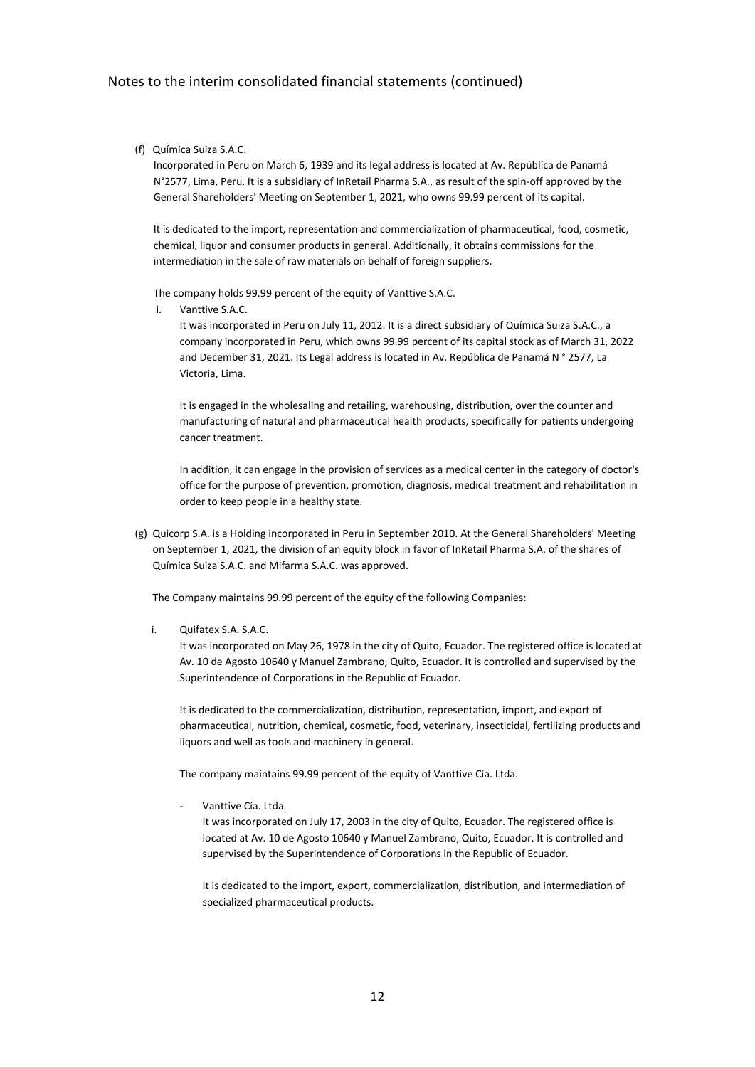Notes to the interim consolidated financial statements (continued)

(f) Química Suiza S.A.C.

Incorporated in Peru on March 6, 1939 and its legal address is located at Av. República de Panamá N°2577, Lima, Peru. It is a subsidiary of InRetail Pharma S.A., as result of the spin-off approved by the General Shareholders' Meeting on September 1, 2021, who owns 99.99 percent of its capital.

It is dedicated to the import, representation and commercialization of pharmaceutical, food, cosmetic, chemical, liquor and consumer products in general. Additionally, it obtains commissions for the intermediation in the sale of raw materials on behalf of foreign suppliers.

The company holds 99.99 percent of the equity of Vanttive S.A.C.

i. Vanttive S.A.C.

It was incorporated in Peru on July 11, 2012. It is a direct subsidiary of Química Suiza S.A.C., a company incorporated in Peru, which owns 99.99 percent of its capital stock as of March 31, 2022 and December 31, 2021. Its Legal address is located in Av. República de Panamá N ° 2577, La Victoria, Lima.

It is engaged in the wholesaling and retailing, warehousing, distribution, over the counter and manufacturing of natural and pharmaceutical health products, specifically for patients undergoing cancer treatment.

In addition, it can engage in the provision of services as a medical center in the category of doctor's office for the purpose of prevention, promotion, diagnosis, medical treatment and rehabilitation in order to keep people in a healthy state.

(g) Quicorp S.A. is a Holding incorporated in Peru in September 2010. At the General Shareholders' Meeting on September 1, 2021, the division of an equity block in favor of InRetail Pharma S.A. of the shares of Química Suiza S.A.C. and Mifarma S.A.C. was approved.

The Company maintains 99.99 percent of the equity of the following Companies:

i. Quifatex S.A. S.A.C.

It was incorporated on May 26, 1978 in the city of Quito, Ecuador. The registered office is located at Av. 10 de Agosto 10640 y Manuel Zambrano, Quito, Ecuador. It is controlled and supervised by the Superintendence of Corporations in the Republic of Ecuador.

It is dedicated to the commercialization, distribution, representation, import, and export of pharmaceutical, nutrition, chemical, cosmetic, food, veterinary, insecticidal, fertilizing products and liquors and well as tools and machinery in general.

The company maintains 99.99 percent of the equity of Vanttive Cía. Ltda.

- Vanttive Cía. Ltda.

  It was incorporated on July 17, 2003 in the city of Quito, Ecuador. The registered office is located at Av. 10 de Agosto 10640 y Manuel Zambrano, Quito, Ecuador. It is controlled and supervised by the Superintendence of Corporations in the Republic of Ecuador.

  It is dedicated to the import, export, commercialization, distribution, and intermediation of specialized pharmaceutical products.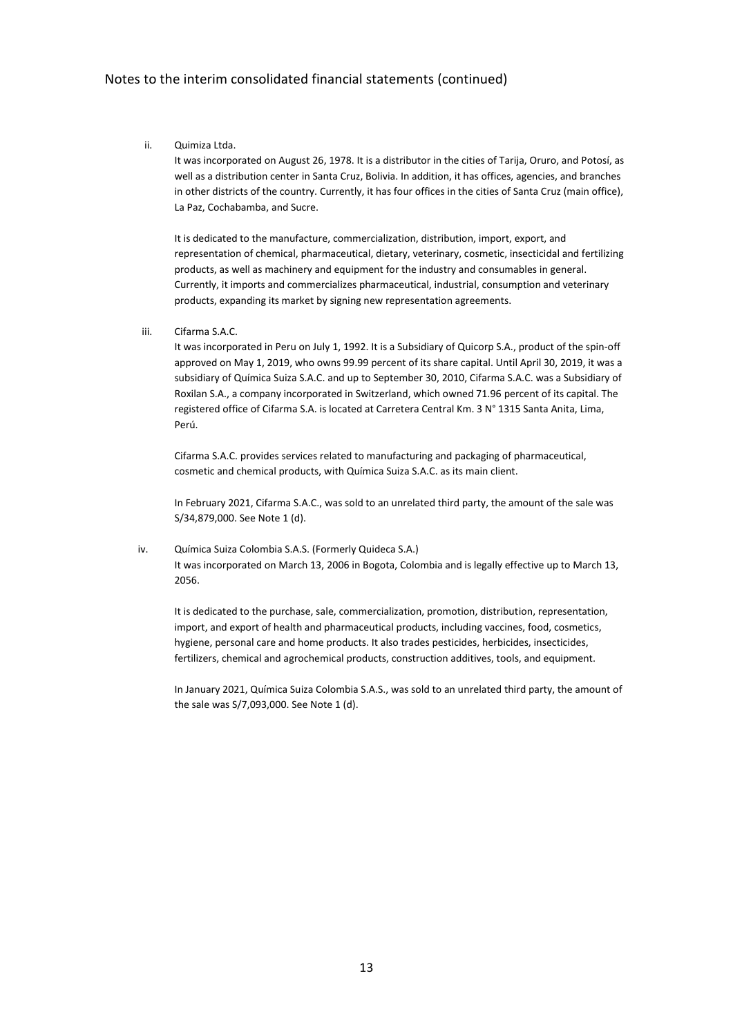Notes to the interim consolidated financial statements (continued)

ii. Quimiza Ltda.

It was incorporated on August 26, 1978. It is a distributor in the cities of Tarija, Oruro, and Potosí, as well as a distribution center in Santa Cruz, Bolivia. In addition, it has offices, agencies, and branches in other districts of the country. Currently, it has four offices in the cities of Santa Cruz (main office), La Paz, Cochabamba, and Sucre.

It is dedicated to the manufacture, commercialization, distribution, import, export, and representation of chemical, pharmaceutical, dietary, veterinary, cosmetic, insecticidal and fertilizing products, as well as machinery and equipment for the industry and consumables in general. Currently, it imports and commercializes pharmaceutical, industrial, consumption and veterinary products, expanding its market by signing new representation agreements.

iii. Cifarma S.A.C.

It was incorporated in Peru on July 1, 1992. It is a Subsidiary of Quicorp S.A., product of the spin-off approved on May 1, 2019, who owns 99.99 percent of its share capital. Until April 30, 2019, it was a subsidiary of Química Suiza S.A.C. and up to September 30, 2010, Cifarma S.A.C. was a Subsidiary of Roxilan S.A., a company incorporated in Switzerland, which owned 71.96 percent of its capital. The registered office of Cifarma S.A. is located at Carretera Central Km. 3 N° 1315 Santa Anita, Lima, Perú.

Cifarma S.A.C. provides services related to manufacturing and packaging of pharmaceutical, cosmetic and chemical products, with Química Suiza S.A.C. as its main client.

In February 2021, Cifarma S.A.C., was sold to an unrelated third party, the amount of the sale was S/34,879,000. See Note 1 (d).

iv. Química Suiza Colombia S.A.S. (Formerly Quideca S.A.)

It was incorporated on March 13, 2006 in Bogota, Colombia and is legally effective up to March 13, 2056.

It is dedicated to the purchase, sale, commercialization, promotion, distribution, representation, import, and export of health and pharmaceutical products, including vaccines, food, cosmetics, hygiene, personal care and home products. It also trades pesticides, herbicides, insecticides, fertilizers, chemical and agrochemical products, construction additives, tools, and equipment.

In January 2021, Química Suiza Colombia S.A.S., was sold to an unrelated third party, the amount of the sale was S/7,093,000. See Note 1 (d).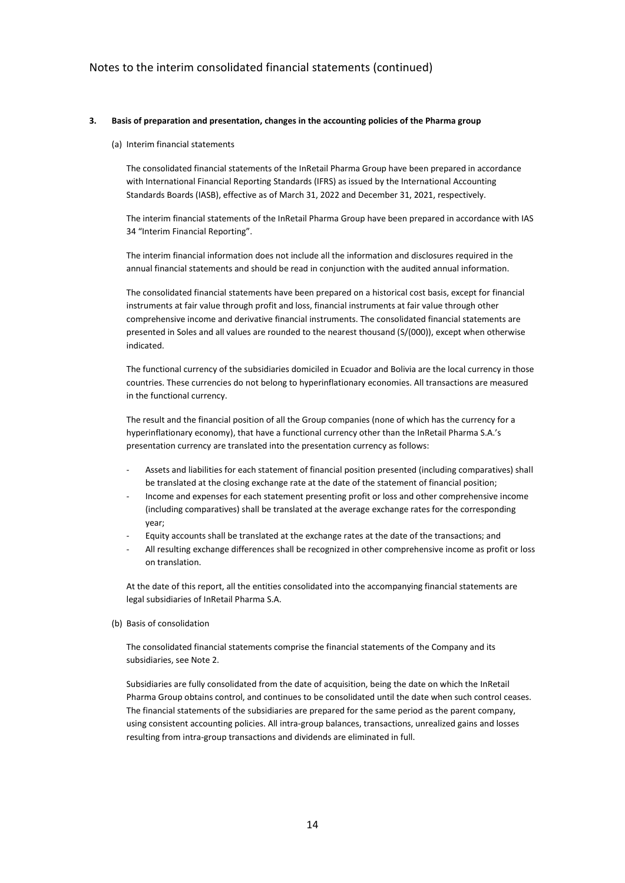## 3. Basis of preparation and presentation, changes in the accounting policies of the Pharma group

### (a) Interim financial statements

The consolidated financial statements of the InRetail Pharma Group have been prepared in accordance with International Financial Reporting Standards (IFRS) as issued by the International Accounting Standards Boards (IASB), effective as of March 31, 2022 and December 31, 2021, respectively.

The interim financial statements of the InRetail Pharma Group have been prepared in accordance with IAS 34 "Interim Financial Reporting".

The interim financial information does not include all the information and disclosures required in the annual financial statements and should be read in conjunction with the audited annual information.

The consolidated financial statements have been prepared on a historical cost basis, except for financial instruments at fair value through profit and loss, financial instruments at fair value through other comprehensive income and derivative financial instruments. The consolidated financial statements are presented in Soles and all values are rounded to the nearest thousand (S/(000)), except when otherwise indicated.

The functional currency of the subsidiaries domiciled in Ecuador and Bolivia are the local currency in those countries. These currencies do not belong to hyperinflationary economies. All transactions are measured in the functional currency.

The result and the financial position of all the Group companies (none of which has the currency for a hyperinflationary economy), that have a functional currency other than the InRetail Pharma S.A.'s presentation currency are translated into the presentation currency as follows:

- Assets and liabilities for each statement of financial position presented (including comparatives) shall be translated at the closing exchange rate at the date of the statement of financial position;
- Income and expenses for each statement presenting profit or loss and other comprehensive income (including comparatives) shall be translated at the average exchange rates for the corresponding year;
- Equity accounts shall be translated at the exchange rates at the date of the transactions; and
- All resulting exchange differences shall be recognized in other comprehensive income as profit or loss on translation.

At the date of this report, all the entities consolidated into the accompanying financial statements are legal subsidiaries of InRetail Pharma S.A.

### (b) Basis of consolidation

The consolidated financial statements comprise the financial statements of the Company and its subsidiaries, see Note 2.

Subsidiaries are fully consolidated from the date of acquisition, being the date on which the InRetail Pharma Group obtains control, and continues to be consolidated until the date when such control ceases. The financial statements of the subsidiaries are prepared for the same period as the parent company, using consistent accounting policies. All intra-group balances, transactions, unrealized gains and losses resulting from intra-group transactions and dividends are eliminated in full.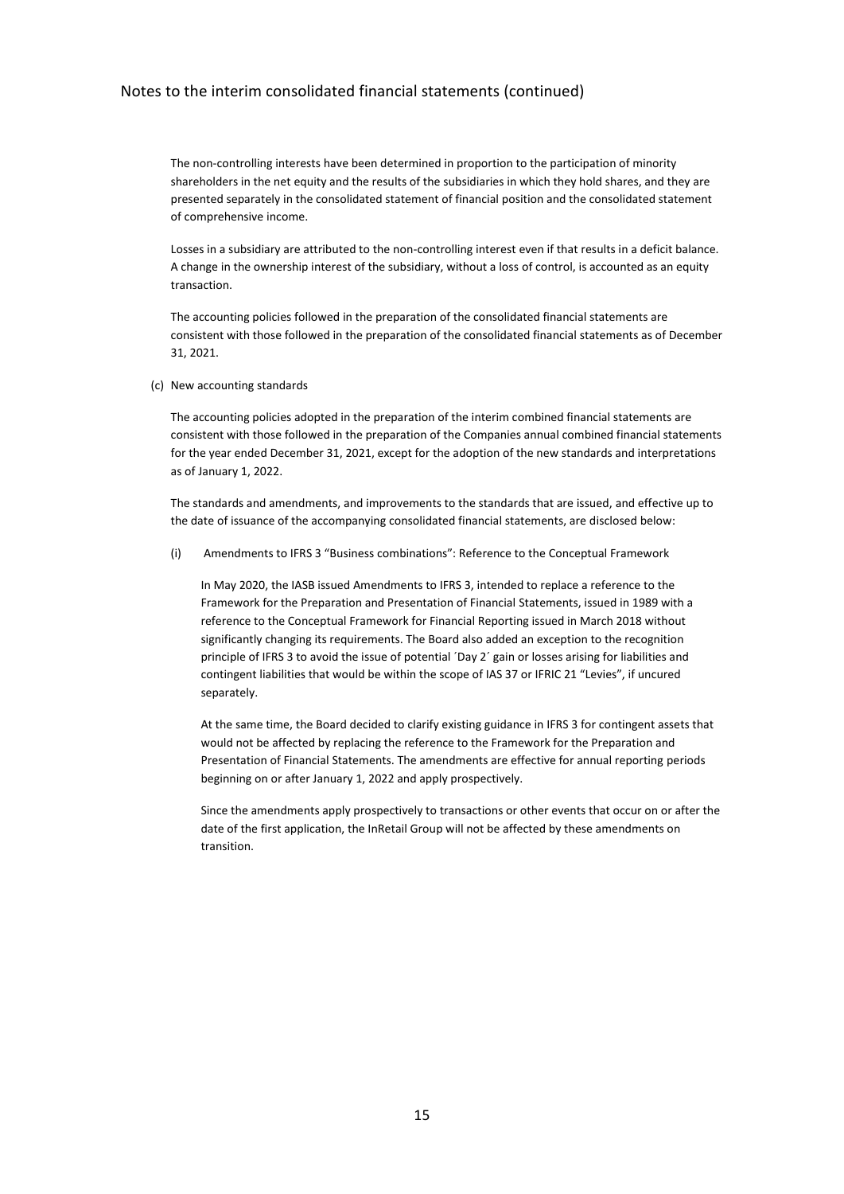The non-controlling interests have been determined in proportion to the participation of minority shareholders in the net equity and the results of the subsidiaries in which they hold shares, and they are presented separately in the consolidated statement of financial position and the consolidated statement of comprehensive income.

Losses in a subsidiary are attributed to the non-controlling interest even if that results in a deficit balance. A change in the ownership interest of the subsidiary, without a loss of control, is accounted as an equity transaction.

The accounting policies followed in the preparation of the consolidated financial statements are consistent with those followed in the preparation of the consolidated financial statements as of December 31, 2021.

(c) New accounting standards

The accounting policies adopted in the preparation of the interim combined financial statements are consistent with those followed in the preparation of the Companies annual combined financial statements for the year ended December 31, 2021, except for the adoption of the new standards and interpretations as of January 1, 2022.

The standards and amendments, and improvements to the standards that are issued, and effective up to the date of issuance of the accompanying consolidated financial statements, are disclosed below:

(i) Amendments to IFRS 3 "Business combinations": Reference to the Conceptual Framework

In May 2020, the IASB issued Amendments to IFRS 3, intended to replace a reference to the Framework for the Preparation and Presentation of Financial Statements, issued in 1989 with a reference to the Conceptual Framework for Financial Reporting issued in March 2018 without significantly changing its requirements. The Board also added an exception to the recognition principle of IFRS 3 to avoid the issue of potential ´Day 2´ gain or losses arising for liabilities and contingent liabilities that would be within the scope of IAS 37 or IFRIC 21 "Levies", if uncured separately.

At the same time, the Board decided to clarify existing guidance in IFRS 3 for contingent assets that would not be affected by replacing the reference to the Framework for the Preparation and Presentation of Financial Statements. The amendments are effective for annual reporting periods beginning on or after January 1, 2022 and apply prospectively.

Since the amendments apply prospectively to transactions or other events that occur on or after the date of the first application, the InRetail Group will not be affected by these amendments on transition.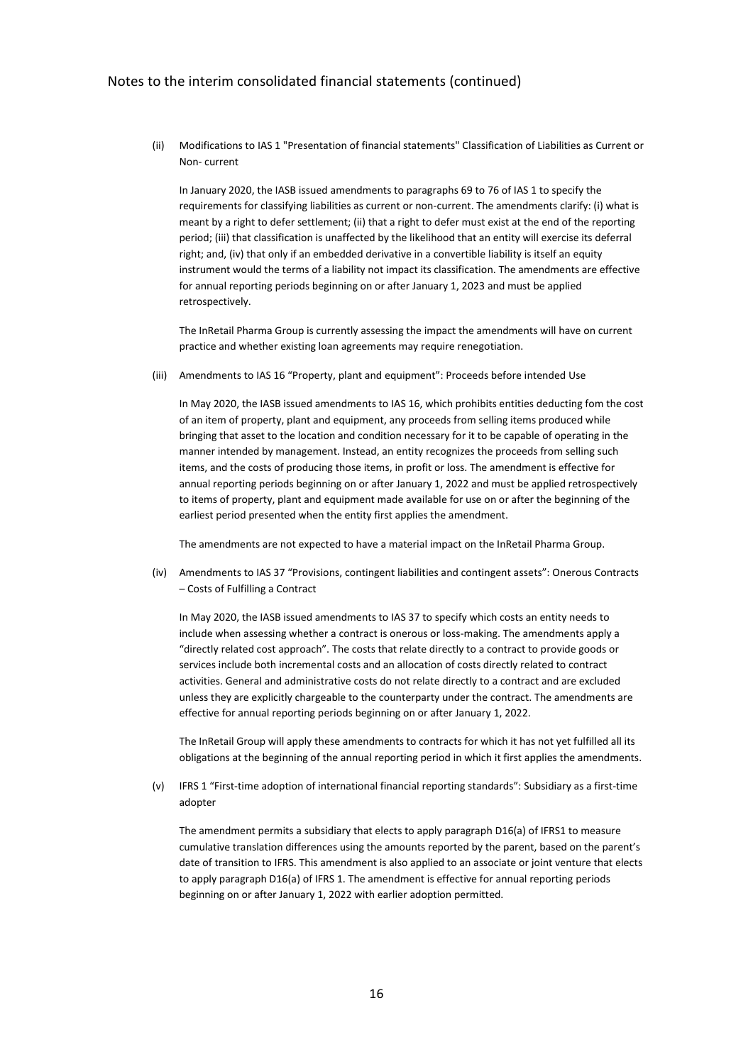Notes to the interim consolidated financial statements (continued)

(ii) Modifications to IAS 1 "Presentation of financial statements" Classification of Liabilities as Current or Non- current

In January 2020, the IASB issued amendments to paragraphs 69 to 76 of IAS 1 to specify the requirements for classifying liabilities as current or non-current. The amendments clarify: (i) what is meant by a right to defer settlement; (ii) that a right to defer must exist at the end of the reporting period; (iii) that classification is unaffected by the likelihood that an entity will exercise its deferral right; and, (iv) that only if an embedded derivative in a convertible liability is itself an equity instrument would the terms of a liability not impact its classification. The amendments are effective for annual reporting periods beginning on or after January 1, 2023 and must be applied retrospectively.

The InRetail Pharma Group is currently assessing the impact the amendments will have on current practice and whether existing loan agreements may require renegotiation.

(iii) Amendments to IAS 16 "Property, plant and equipment": Proceeds before intended Use

In May 2020, the IASB issued amendments to IAS 16, which prohibits entities deducting fom the cost of an item of property, plant and equipment, any proceeds from selling items produced while bringing that asset to the location and condition necessary for it to be capable of operating in the manner intended by management. Instead, an entity recognizes the proceeds from selling such items, and the costs of producing those items, in profit or loss. The amendment is effective for annual reporting periods beginning on or after January 1, 2022 and must be applied retrospectively to items of property, plant and equipment made available for use on or after the beginning of the earliest period presented when the entity first applies the amendment.

The amendments are not expected to have a material impact on the InRetail Pharma Group.

(iv) Amendments to IAS 37 "Provisions, contingent liabilities and contingent assets": Onerous Contracts – Costs of Fulfilling a Contract

In May 2020, the IASB issued amendments to IAS 37 to specify which costs an entity needs to include when assessing whether a contract is onerous or loss-making. The amendments apply a "directly related cost approach". The costs that relate directly to a contract to provide goods or services include both incremental costs and an allocation of costs directly related to contract activities. General and administrative costs do not relate directly to a contract and are excluded unless they are explicitly chargeable to the counterparty under the contract. The amendments are effective for annual reporting periods beginning on or after January 1, 2022.

The InRetail Group will apply these amendments to contracts for which it has not yet fulfilled all its obligations at the beginning of the annual reporting period in which it first applies the amendments.

(v) IFRS 1 "First-time adoption of international financial reporting standards": Subsidiary as a first-time adopter

The amendment permits a subsidiary that elects to apply paragraph D16(a) of IFRS1 to measure cumulative translation differences using the amounts reported by the parent, based on the parent's date of transition to IFRS. This amendment is also applied to an associate or joint venture that elects to apply paragraph D16(a) of IFRS 1. The amendment is effective for annual reporting periods beginning on or after January 1, 2022 with earlier adoption permitted.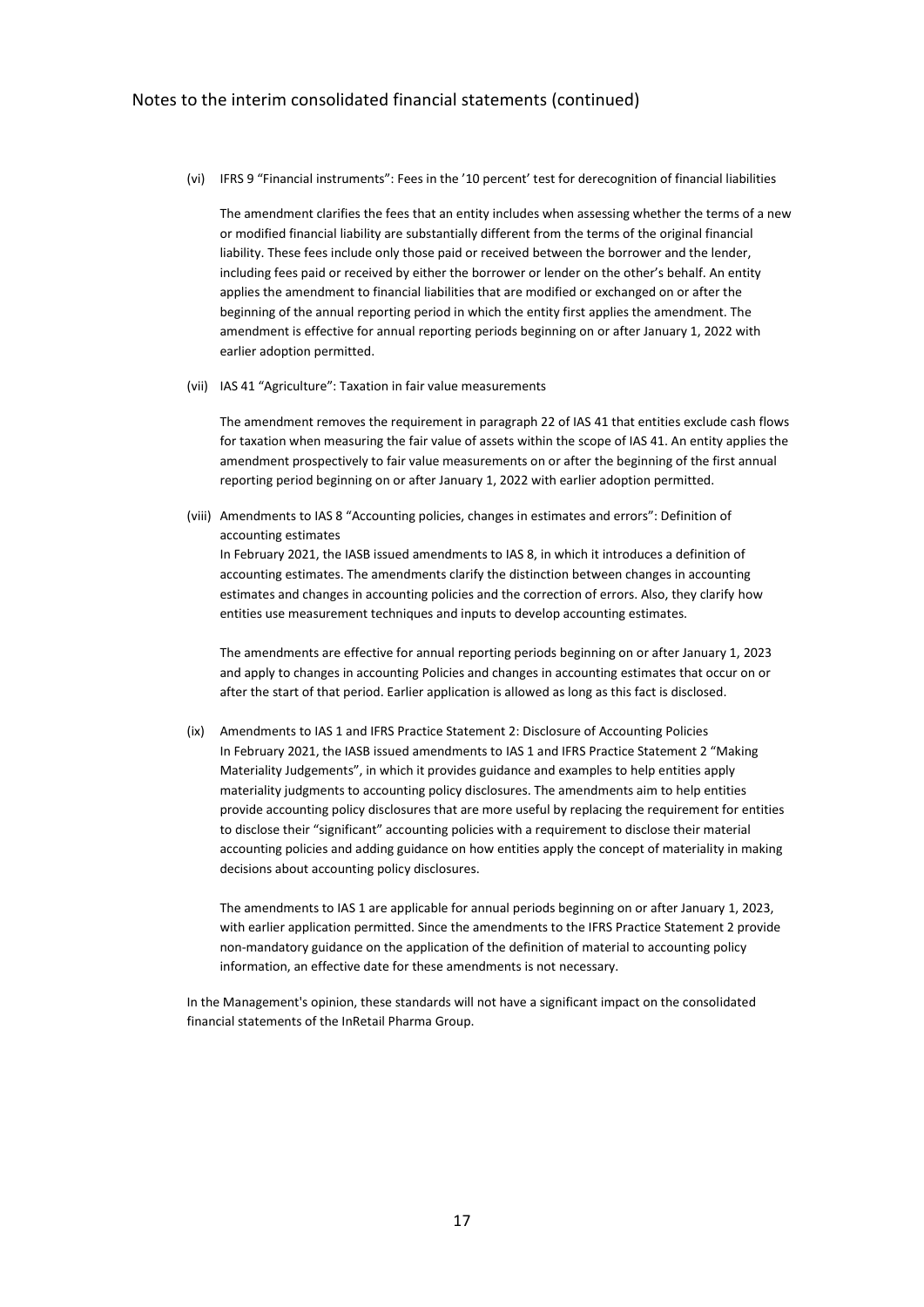(vi) IFRS 9 “Financial instruments”: Fees in the ’10 percent’ test for derecognition of financial liabilities

The amendment clarifies the fees that an entity includes when assessing whether the terms of a new or modified financial liability are substantially different from the terms of the original financial liability. These fees include only those paid or received between the borrower and the lender, including fees paid or received by either the borrower or lender on the other’s behalf. An entity applies the amendment to financial liabilities that are modified or exchanged on or after the beginning of the annual reporting period in which the entity first applies the amendment. The amendment is effective for annual reporting periods beginning on or after January 1, 2022 with earlier adoption permitted.

(vii) IAS 41 “Agriculture”: Taxation in fair value measurements

The amendment removes the requirement in paragraph 22 of IAS 41 that entities exclude cash flows for taxation when measuring the fair value of assets within the scope of IAS 41. An entity applies the amendment prospectively to fair value measurements on or after the beginning of the first annual reporting period beginning on or after January 1, 2022 with earlier adoption permitted.

(viii) Amendments to IAS 8 “Accounting policies, changes in estimates and errors”: Definition of accounting estimates

In February 2021, the IASB issued amendments to IAS 8, in which it introduces a definition of accounting estimates. The amendments clarify the distinction between changes in accounting estimates and changes in accounting policies and the correction of errors. Also, they clarify how entities use measurement techniques and inputs to develop accounting estimates.

The amendments are effective for annual reporting periods beginning on or after January 1, 2023 and apply to changes in accounting Policies and changes in accounting estimates that occur on or after the start of that period. Earlier application is allowed as long as this fact is disclosed.

(ix) Amendments to IAS 1 and IFRS Practice Statement 2: Disclosure of Accounting Policies

In February 2021, the IASB issued amendments to IAS 1 and IFRS Practice Statement 2 “Making Materiality Judgements”, in which it provides guidance and examples to help entities apply materiality judgments to accounting policy disclosures. The amendments aim to help entities provide accounting policy disclosures that are more useful by replacing the requirement for entities to disclose their “significant” accounting policies with a requirement to disclose their material accounting policies and adding guidance on how entities apply the concept of materiality in making decisions about accounting policy disclosures.

The amendments to IAS 1 are applicable for annual periods beginning on or after January 1, 2023, with earlier application permitted. Since the amendments to the IFRS Practice Statement 2 provide non-mandatory guidance on the application of the definition of material to accounting policy information, an effective date for these amendments is not necessary.

In the Management's opinion, these standards will not have a significant impact on the consolidated financial statements of the InRetail Pharma Group.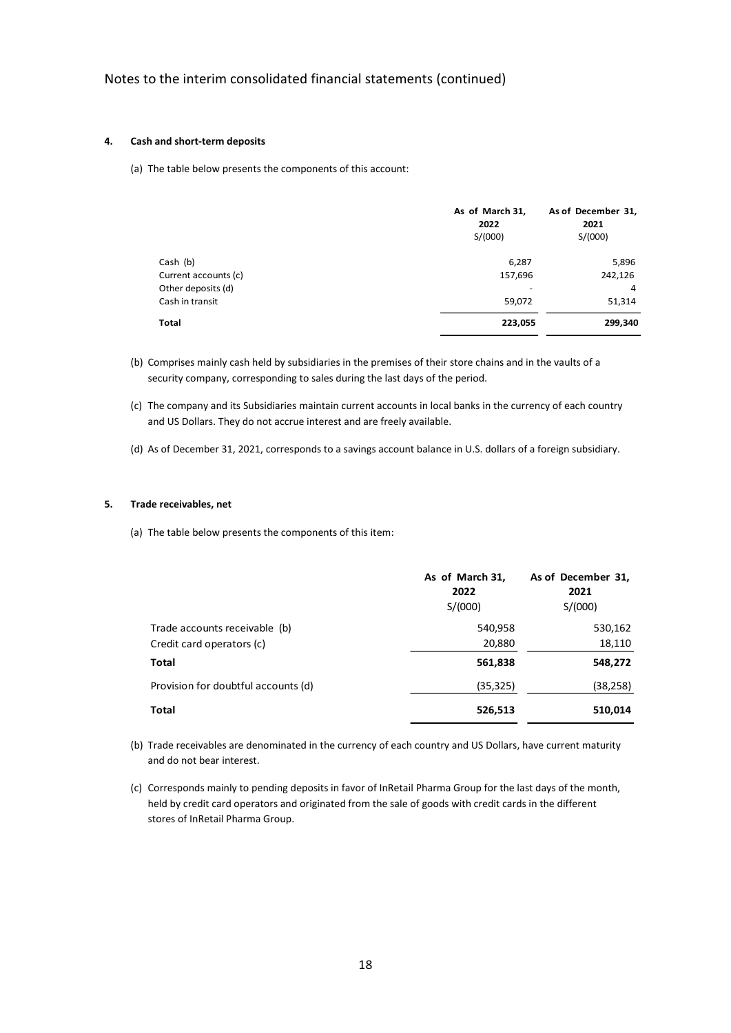Notes to the interim consolidated financial statements (continued)

**4. Cash and short-term deposits**

(a) The table below presents the components of this account:

| | As of March 31, 2022 S/(000) | As of December 31, 2021 S/(000) |
|---|---|---|
| Cash (b) | 6,287 | 5,896 |
| Current accounts (c) | 157,696 | 242,126 |
| Other deposits (d) | - | 4 |
| Cash in transit | 59,072 | 51,314 |
| **Total** | **223,055** | **299,340** |

(b) Comprises mainly cash held by subsidiaries in the premises of their store chains and in the vaults of a security company, corresponding to sales during the last days of the period.

(c) The company and its Subsidiaries maintain current accounts in local banks in the currency of each country and US Dollars. They do not accrue interest and are freely available.

(d) As of December 31, 2021, corresponds to a savings account balance in U.S. dollars of a foreign subsidiary.

**5. Trade receivables, net**

(a) The table below presents the components of this item:

| | As of March 31, 2022 S/(000) | As of December 31, 2021 S/(000) |
|---|---|---|
| Trade accounts receivable (b) | 540,958 | 530,162 |
| Credit card operators (c) | 20,880 | 18,110 |
| **Total** | **561,838** | **548,272** |
| Provision for doubtful accounts (d) | (35,325) | (38,258) |
| **Total** | **526,513** | **510,014** |

(b) Trade receivables are denominated in the currency of each country and US Dollars, have current maturity and do not bear interest.

(c) Corresponds mainly to pending deposits in favor of InRetail Pharma Group for the last days of the month, held by credit card operators and originated from the sale of goods with credit cards in the different stores of InRetail Pharma Group.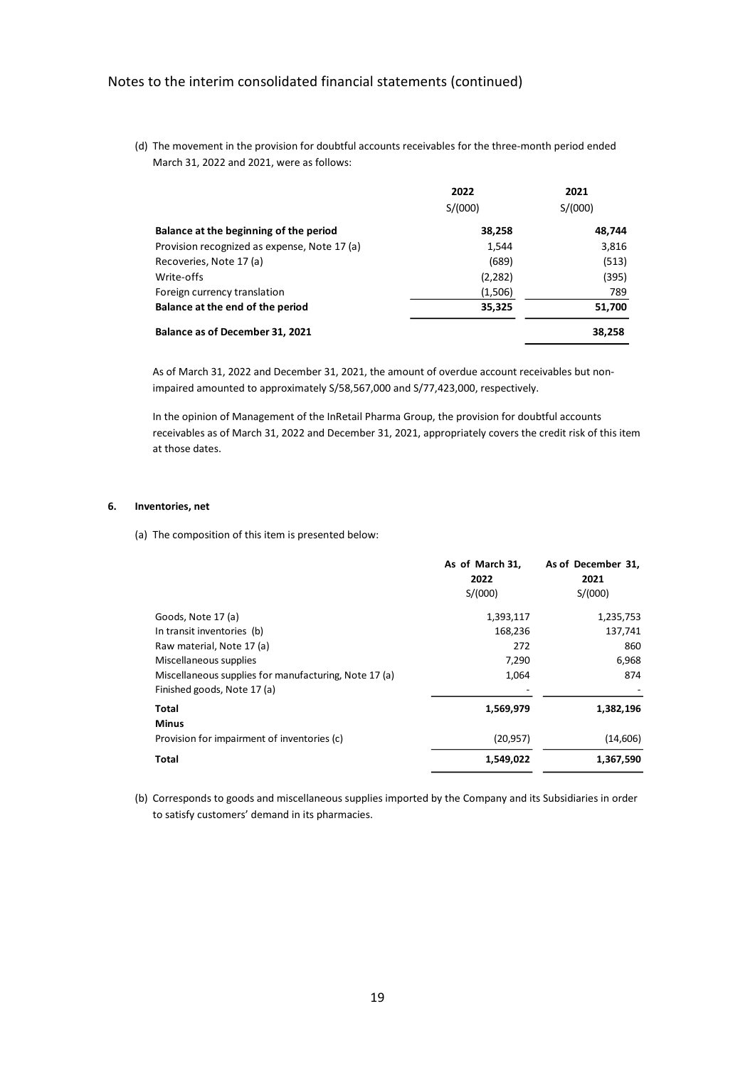(d) The movement in the provision for doubtful accounts receivables for the three-month period ended March 31, 2022 and 2021, were as follows:

| | 2022 | 2021 |
|---|---|---|
| | S/(000) | S/(000) |
| **Balance at the beginning of the period** | **38,258** | **48,744** |
| Provision recognized as expense, Note 17 (a) | 1,544 | 3,816 |
| Recoveries, Note 17 (a) | (689) | (513) |
| Write-offs | (2,282) | (395) |
| Foreign currency translation | (1,506) | 789 |
| **Balance at the end of the period** | **35,325** | **51,700** |
| **Balance as of December 31, 2021** | | **38,258** |

As of March 31, 2022 and December 31, 2021, the amount of overdue account receivables but non-impaired amounted to approximately S/58,567,000 and S/77,423,000, respectively.

In the opinion of Management of the InRetail Pharma Group, the provision for doubtful accounts receivables as of March 31, 2022 and December 31, 2021, appropriately covers the credit risk of this item at those dates.

## 6. Inventories, net

(a) The composition of this item is presented below:

| | As of March 31, 2022 | As of December 31, 2021 |
|---|---|---|
| | S/(000) | S/(000) |
| Goods, Note 17 (a) | 1,393,117 | 1,235,753 |
| In transit inventories (b) | 168,236 | 137,741 |
| Raw material, Note 17 (a) | 272 | 860 |
| Miscellaneous supplies | 7,290 | 6,968 |
| Miscellaneous supplies for manufacturing, Note 17 (a) | 1,064 | 874 |
| Finished goods, Note 17 (a) | - | - |
| **Total** | **1,569,979** | **1,382,196** |
| **Minus** | | |
| Provision for impairment of inventories (c) | (20,957) | (14,606) |
| **Total** | **1,549,022** | **1,367,590** |

(b) Corresponds to goods and miscellaneous supplies imported by the Company and its Subsidiaries in order to satisfy customers' demand in its pharmacies.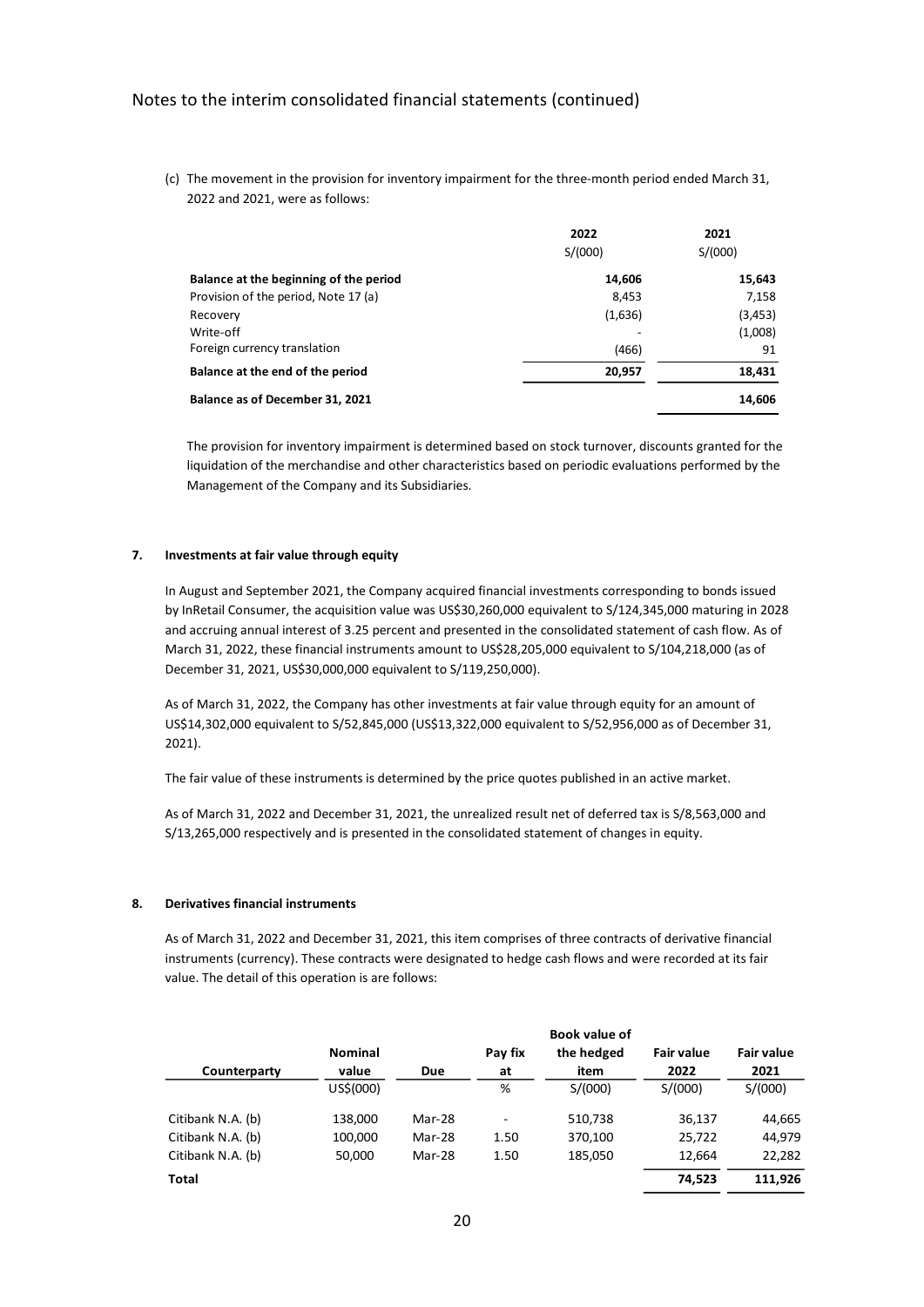(c) The movement in the provision for inventory impairment for the three-month period ended March 31, 2022 and 2021, were as follows:

| | 2022 | 2021 |
|---|---|---|
| | S/(000) | S/(000) |
| **Balance at the beginning of the period** | **14,606** | **15,643** |
| Provision of the period, Note 17 (a) | 8,453 | 7,158 |
| Recovery | (1,636) | (3,453) |
| Write-off | - | (1,008) |
| Foreign currency translation | (466) | 91 |
| **Balance at the end of the period** | **20,957** | **18,431** |
| **Balance as of December 31, 2021** | | **14,606** |

The provision for inventory impairment is determined based on stock turnover, discounts granted for the liquidation of the merchandise and other characteristics based on periodic evaluations performed by the Management of the Company and its Subsidiaries.

## 7. Investments at fair value through equity

In August and September 2021, the Company acquired financial investments corresponding to bonds issued by InRetail Consumer, the acquisition value was US$30,260,000 equivalent to S/124,345,000 maturing in 2028 and accruing annual interest of 3.25 percent and presented in the consolidated statement of cash flow. As of March 31, 2022, these financial instruments amount to US$28,205,000 equivalent to S/104,218,000 (as of December 31, 2021, US$30,000,000 equivalent to S/119,250,000).

As of March 31, 2022, the Company has other investments at fair value through equity for an amount of US$14,302,000 equivalent to S/52,845,000 (US$13,322,000 equivalent to S/52,956,000 as of December 31, 2021).

The fair value of these instruments is determined by the price quotes published in an active market.

As of March 31, 2022 and December 31, 2021, the unrealized result net of deferred tax is S/8,563,000 and S/13,265,000 respectively and is presented in the consolidated statement of changes in equity.

## 8. Derivatives financial instruments

As of March 31, 2022 and December 31, 2021, this item comprises of three contracts of derivative financial instruments (currency). These contracts were designated to hedge cash flows and were recorded at its fair value. The detail of this operation is are follows:

| Counterparty | Nominal value | Due | Pay fix at | Book value of the hedged item | Fair value 2022 | Fair value 2021 |
|---|---|---|---|---|---|---|
| | US$(000) | | % | S/(000) | S/(000) | S/(000) |
| Citibank N.A. (b) | 138,000 | Mar-28 | - | 510,738 | 36,137 | 44,665 |
| Citibank N.A. (b) | 100,000 | Mar-28 | 1.50 | 370,100 | 25,722 | 44,979 |
| Citibank N.A. (b) | 50,000 | Mar-28 | 1.50 | 185,050 | 12,664 | 22,282 |
| **Total** | | | | | **74,523** | **111,926** |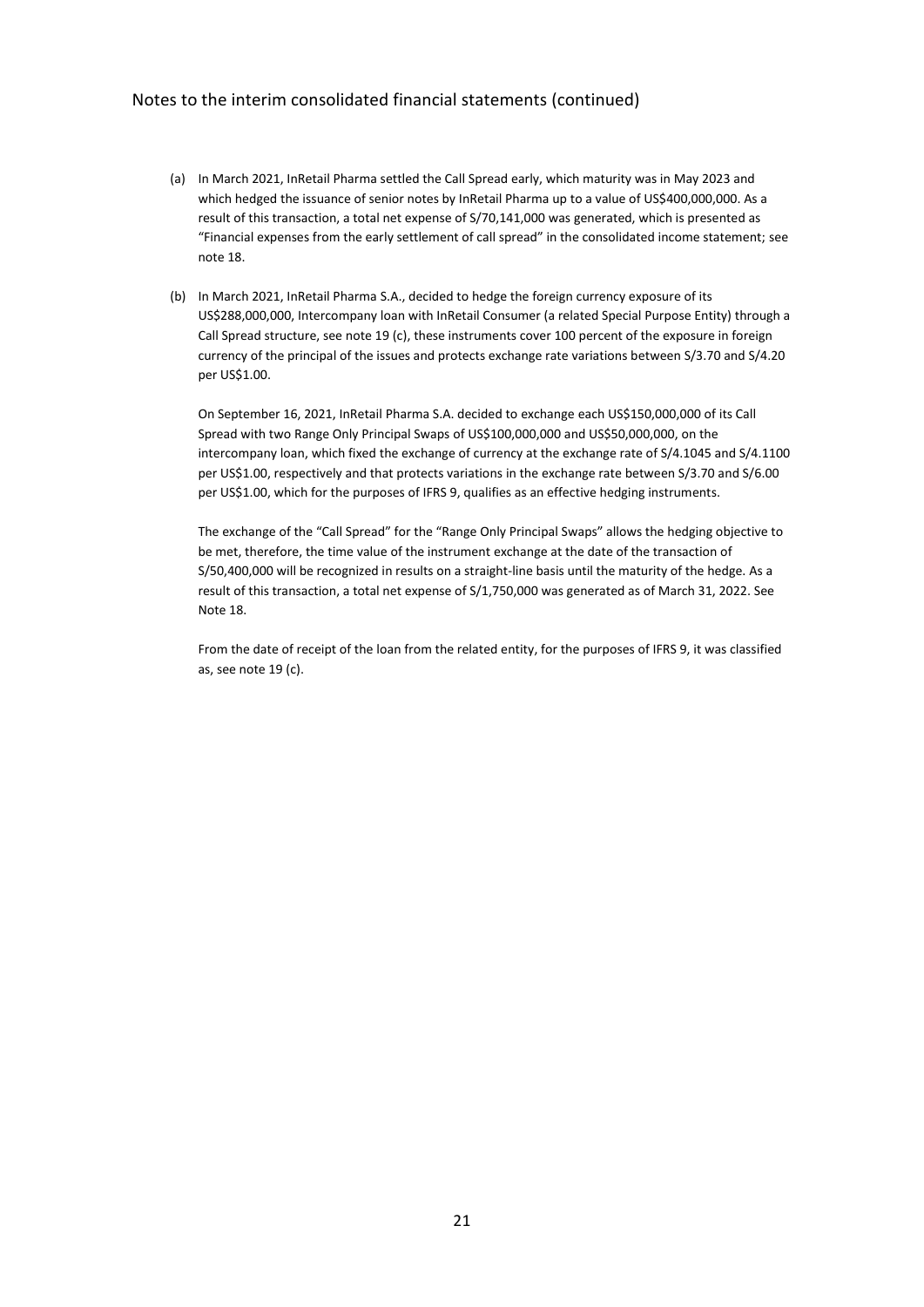Notes to the interim consolidated financial statements (continued)

(a) In March 2021, InRetail Pharma settled the Call Spread early, which maturity was in May 2023 and which hedged the issuance of senior notes by InRetail Pharma up to a value of US$400,000,000. As a result of this transaction, a total net expense of S/70,141,000 was generated, which is presented as "Financial expenses from the early settlement of call spread" in the consolidated income statement; see note 18.

(b) In March 2021, InRetail Pharma S.A., decided to hedge the foreign currency exposure of its US$288,000,000, Intercompany loan with InRetail Consumer (a related Special Purpose Entity) through a Call Spread structure, see note 19 (c), these instruments cover 100 percent of the exposure in foreign currency of the principal of the issues and protects exchange rate variations between S/3.70 and S/4.20 per US$1.00.

   On September 16, 2021, InRetail Pharma S.A. decided to exchange each US$150,000,000 of its Call Spread with two Range Only Principal Swaps of US$100,000,000 and US$50,000,000, on the intercompany loan, which fixed the exchange of currency at the exchange rate of S/4.1045 and S/4.1100 per US$1.00, respectively and that protects variations in the exchange rate between S/3.70 and S/6.00 per US$1.00, which for the purposes of IFRS 9, qualifies as an effective hedging instruments.

   The exchange of the "Call Spread" for the "Range Only Principal Swaps" allows the hedging objective to be met, therefore, the time value of the instrument exchange at the date of the transaction of S/50,400,000 will be recognized in results on a straight-line basis until the maturity of the hedge. As a result of this transaction, a total net expense of S/1,750,000 was generated as of March 31, 2022. See Note 18.

   From the date of receipt of the loan from the related entity, for the purposes of IFRS 9, it was classified as, see note 19 (c).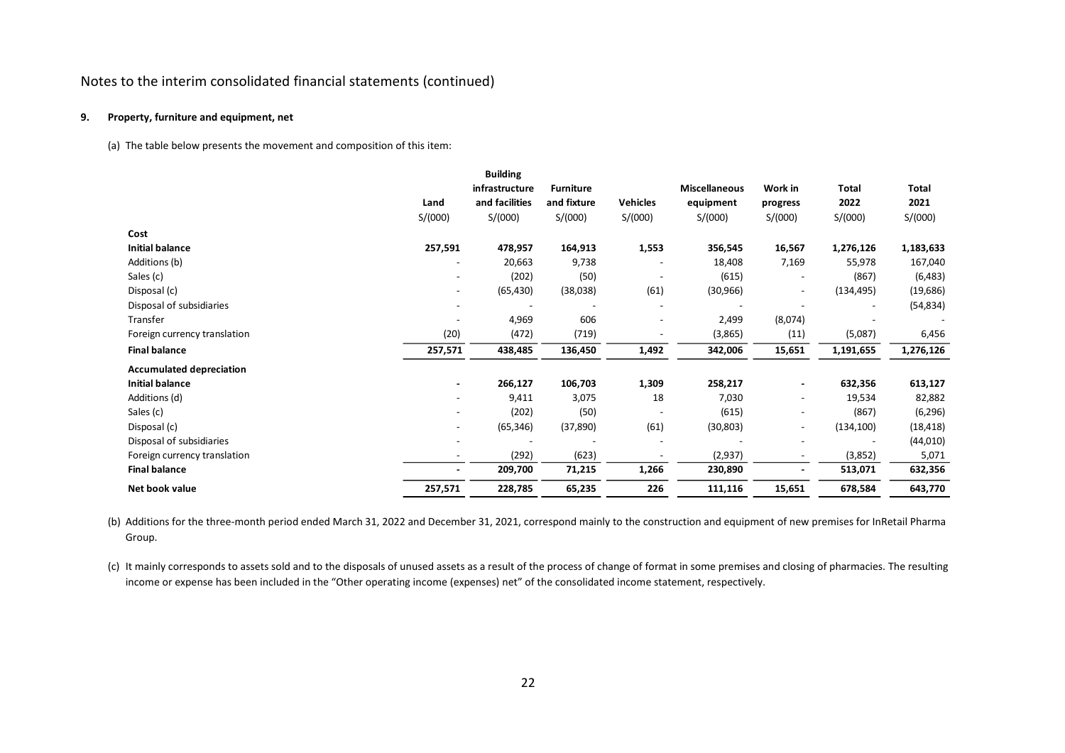Notes to the interim consolidated financial statements (continued)

**9. Property, furniture and equipment, net**

(a) The table below presents the movement and composition of this item:

| | Land | Building infrastructure and facilities | Furniture and fixture | Vehicles | Miscellaneous equipment | Work in progress | Total 2022 | Total 2021 |
|---|---|---|---|---|---|---|---|---|
| | S/(000) | S/(000) | S/(000) | S/(000) | S/(000) | S/(000) | S/(000) | S/(000) |
| **Cost** | | | | | | | | |
| **Initial balance** | **257,591** | **478,957** | **164,913** | **1,553** | **356,545** | **16,567** | **1,276,126** | **1,183,633** |
| Additions (b) | - | 20,663 | 9,738 | - | 18,408 | 7,169 | 55,978 | 167,040 |
| Sales (c) | - | (202) | (50) | - | (615) | - | (867) | (6,483) |
| Disposal (c) | - | (65,430) | (38,038) | (61) | (30,966) | - | (134,495) | (19,686) |
| Disposal of subsidiaries | - | - | - | - | - | - | - | (54,834) |
| Transfer | - | 4,969 | 606 | - | 2,499 | (8,074) | - | - |
| Foreign currency translation | (20) | (472) | (719) | - | (3,865) | (11) | (5,087) | 6,456 |
| **Final balance** | **257,571** | **438,485** | **136,450** | **1,492** | **342,006** | **15,651** | **1,191,655** | **1,276,126** |
| **Accumulated depreciation** | | | | | | | | |
| **Initial balance** | **-** | **266,127** | **106,703** | **1,309** | **258,217** | **-** | **632,356** | **613,127** |
| Additions (d) | - | 9,411 | 3,075 | 18 | 7,030 | - | 19,534 | 82,882 |
| Sales (c) | - | (202) | (50) | - | (615) | - | (867) | (6,296) |
| Disposal (c) | - | (65,346) | (37,890) | (61) | (30,803) | - | (134,100) | (18,418) |
| Disposal of subsidiaries | - | - | - | - | - | - | - | (44,010) |
| Foreign currency translation | - | (292) | (623) | - | (2,937) | - | (3,852) | 5,071 |
| **Final balance** | **-** | **209,700** | **71,215** | **1,266** | **230,890** | **-** | **513,071** | **632,356** |
| **Net book value** | **257,571** | **228,785** | **65,235** | **226** | **111,116** | **15,651** | **678,584** | **643,770** |

(b) Additions for the three-month period ended March 31, 2022 and December 31, 2021, correspond mainly to the construction and equipment of new premises for InRetail Pharma Group.

(c) It mainly corresponds to assets sold and to the disposals of unused assets as a result of the process of change of format in some premises and closing of pharmacies. The resulting income or expense has been included in the "Other operating income (expenses) net" of the consolidated income statement, respectively.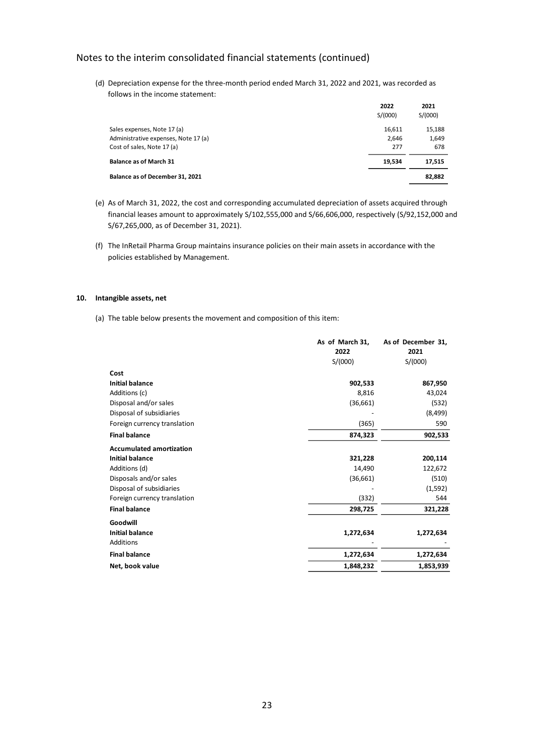Notes to the interim consolidated financial statements (continued)

(d) Depreciation expense for the three-month period ended March 31, 2022 and 2021, was recorded as follows in the income statement:

| | 2022 S/(000) | 2021 S/(000) |
|---|---|---|
| Sales expenses, Note 17 (a) | 16,611 | 15,188 |
| Administrative expenses, Note 17 (a) | 2,646 | 1,649 |
| Cost of sales, Note 17 (a) | 277 | 678 |
| **Balance as of March 31** | **19,534** | **17,515** |
| **Balance as of December 31, 2021** | | **82,882** |

(e) As of March 31, 2022, the cost and corresponding accumulated depreciation of assets acquired through financial leases amount to approximately S/102,555,000 and S/66,606,000, respectively (S/92,152,000 and S/67,265,000, as of December 31, 2021).

(f) The InRetail Pharma Group maintains insurance policies on their main assets in accordance with the policies established by Management.

## 10. Intangible assets, net

(a) The table below presents the movement and composition of this item:

| | As of March 31, 2022 S/(000) | As of December 31, 2021 S/(000) |
|---|---|---|
| **Cost** | | |
| **Initial balance** | **902,533** | **867,950** |
| Additions (c) | 8,816 | 43,024 |
| Disposal and/or sales | (36,661) | (532) |
| Disposal of subsidiaries | - | (8,499) |
| Foreign currency translation | (365) | 590 |
| **Final balance** | **874,323** | **902,533** |
| **Accumulated amortization** | | |
| **Initial balance** | **321,228** | **200,114** |
| Additions (d) | 14,490 | 122,672 |
| Disposals and/or sales | (36,661) | (510) |
| Disposal of subsidiaries | - | (1,592) |
| Foreign currency translation | (332) | 544 |
| **Final balance** | **298,725** | **321,228** |
| **Goodwill** | | |
| **Initial balance** | **1,272,634** | **1,272,634** |
| Additions | - | - |
| **Final balance** | **1,272,634** | **1,272,634** |
| **Net, book value** | **1,848,232** | **1,853,939** |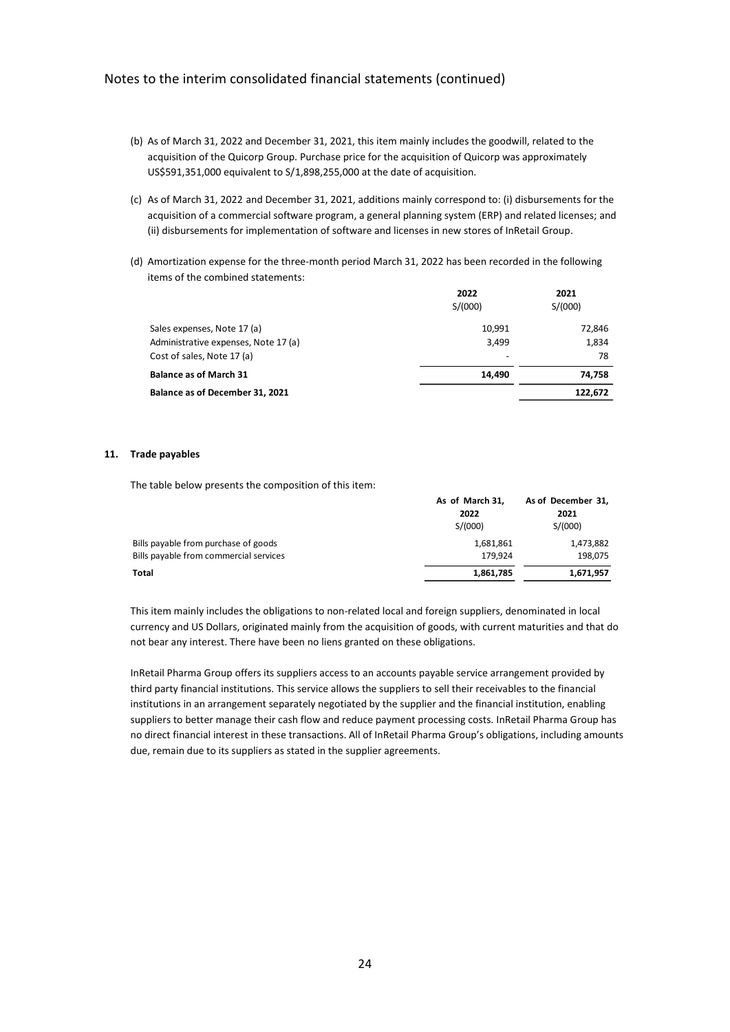Notes to the interim consolidated financial statements (continued)

(b) As of March 31, 2022 and December 31, 2021, this item mainly includes the goodwill, related to the acquisition of the Quicorp Group. Purchase price for the acquisition of Quicorp was approximately US$591,351,000 equivalent to S/1,898,255,000 at the date of acquisition.

(c) As of March 31, 2022 and December 31, 2021, additions mainly correspond to: (i) disbursements for the acquisition of a commercial software program, a general planning system (ERP) and related licenses; and (ii) disbursements for implementation of software and licenses in new stores of InRetail Group.

(d) Amortization expense for the three-month period March 31, 2022 has been recorded in the following items of the combined statements:

| | 2022<br>S/(000) | 2021<br>S/(000) |
|---|---|---|
| Sales expenses, Note 17 (a) | 10,991 | 72,846 |
| Administrative expenses, Note 17 (a) | 3,499 | 1,834 |
| Cost of sales, Note 17 (a) | - | 78 |
| **Balance as of March 31** | **14,490** | **74,758** |
| **Balance as of December 31, 2021** | | **122,672** |

## 11. Trade payables

The table below presents the composition of this item:

| | As of March 31, 2022<br>S/(000) | As of December 31, 2021<br>S/(000) |
|---|---|---|
| Bills payable from purchase of goods | 1,681,861 | 1,473,882 |
| Bills payable from commercial services | 179,924 | 198,075 |
| **Total** | **1,861,785** | **1,671,957** |

This item mainly includes the obligations to non-related local and foreign suppliers, denominated in local currency and US Dollars, originated mainly from the acquisition of goods, with current maturities and that do not bear any interest. There have been no liens granted on these obligations.

InRetail Pharma Group offers its suppliers access to an accounts payable service arrangement provided by third party financial institutions. This service allows the suppliers to sell their receivables to the financial institutions in an arrangement separately negotiated by the supplier and the financial institution, enabling suppliers to better manage their cash flow and reduce payment processing costs. InRetail Pharma Group has no direct financial interest in these transactions. All of InRetail Pharma Group's obligations, including amounts due, remain due to its suppliers as stated in the supplier agreements.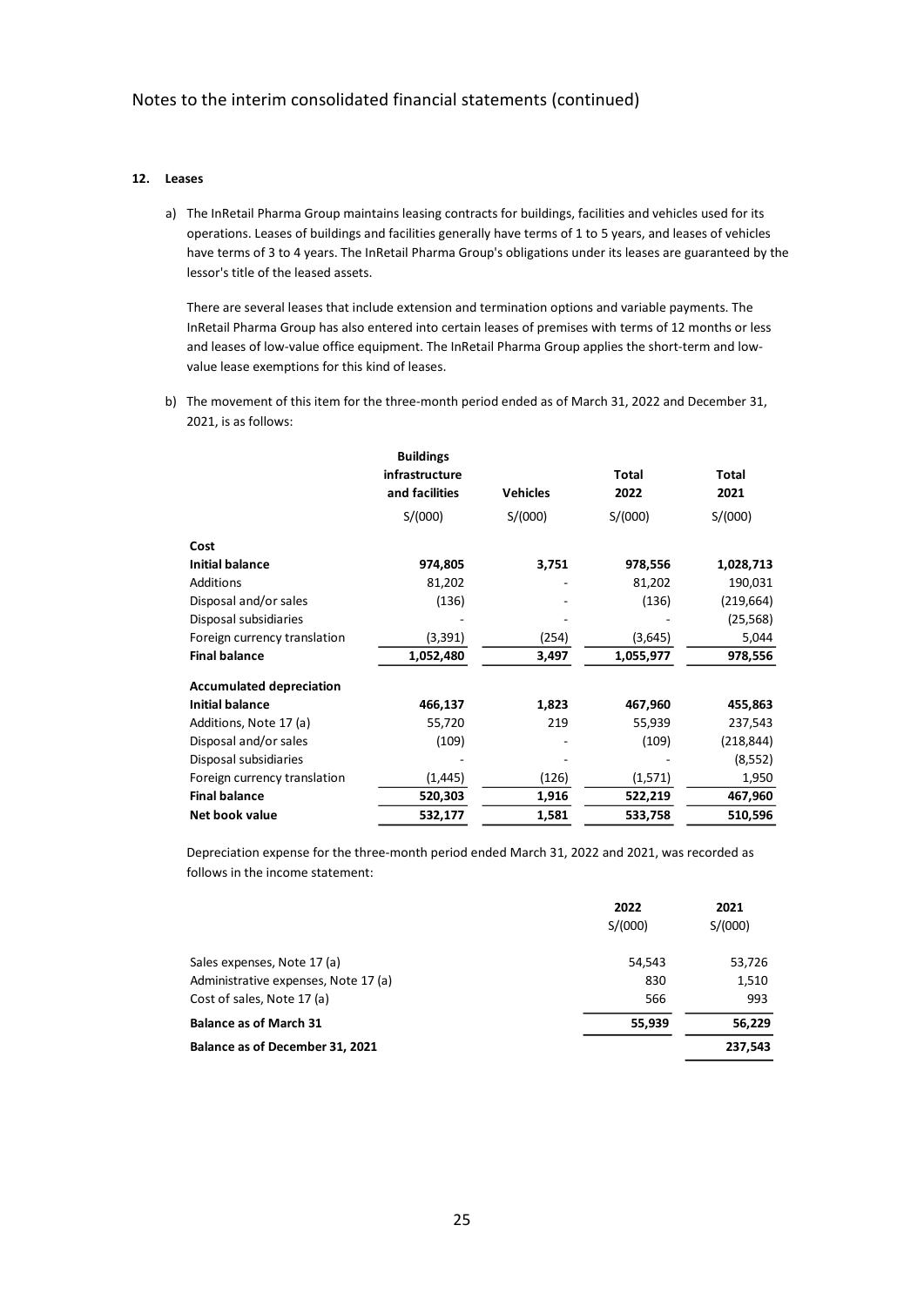Notes to the interim consolidated financial statements (continued)

## 12. Leases

a) The InRetail Pharma Group maintains leasing contracts for buildings, facilities and vehicles used for its operations. Leases of buildings and facilities generally have terms of 1 to 5 years, and leases of vehicles have terms of 3 to 4 years. The InRetail Pharma Group's obligations under its leases are guaranteed by the lessor's title of the leased assets.

   There are several leases that include extension and termination options and variable payments. The InRetail Pharma Group has also entered into certain leases of premises with terms of 12 months or less and leases of low-value office equipment. The InRetail Pharma Group applies the short-term and low-value lease exemptions for this kind of leases.

b) The movement of this item for the three-month period ended as of March 31, 2022 and December 31, 2021, is as follows:

| | Buildings infrastructure and facilities | Vehicles | Total 2022 | Total 2021 |
|---|---|---|---|---|
| | S/(000) | S/(000) | S/(000) | S/(000) |
| **Cost** | | | | |
| **Initial balance** | **974,805** | **3,751** | **978,556** | **1,028,713** |
| Additions | 81,202 | - | 81,202 | 190,031 |
| Disposal and/or sales | (136) | - | (136) | (219,664) |
| Disposal subsidiaries | - | - | - | (25,568) |
| Foreign currency translation | (3,391) | (254) | (3,645) | 5,044 |
| **Final balance** | **1,052,480** | **3,497** | **1,055,977** | **978,556** |
| **Accumulated depreciation** | | | | |
| **Initial balance** | **466,137** | **1,823** | **467,960** | **455,863** |
| Additions, Note 17 (a) | 55,720 | 219 | 55,939 | 237,543 |
| Disposal and/or sales | (109) | - | (109) | (218,844) |
| Disposal subsidiaries | - | - | - | (8,552) |
| Foreign currency translation | (1,445) | (126) | (1,571) | 1,950 |
| **Final balance** | **520,303** | **1,916** | **522,219** | **467,960** |
| **Net book value** | **532,177** | **1,581** | **533,758** | **510,596** |

Depreciation expense for the three-month period ended March 31, 2022 and 2021, was recorded as follows in the income statement:

| | 2022 | 2021 |
|---|---|---|
| | S/(000) | S/(000) |
| Sales expenses, Note 17 (a) | 54,543 | 53,726 |
| Administrative expenses, Note 17 (a) | 830 | 1,510 |
| Cost of sales, Note 17 (a) | 566 | 993 |
| **Balance as of March 31** | **55,939** | **56,229** |
| **Balance as of December 31, 2021** | | **237,543** |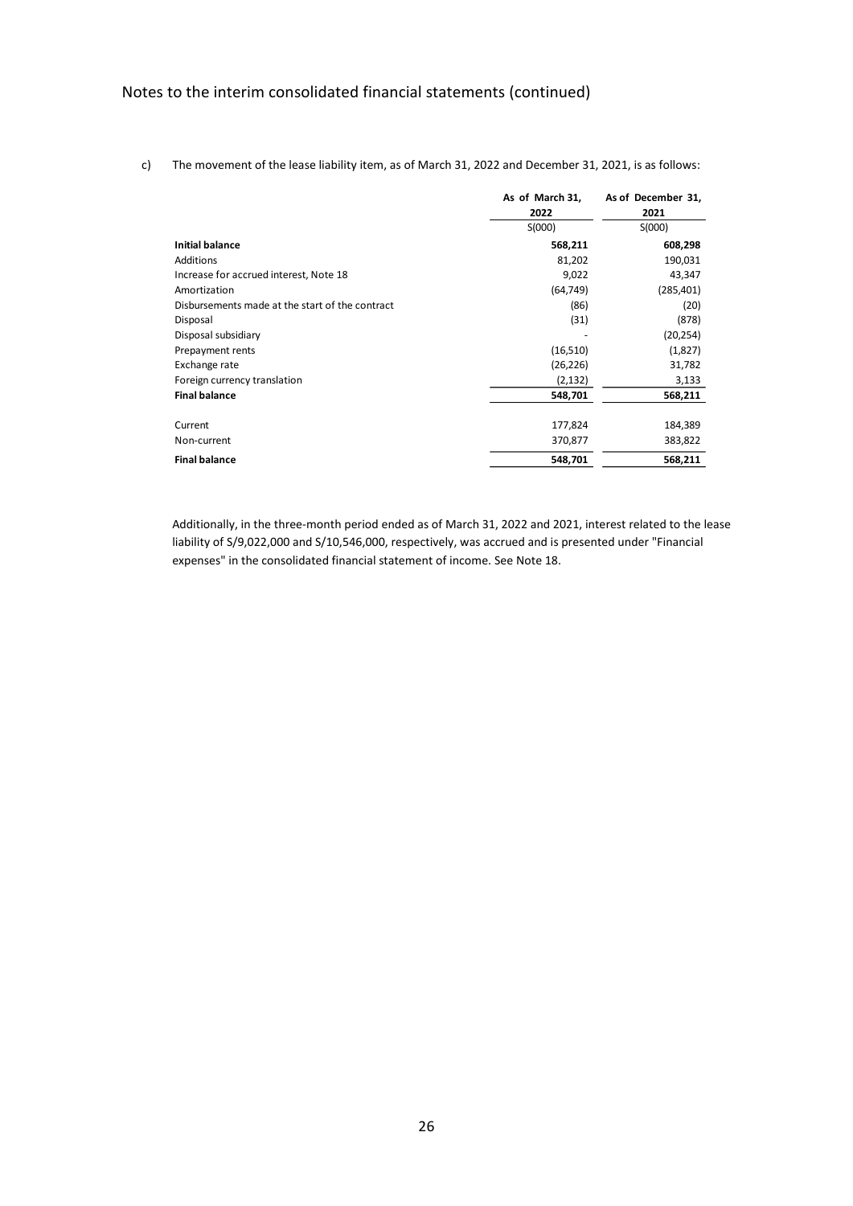c) The movement of the lease liability item, as of March 31, 2022 and December 31, 2021, is as follows:

| | As of March 31, 2022 | As of December 31, 2021 |
|---|---|---|
| | S(000) | S(000) |
| **Initial balance** | **568,211** | **608,298** |
| Additions | 81,202 | 190,031 |
| Increase for accrued interest, Note 18 | 9,022 | 43,347 |
| Amortization | (64,749) | (285,401) |
| Disbursements made at the start of the contract | (86) | (20) |
| Disposal | (31) | (878) |
| Disposal subsidiary | - | (20,254) |
| Prepayment rents | (16,510) | (1,827) |
| Exchange rate | (26,226) | 31,782 |
| Foreign currency translation | (2,132) | 3,133 |
| **Final balance** | **548,701** | **568,211** |
| | | |
| Current | 177,824 | 184,389 |
| Non-current | 370,877 | 383,822 |
| **Final balance** | **548,701** | **568,211** |

Additionally, in the three-month period ended as of March 31, 2022 and 2021, interest related to the lease liability of S/9,022,000 and S/10,546,000, respectively, was accrued and is presented under "Financial expenses" in the consolidated financial statement of income. See Note 18.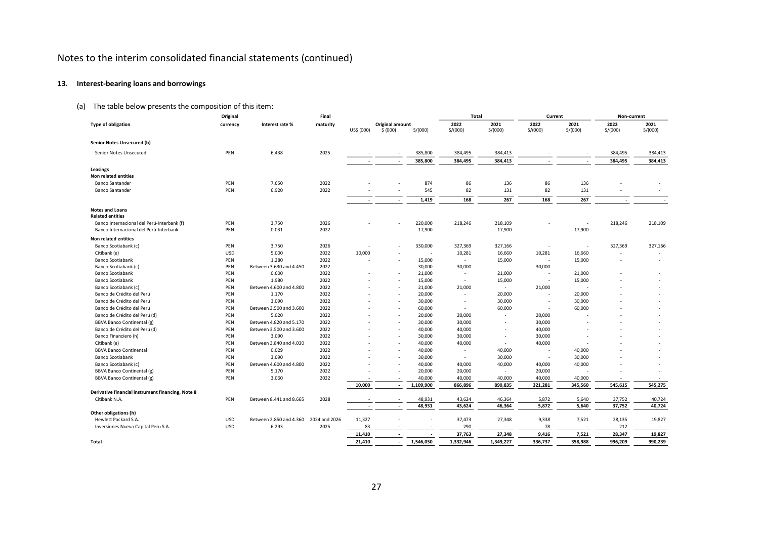# Notes to the interim consolidated financial statements (continued)

## 13. Interest-bearing loans and borrowings

(a) The table below presents the composition of this item:

| Type of obligation | Original currency | Interest rate % | Final maturity | Original amount | | | Total | | Current | | Non-current | |
|---|---|---|---|---|---|---|---|---|---|---|---|---|
| | | | | US$ (000) | $ (000) | S/(000) | 2022 S/(000) | 2021 S/(000) | 2022 S/(000) | 2021 S/(000) | 2022 S/(000) | 2021 S/(000) |
| **Senior Notes Unsecured (b)** | | | | | | | | | | | | |
| Senior Notes Unsecured | PEN | 6.438 | 2025 | - | - | 385,800 | 384,495 | 384,413 | - | - | 384,495 | 384,413 |
| | | | | **-** | **-** | **385,800** | **384,495** | **384,413** | **-** | **-** | **384,495** | **384,413** |
| **Leasings** | | | | | | | | | | | | |
| **Non related entities** | | | | | | | | | | | | |
| Banco Santander | PEN | 7.650 | 2022 | - | - | 874 | 86 | 136 | 86 | 136 | - | - |
| Banco Santander | PEN | 6.920 | 2022 | - | - | 545 | 82 | 131 | 82 | 131 | - | - |
| | | | | **-** | **-** | **1,419** | **168** | **267** | **168** | **267** | **-** | **-** |
| **Notes and Loans** | | | | | | | | | | | | |
| **Related entities** | | | | | | | | | | | | |
| Banco Internacional del Perú-Interbank (f) | PEN | 3.750 | 2026 | - | - | 220,000 | 218,246 | 218,109 | - | - | 218,246 | 218,109 |
| Banco Internacional del Perú-Interbank | PEN | 0.031 | 2022 | - | - | 17,900 | - | 17,900 | - | 17,900 | - | - |
| **Non related entities** | | | | | | | | | | | | |
| Banco Scotiabank (c) | PEN | 3.750 | 2026 | - | - | 330,000 | 327,369 | 327,166 | - | - | 327,369 | 327,166 |
| Citibank (e) | USD | 5.000 | 2022 | 10,000 | - | - | 10,281 | 16,660 | 10,281 | 16,660 | - | - |
| Banco Scotiabank | PEN | 1.280 | 2022 | - | - | 15,000 | - | 15,000 | - | 15,000 | - | - |
| Banco Scotiabank (c) | PEN | Between 3.630 and 4.450 | 2022 | - | - | 30,000 | 30,000 | - | 30,000 | - | - | - |
| Banco Scotiabank | PEN | 0.600 | 2022 | - | - | 21,000 | - | 21,000 | - | 21,000 | - | - |
| Banco Scotiabank | PEN | 1.980 | 2022 | - | - | 15,000 | - | 15,000 | - | 15,000 | - | - |
| Banco Scotiabank (c) | PEN | Between 4.600 and 4.800 | 2022 | - | - | 21,000 | 21,000 | - | 21,000 | - | - | - |
| Banco de Crédito del Perú | PEN | 1.170 | 2022 | - | - | 20,000 | - | 20,000 | - | 20,000 | - | - |
| Banco de Crédito del Perú | PEN | 3.090 | 2022 | - | - | 30,000 | - | 30,000 | - | 30,000 | - | - |
| Banco de Crédito del Perú | PEN | Between 3.500 and 3.600 | 2022 | - | - | 60,000 | - | 60,000 | - | 60,000 | - | - |
| Banco de Crédito del Perú (d) | PEN | 5.020 | 2022 | - | - | 20,000 | 20,000 | - | 20,000 | - | - | - |
| BBVA Banco Continental (g) | PEN | Between 4.820 and 5.170 | 2022 | - | - | 30,000 | 30,000 | - | 30,000 | - | - | - |
| Banco de Crédito del Perú (d) | PEN | Between 3.500 and 3.600 | 2022 | - | - | 40,000 | 40,000 | - | 40,000 | - | - | - |
| Banco Financiero (h) | PEN | 3.090 | 2022 | - | - | 30,000 | 30,000 | - | 30,000 | - | - | - |
| Citibank (e) | PEN | Between 3.840 and 4.030 | 2022 | - | - | 40,000 | 40,000 | - | 40,000 | - | - | - |
| BBVA Banco Continental | PEN | 0.029 | 2022 | - | - | 40,000 | - | 40,000 | - | 40,000 | - | - |
| Banco Scotiabank | PEN | 3.090 | 2022 | - | - | 30,000 | - | 30,000 | - | 30,000 | - | - |
| Banco Scotiabank (c) | PEN | Between 4.600 and 4.800 | 2022 | - | - | 40,000 | 40,000 | 40,000 | 40,000 | 40,000 | - | - |
| BBVA Banco Continental (g) | PEN | 5.170 | 2022 | - | - | 20,000 | 20,000 | - | 20,000 | - | - | - |
| BBVA Banco Continental (g) | PEN | 3.060 | 2022 | - | - | 40,000 | 40,000 | 40,000 | 40,000 | 40,000 | - | - |
| | | | | **10,000** | **-** | **1,109,900** | **866,896** | **890,835** | **321,281** | **345,560** | **545,615** | **545,275** |
| **Derivative financial instrument financing, Note 8** | | | | | | | | | | | | |
| Citibank N.A. | PEN | Between 8.441 and 8.665 | 2028 | - | - | 48,931 | 43,624 | 46,364 | 5,872 | 5,640 | 37,752 | 40,724 |
| | | | | **-** | **-** | **48,931** | **43,624** | **46,364** | **5,872** | **5,640** | **37,752** | **40,724** |
| **Other obligations (h)** | | | | | | | | | | | | |
| Hewlett Packard S.A. | USD | Between 2.850 and 4.360 | 2024 and 2026 | 11,327 | - | - | 37,473 | 27,348 | 9,338 | 7,521 | 28,135 | 19,827 |
| Inversiones Nueva Capital Peru S.A. | USD | 6.293 | 2025 | 83 | - | - | 290 | - | 78 | - | 212 | - |
| | | | | **11,410** | **-** | **-** | **37,763** | **27,348** | **9,416** | **7,521** | **28,347** | **19,827** |
| **Total** | | | | **21,410** | **-** | **1,546,050** | **1,332,946** | **1,349,227** | **336,737** | **358,988** | **996,209** | **990,239** |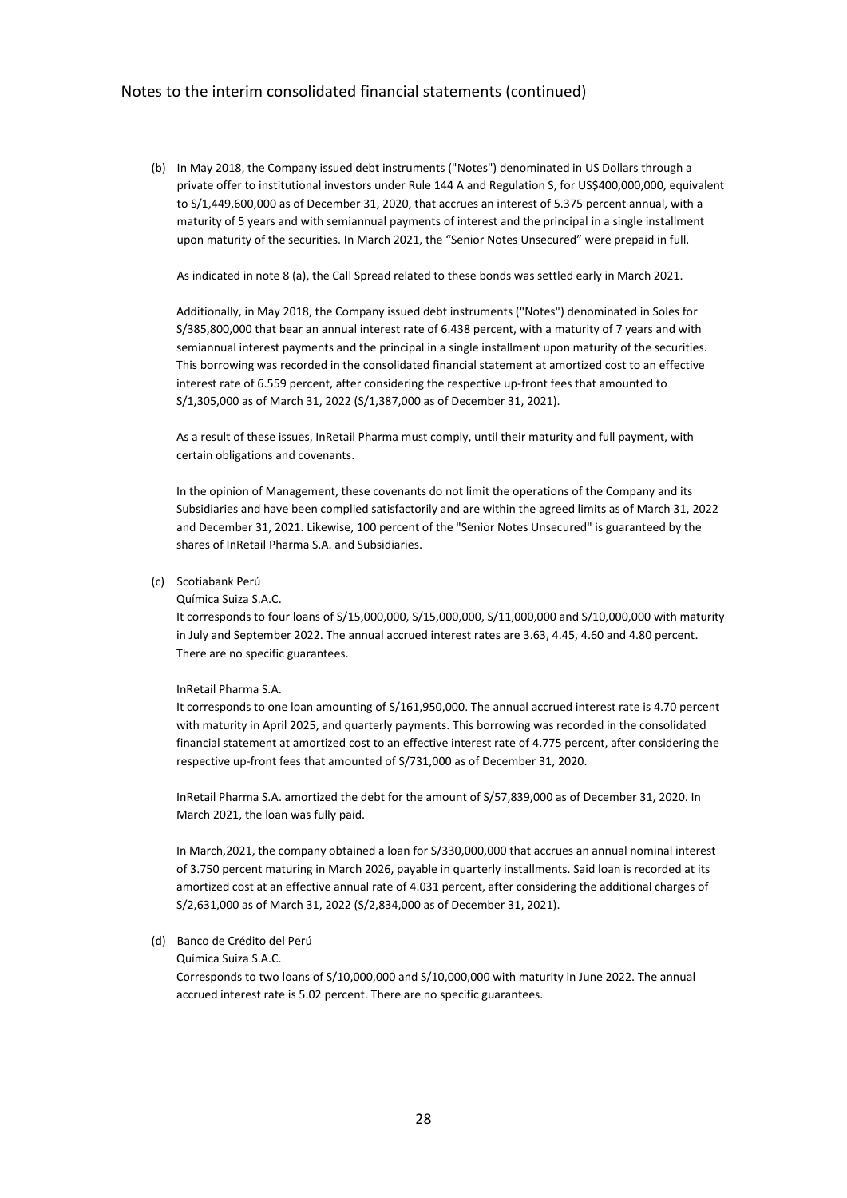Notes to the interim consolidated financial statements (continued)

(b) In May 2018, the Company issued debt instruments ("Notes") denominated in US Dollars through a private offer to institutional investors under Rule 144 A and Regulation S, for US$400,000,000, equivalent to S/1,449,600,000 as of December 31, 2020, that accrues an interest of 5.375 percent annual, with a maturity of 5 years and with semiannual payments of interest and the principal in a single installment upon maturity of the securities. In March 2021, the "Senior Notes Unsecured" were prepaid in full.

As indicated in note 8 (a), the Call Spread related to these bonds was settled early in March 2021.

Additionally, in May 2018, the Company issued debt instruments ("Notes") denominated in Soles for S/385,800,000 that bear an annual interest rate of 6.438 percent, with a maturity of 7 years and with semiannual interest payments and the principal in a single installment upon maturity of the securities. This borrowing was recorded in the consolidated financial statement at amortized cost to an effective interest rate of 6.559 percent, after considering the respective up-front fees that amounted to S/1,305,000 as of March 31, 2022 (S/1,387,000 as of December 31, 2021).

As a result of these issues, InRetail Pharma must comply, until their maturity and full payment, with certain obligations and covenants.

In the opinion of Management, these covenants do not limit the operations of the Company and its Subsidiaries and have been complied satisfactorily and are within the agreed limits as of March 31, 2022 and December 31, 2021. Likewise, 100 percent of the "Senior Notes Unsecured" is guaranteed by the shares of InRetail Pharma S.A. and Subsidiaries.

(c) Scotiabank Perú

Química Suiza S.A.C.

It corresponds to four loans of S/15,000,000, S/15,000,000, S/11,000,000 and S/10,000,000 with maturity in July and September 2022. The annual accrued interest rates are 3.63, 4.45, 4.60 and 4.80 percent. There are no specific guarantees.

InRetail Pharma S.A.

It corresponds to one loan amounting of S/161,950,000. The annual accrued interest rate is 4.70 percent with maturity in April 2025, and quarterly payments. This borrowing was recorded in the consolidated financial statement at amortized cost to an effective interest rate of 4.775 percent, after considering the respective up-front fees that amounted of S/731,000 as of December 31, 2020.

InRetail Pharma S.A. amortized the debt for the amount of S/57,839,000 as of December 31, 2020. In March 2021, the loan was fully paid.

In March,2021, the company obtained a loan for S/330,000,000 that accrues an annual nominal interest of 3.750 percent maturing in March 2026, payable in quarterly installments. Said loan is recorded at its amortized cost at an effective annual rate of 4.031 percent, after considering the additional charges of S/2,631,000 as of March 31, 2022 (S/2,834,000 as of December 31, 2021).

(d) Banco de Crédito del Perú

Química Suiza S.A.C.

Corresponds to two loans of S/10,000,000 and S/10,000,000 with maturity in June 2022. The annual accrued interest rate is 5.02 percent. There are no specific guarantees.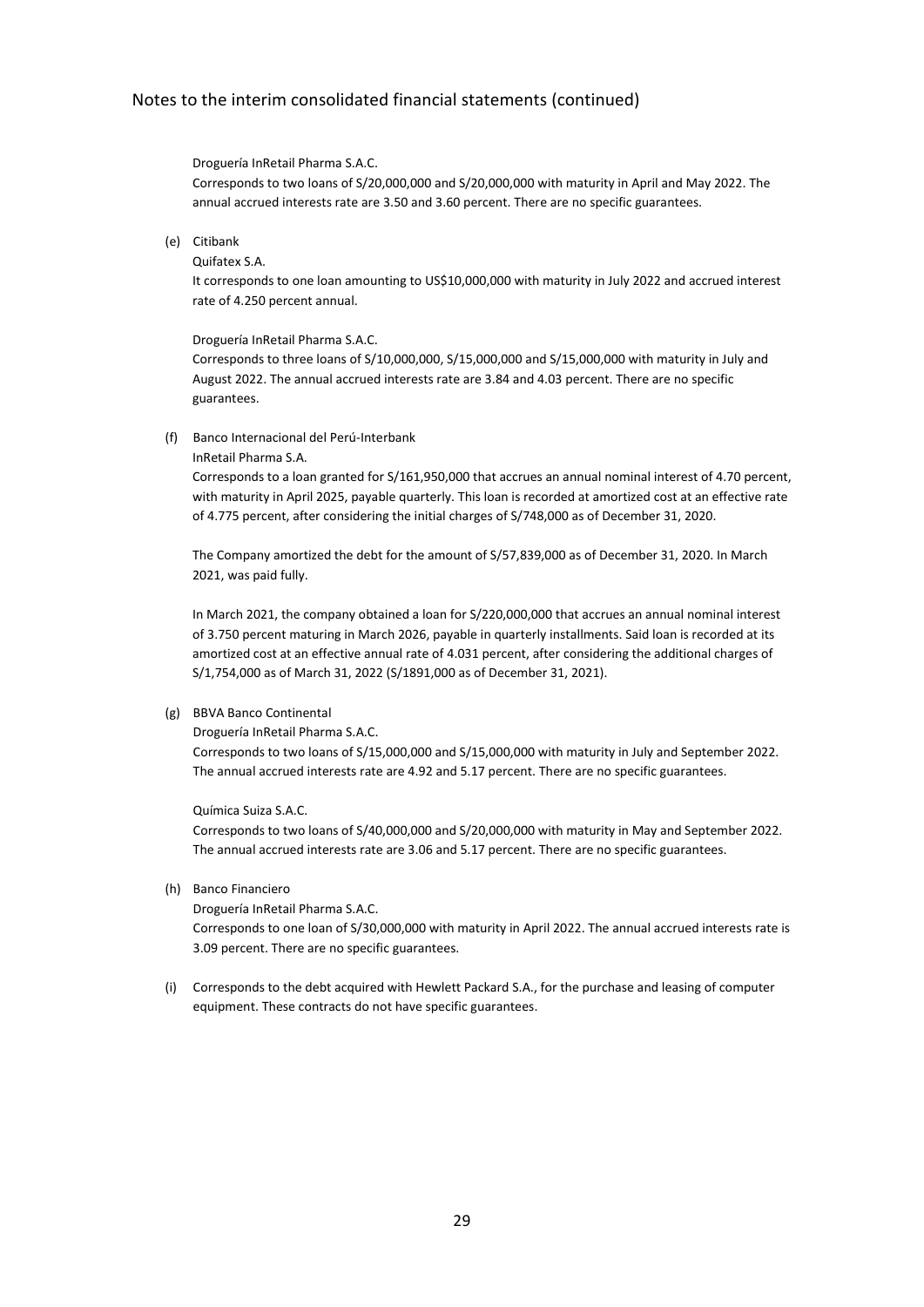Droguería InRetail Pharma S.A.C.

Corresponds to two loans of S/20,000,000 and S/20,000,000 with maturity in April and May 2022. The annual accrued interests rate are 3.50 and 3.60 percent. There are no specific guarantees.

(e) Citibank

Quifatex S.A.

It corresponds to one loan amounting to US$10,000,000 with maturity in July 2022 and accrued interest rate of 4.250 percent annual.

Droguería InRetail Pharma S.A.C.

Corresponds to three loans of S/10,000,000, S/15,000,000 and S/15,000,000 with maturity in July and August 2022. The annual accrued interests rate are 3.84 and 4.03 percent. There are no specific guarantees.

(f) Banco Internacional del Perú-Interbank

InRetail Pharma S.A.

Corresponds to a loan granted for S/161,950,000 that accrues an annual nominal interest of 4.70 percent, with maturity in April 2025, payable quarterly. This loan is recorded at amortized cost at an effective rate of 4.775 percent, after considering the initial charges of S/748,000 as of December 31, 2020.

The Company amortized the debt for the amount of S/57,839,000 as of December 31, 2020. In March 2021, was paid fully.

In March 2021, the company obtained a loan for S/220,000,000 that accrues an annual nominal interest of 3.750 percent maturing in March 2026, payable in quarterly installments. Said loan is recorded at its amortized cost at an effective annual rate of 4.031 percent, after considering the additional charges of S/1,754,000 as of March 31, 2022 (S/1891,000 as of December 31, 2021).

(g) BBVA Banco Continental

Droguería InRetail Pharma S.A.C.

Corresponds to two loans of S/15,000,000 and S/15,000,000 with maturity in July and September 2022. The annual accrued interests rate are 4.92 and 5.17 percent. There are no specific guarantees.

Química Suiza S.A.C.

Corresponds to two loans of S/40,000,000 and S/20,000,000 with maturity in May and September 2022. The annual accrued interests rate are 3.06 and 5.17 percent. There are no specific guarantees.

(h) Banco Financiero

Droguería InRetail Pharma S.A.C.

Corresponds to one loan of S/30,000,000 with maturity in April 2022. The annual accrued interests rate is 3.09 percent. There are no specific guarantees.

(i) Corresponds to the debt acquired with Hewlett Packard S.A., for the purchase and leasing of computer equipment. These contracts do not have specific guarantees.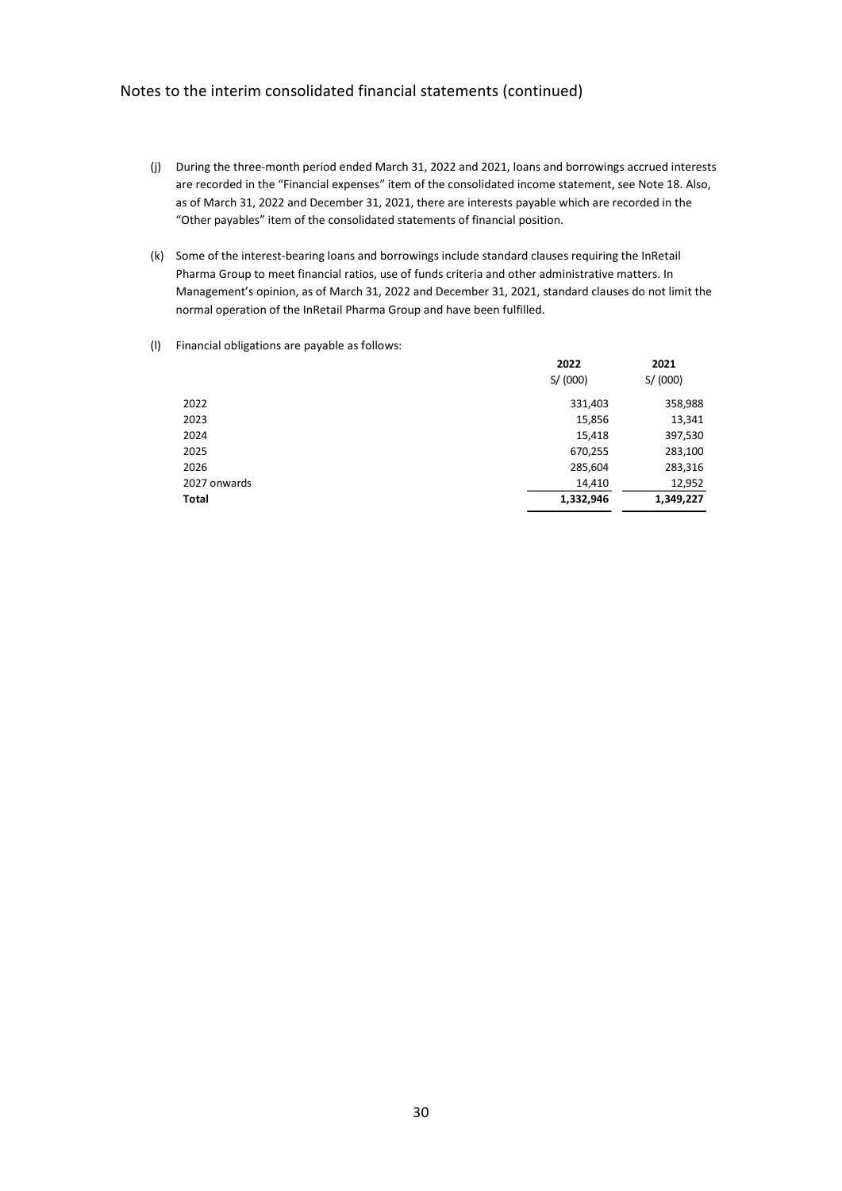Notes to the interim consolidated financial statements (continued)

(j) During the three-month period ended March 31, 2022 and 2021, loans and borrowings accrued interests are recorded in the "Financial expenses" item of the consolidated income statement, see Note 18. Also, as of March 31, 2022 and December 31, 2021, there are interests payable which are recorded in the "Other payables" item of the consolidated statements of financial position.

(k) Some of the interest-bearing loans and borrowings include standard clauses requiring the InRetail Pharma Group to meet financial ratios, use of funds criteria and other administrative matters. In Management's opinion, as of March 31, 2022 and December 31, 2021, standard clauses do not limit the normal operation of the InRetail Pharma Group and have been fulfilled.

(l) Financial obligations are payable as follows:

| | **2022** | **2021** |
|---|---|---|
| | S/ (000) | S/ (000) |
| 2022 | 331,403 | 358,988 |
| 2023 | 15,856 | 13,341 |
| 2024 | 15,418 | 397,530 |
| 2025 | 670,255 | 283,100 |
| 2026 | 285,604 | 283,316 |
| 2027 onwards | 14,410 | 12,952 |
| **Total** | **1,332,946** | **1,349,227** |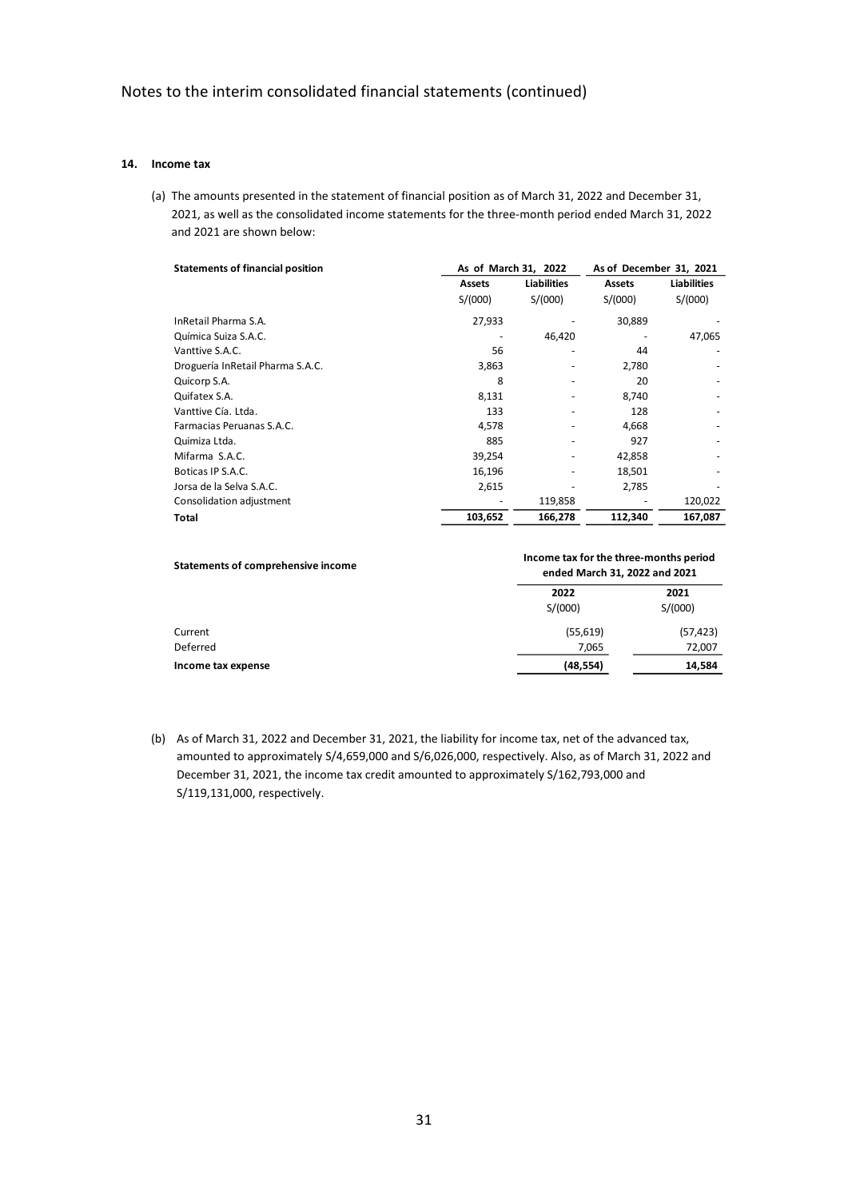Notes to the interim consolidated financial statements (continued)

## 14. Income tax

(a) The amounts presented in the statement of financial position as of March 31, 2022 and December 31, 2021, as well as the consolidated income statements for the three-month period ended March 31, 2022 and 2021 are shown below:

| Statements of financial position | As of March 31, 2022 | | As of December 31, 2021 | |
|---|---|---|---|---|
| | Assets | Liabilities | Assets | Liabilities |
| | S/(000) | S/(000) | S/(000) | S/(000) |
| InRetail Pharma S.A. | 27,933 | - | 30,889 | - |
| Química Suiza S.A.C. | - | 46,420 | - | 47,065 |
| Vanttive S.A.C. | 56 | - | 44 | - |
| Droguería InRetail Pharma S.A.C. | 3,863 | - | 2,780 | - |
| Quicorp S.A. | 8 | - | 20 | - |
| Quifatex S.A. | 8,131 | - | 8,740 | - |
| Vanttive Cía. Ltda. | 133 | - | 128 | - |
| Farmacias Peruanas S.A.C. | 4,578 | - | 4,668 | - |
| Quimiza Ltda. | 885 | - | 927 | - |
| Mifarma S.A.C. | 39,254 | - | 42,858 | - |
| Boticas IP S.A.C. | 16,196 | - | 18,501 | - |
| Jorsa de la Selva S.A.C. | 2,615 | - | 2,785 | - |
| Consolidation adjustment | - | 119,858 | - | 120,022 |
| **Total** | **103,652** | **166,278** | **112,340** | **167,087** |

| Statements of comprehensive income | Income tax for the three-months period ended March 31, 2022 and 2021 | |
|---|---|---|
| | 2022 | 2021 |
| | S/(000) | S/(000) |
| Current | (55,619) | (57,423) |
| Deferred | 7,065 | 72,007 |
| **Income tax expense** | **(48,554)** | **14,584** |

(b) As of March 31, 2022 and December 31, 2021, the liability for income tax, net of the advanced tax, amounted to approximately S/4,659,000 and S/6,026,000, respectively. Also, as of March 31, 2022 and December 31, 2021, the income tax credit amounted to approximately S/162,793,000 and S/119,131,000, respectively.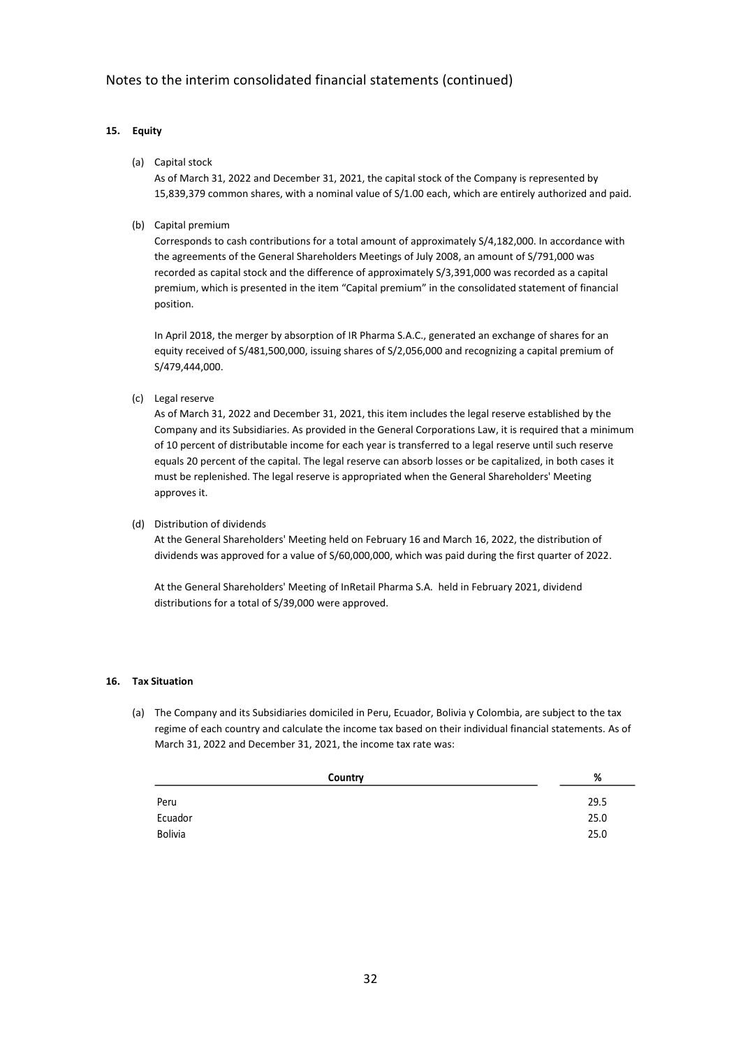Notes to the interim consolidated financial statements (continued)

**15. Equity**

(a) Capital stock

As of March 31, 2022 and December 31, 2021, the capital stock of the Company is represented by 15,839,379 common shares, with a nominal value of S/1.00 each, which are entirely authorized and paid.

(b) Capital premium

Corresponds to cash contributions for a total amount of approximately S/4,182,000. In accordance with the agreements of the General Shareholders Meetings of July 2008, an amount of S/791,000 was recorded as capital stock and the difference of approximately S/3,391,000 was recorded as a capital premium, which is presented in the item "Capital premium" in the consolidated statement of financial position.

In April 2018, the merger by absorption of IR Pharma S.A.C., generated an exchange of shares for an equity received of S/481,500,000, issuing shares of S/2,056,000 and recognizing a capital premium of S/479,444,000.

(c) Legal reserve

As of March 31, 2022 and December 31, 2021, this item includes the legal reserve established by the Company and its Subsidiaries. As provided in the General Corporations Law, it is required that a minimum of 10 percent of distributable income for each year is transferred to a legal reserve until such reserve equals 20 percent of the capital. The legal reserve can absorb losses or be capitalized, in both cases it must be replenished. The legal reserve is appropriated when the General Shareholders' Meeting approves it.

(d) Distribution of dividends

At the General Shareholders' Meeting held on February 16 and March 16, 2022, the distribution of dividends was approved for a value of S/60,000,000, which was paid during the first quarter of 2022.

At the General Shareholders' Meeting of InRetail Pharma S.A. held in February 2021, dividend distributions for a total of S/39,000 were approved.

**16. Tax Situation**

(a) The Company and its Subsidiaries domiciled in Peru, Ecuador, Bolivia y Colombia, are subject to the tax regime of each country and calculate the income tax based on their individual financial statements. As of March 31, 2022 and December 31, 2021, the income tax rate was:

| Country | % |
|---|---|
| Peru | 29.5 |
| Ecuador | 25.0 |
| Bolivia | 25.0 |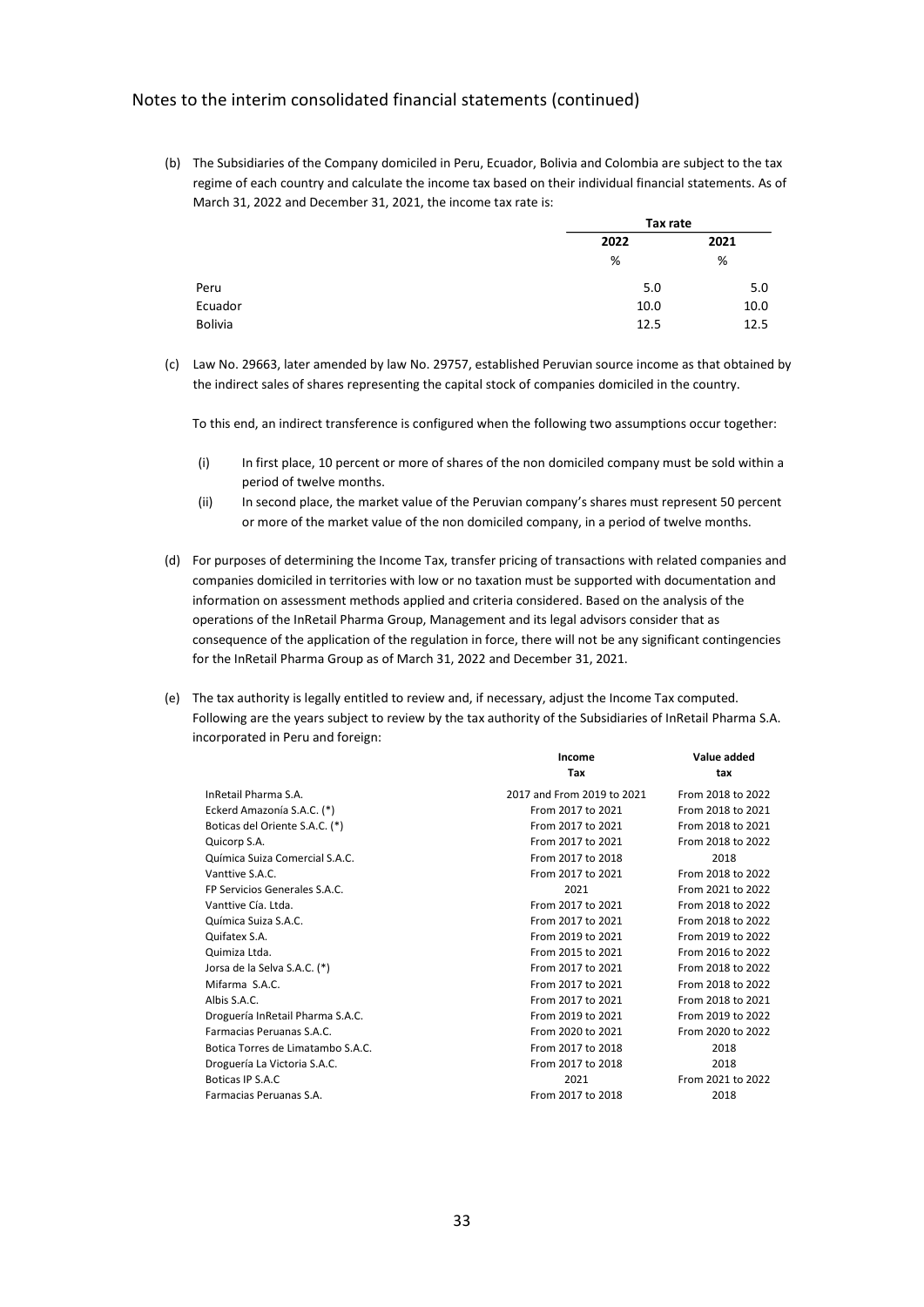Notes to the interim consolidated financial statements (continued)

(b) The Subsidiaries of the Company domiciled in Peru, Ecuador, Bolivia and Colombia are subject to the tax regime of each country and calculate the income tax based on their individual financial statements. As of March 31, 2022 and December 31, 2021, the income tax rate is:

| | Tax rate | |
|---|---|---|
| | 2022 | 2021 |
| | % | % |
| Peru | 5.0 | 5.0 |
| Ecuador | 10.0 | 10.0 |
| Bolivia | 12.5 | 12.5 |

(c) Law No. 29663, later amended by law No. 29757, established Peruvian source income as that obtained by the indirect sales of shares representing the capital stock of companies domiciled in the country.

To this end, an indirect transference is configured when the following two assumptions occur together:

(i) In first place, 10 percent or more of shares of the non domiciled company must be sold within a period of twelve months.

(ii) In second place, the market value of the Peruvian company's shares must represent 50 percent or more of the market value of the non domiciled company, in a period of twelve months.

(d) For purposes of determining the Income Tax, transfer pricing of transactions with related companies and companies domiciled in territories with low or no taxation must be supported with documentation and information on assessment methods applied and criteria considered. Based on the analysis of the operations of the InRetail Pharma Group, Management and its legal advisors consider that as consequence of the application of the regulation in force, there will not be any significant contingencies for the InRetail Pharma Group as of March 31, 2022 and December 31, 2021.

(e) The tax authority is legally entitled to review and, if necessary, adjust the Income Tax computed. Following are the years subject to review by the tax authority of the Subsidiaries of InRetail Pharma S.A. incorporated in Peru and foreign:

| | Income Tax | Value added tax |
|---|---|---|
| InRetail Pharma S.A. | 2017 and From 2019 to 2021 | From 2018 to 2022 |
| Eckerd Amazonía S.A.C. (*) | From 2017 to 2021 | From 2018 to 2021 |
| Boticas del Oriente S.A.C. (*) | From 2017 to 2021 | From 2018 to 2021 |
| Quicorp S.A. | From 2017 to 2021 | From 2018 to 2022 |
| Química Suiza Comercial S.A.C. | From 2017 to 2018 | 2018 |
| Vanttive S.A.C. | From 2017 to 2021 | From 2018 to 2022 |
| FP Servicios Generales S.A.C. | 2021 | From 2021 to 2022 |
| Vanttive Cía. Ltda. | From 2017 to 2021 | From 2018 to 2022 |
| Química Suiza S.A.C. | From 2017 to 2021 | From 2018 to 2022 |
| Quifatex S.A. | From 2019 to 2021 | From 2019 to 2022 |
| Quimiza Ltda. | From 2015 to 2021 | From 2016 to 2022 |
| Jorsa de la Selva S.A.C. (*) | From 2017 to 2021 | From 2018 to 2022 |
| Mifarma S.A.C. | From 2017 to 2021 | From 2018 to 2022 |
| Albis S.A.C. | From 2017 to 2021 | From 2018 to 2021 |
| Droguería InRetail Pharma S.A.C. | From 2019 to 2021 | From 2019 to 2022 |
| Farmacias Peruanas S.A.C. | From 2020 to 2021 | From 2020 to 2022 |
| Botica Torres de Limatambo S.A.C. | From 2017 to 2018 | 2018 |
| Droguería La Victoria S.A.C. | From 2017 to 2018 | 2018 |
| Boticas IP S.A.C | 2021 | From 2021 to 2022 |
| Farmacias Peruanas S.A. | From 2017 to 2018 | 2018 |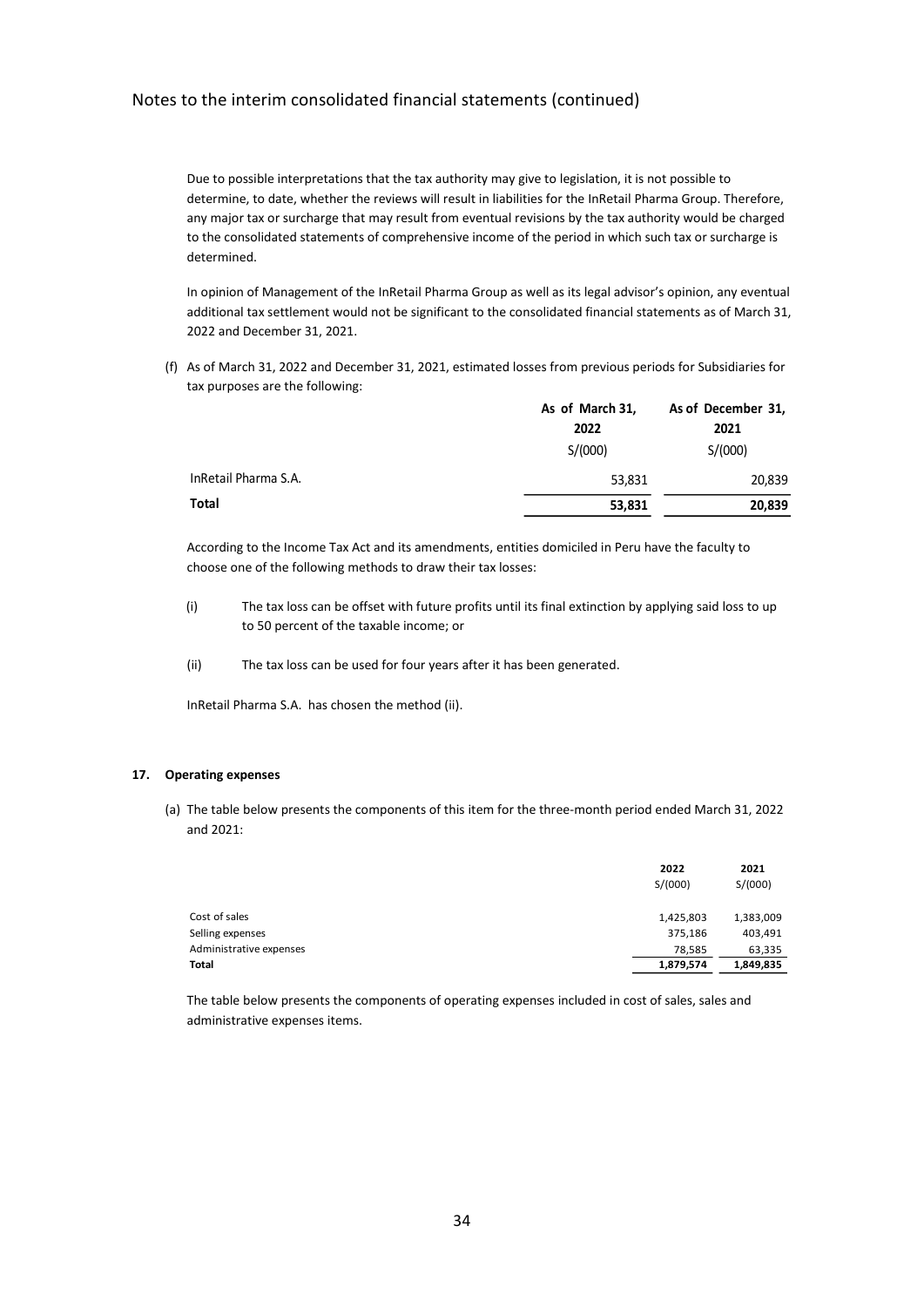Due to possible interpretations that the tax authority may give to legislation, it is not possible to determine, to date, whether the reviews will result in liabilities for the InRetail Pharma Group. Therefore, any major tax or surcharge that may result from eventual revisions by the tax authority would be charged to the consolidated statements of comprehensive income of the period in which such tax or surcharge is determined.

In opinion of Management of the InRetail Pharma Group as well as its legal advisor's opinion, any eventual additional tax settlement would not be significant to the consolidated financial statements as of March 31, 2022 and December 31, 2021.

(f) As of March 31, 2022 and December 31, 2021, estimated losses from previous periods for Subsidiaries for tax purposes are the following:

| | As of March 31, 2022 | As of December 31, 2021 |
|---|---|---|
| | S/(000) | S/(000) |
| InRetail Pharma S.A. | 53,831 | 20,839 |
| **Total** | **53,831** | **20,839** |

According to the Income Tax Act and its amendments, entities domiciled in Peru have the faculty to choose one of the following methods to draw their tax losses:

(i) The tax loss can be offset with future profits until its final extinction by applying said loss to up to 50 percent of the taxable income; or

(ii) The tax loss can be used for four years after it has been generated.

InRetail Pharma S.A. has chosen the method (ii).

## 17. Operating expenses

(a) The table below presents the components of this item for the three-month period ended March 31, 2022 and 2021:

| | 2022 | 2021 |
|---|---|---|
| | S/(000) | S/(000) |
| Cost of sales | 1,425,803 | 1,383,009 |
| Selling expenses | 375,186 | 403,491 |
| Administrative expenses | 78,585 | 63,335 |
| **Total** | **1,879,574** | **1,849,835** |

The table below presents the components of operating expenses included in cost of sales, sales and administrative expenses items.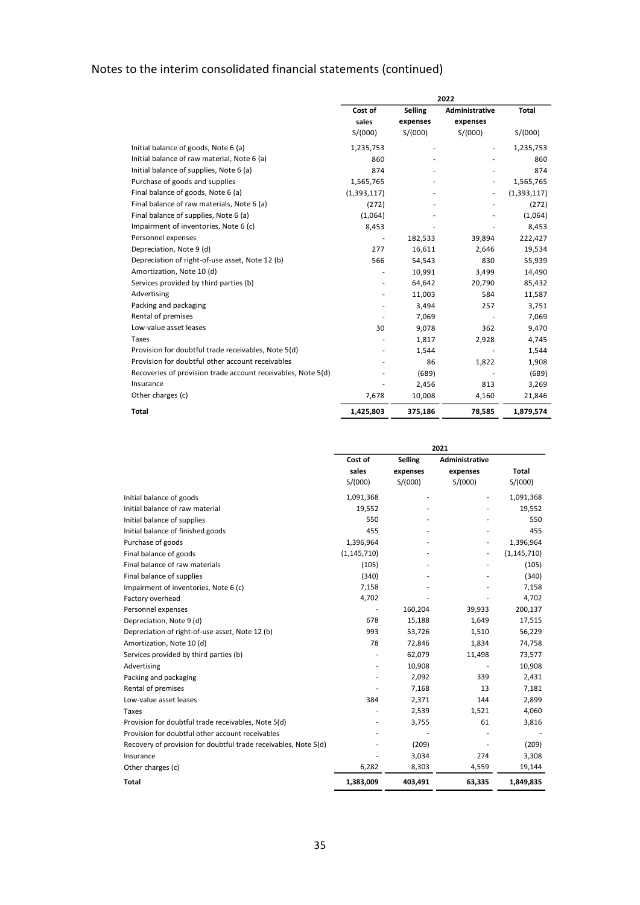Notes to the interim consolidated financial statements (continued)

| | 2022 | | | |
|---|---|---|---|---|
| | Cost of sales | Selling expenses | Administrative expenses | Total |
| | S/(000) | S/(000) | S/(000) | S/(000) |
| Initial balance of goods, Note 6 (a) | 1,235,753 | - | - | 1,235,753 |
| Initial balance of raw material, Note 6 (a) | 860 | - | - | 860 |
| Initial balance of supplies, Note 6 (a) | 874 | - | - | 874 |
| Purchase of goods and supplies | 1,565,765 | - | - | 1,565,765 |
| Final balance of goods, Note 6 (a) | (1,393,117) | - | - | (1,393,117) |
| Final balance of raw materials, Note 6 (a) | (272) | - | - | (272) |
| Final balance of supplies, Note 6 (a) | (1,064) | - | - | (1,064) |
| Impairment of inventories, Note 6 (c) | 8,453 | - | - | 8,453 |
| Personnel expenses | - | 182,533 | 39,894 | 222,427 |
| Depreciation, Note 9 (d) | 277 | 16,611 | 2,646 | 19,534 |
| Depreciation of right-of-use asset, Note 12 (b) | 566 | 54,543 | 830 | 55,939 |
| Amortization, Note 10 (d) | - | 10,991 | 3,499 | 14,490 |
| Services provided by third parties (b) | - | 64,642 | 20,790 | 85,432 |
| Advertising | - | 11,003 | 584 | 11,587 |
| Packing and packaging | - | 3,494 | 257 | 3,751 |
| Rental of premises | - | 7,069 | - | 7,069 |
| Low-value asset leases | 30 | 9,078 | 362 | 9,470 |
| Taxes | - | 1,817 | 2,928 | 4,745 |
| Provision for doubtful trade receivables, Note 5(d) | - | 1,544 | - | 1,544 |
| Provision for doubtful other account receivables | - | 86 | 1,822 | 1,908 |
| Recoveries of provision trade account receivables, Note 5(d) | - | (689) | - | (689) |
| Insurance | - | 2,456 | 813 | 3,269 |
| Other charges (c) | 7,678 | 10,008 | 4,160 | 21,846 |
| **Total** | **1,425,803** | **375,186** | **78,585** | **1,879,574** |

| | 2021 | | | |
|---|---|---|---|---|
| | Cost of sales | Selling expenses | Administrative expenses | Total |
| | S/(000) | S/(000) | S/(000) | S/(000) |
| Initial balance of goods | 1,091,368 | - | - | 1,091,368 |
| Initial balance of raw material | 19,552 | - | - | 19,552 |
| Initial balance of supplies | 550 | - | - | 550 |
| Initial balance of finished goods | 455 | - | - | 455 |
| Purchase of goods | 1,396,964 | - | - | 1,396,964 |
| Final balance of goods | (1,145,710) | - | - | (1,145,710) |
| Final balance of raw materials | (105) | - | - | (105) |
| Final balance of supplies | (340) | - | - | (340) |
| Impairment of inventories, Note 6 (c) | 7,158 | - | - | 7,158 |
| Factory overhead | 4,702 | - | - | 4,702 |
| Personnel expenses | - | 160,204 | 39,933 | 200,137 |
| Depreciation, Note 9 (d) | 678 | 15,188 | 1,649 | 17,515 |
| Depreciation of right-of-use asset, Note 12 (b) | 993 | 53,726 | 1,510 | 56,229 |
| Amortization, Note 10 (d) | 78 | 72,846 | 1,834 | 74,758 |
| Services provided by third parties (b) | - | 62,079 | 11,498 | 73,577 |
| Advertising | - | 10,908 | - | 10,908 |
| Packing and packaging | - | 2,092 | 339 | 2,431 |
| Rental of premises | - | 7,168 | 13 | 7,181 |
| Low-value asset leases | 384 | 2,371 | 144 | 2,899 |
| Taxes | - | 2,539 | 1,521 | 4,060 |
| Provision for doubtful trade receivables, Note 5(d) | - | 3,755 | 61 | 3,816 |
| Provision for doubtful other account receivables | - | - | - | - |
| Recovery of provision for doubtful trade receivables, Note 5(d) | - | (209) | - | (209) |
| Insurance | - | 3,034 | 274 | 3,308 |
| Other charges (c) | 6,282 | 8,303 | 4,559 | 19,144 |
| **Total** | **1,383,009** | **403,491** | **63,335** | **1,849,835** |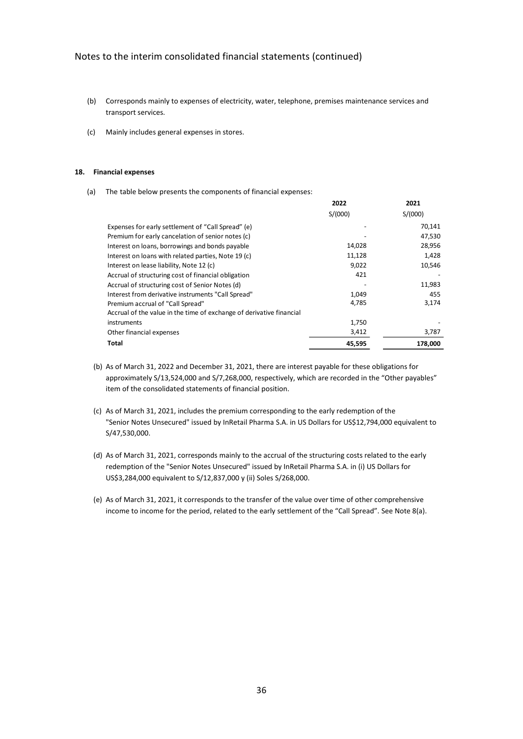## Notes to the interim consolidated financial statements (continued)

(b) Corresponds mainly to expenses of electricity, water, telephone, premises maintenance services and transport services.

(c) Mainly includes general expenses in stores.

### 18. Financial expenses

(a) The table below presents the components of financial expenses:

| | 2022 | 2021 |
|---|---|---|
| | S/(000) | S/(000) |
| Expenses for early settlement of "Call Spread" (e) | - | 70,141 |
| Premium for early cancelation of senior notes (c) | - | 47,530 |
| Interest on loans, borrowings and bonds payable | 14,028 | 28,956 |
| Interest on loans with related parties, Note 19 (c) | 11,128 | 1,428 |
| Interest on lease liability, Note 12 (c) | 9,022 | 10,546 |
| Accrual of structuring cost of financial obligation | 421 | - |
| Accrual of structuring cost of Senior Notes (d) | - | 11,983 |
| Interest from derivative instruments "Call Spread" | 1,049 | 455 |
| Premium accrual of "Call Spread" | 4,785 | 3,174 |
| Accrual of the value in the time of exchange of derivative financial instruments | 1,750 | - |
| Other financial expenses | 3,412 | 3,787 |
| **Total** | **45,595** | **178,000** |

(b) As of March 31, 2022 and December 31, 2021, there are interest payable for these obligations for approximately S/13,524,000 and S/7,268,000, respectively, which are recorded in the "Other payables" item of the consolidated statements of financial position.

(c) As of March 31, 2021, includes the premium corresponding to the early redemption of the "Senior Notes Unsecured" issued by InRetail Pharma S.A. in US Dollars for US$12,794,000 equivalent to S/47,530,000.

(d) As of March 31, 2021, corresponds mainly to the accrual of the structuring costs related to the early redemption of the "Senior Notes Unsecured" issued by InRetail Pharma S.A. in (i) US Dollars for US$3,284,000 equivalent to S/12,837,000 y (ii) Soles S/268,000.

(e) As of March 31, 2021, it corresponds to the transfer of the value over time of other comprehensive income to income for the period, related to the early settlement of the "Call Spread". See Note 8(a).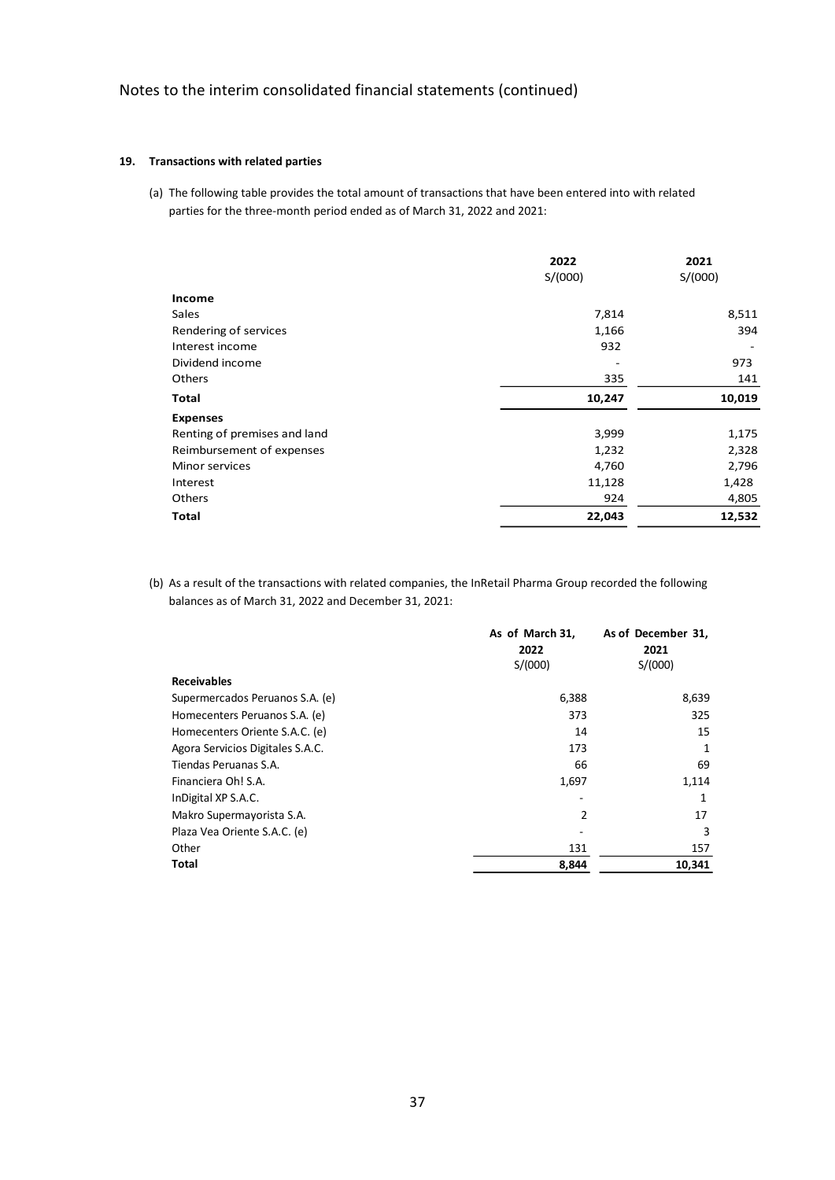Notes to the interim consolidated financial statements (continued)

## 19. Transactions with related parties

(a) The following table provides the total amount of transactions that have been entered into with related parties for the three-month period ended as of March 31, 2022 and 2021:

| | 2022<br>S/(000) | 2021<br>S/(000) |
|---|---|---|
| **Income** | | |
| Sales | 7,814 | 8,511 |
| Rendering of services | 1,166 | 394 |
| Interest income | 932 | - |
| Dividend income | - | 973 |
| Others | 335 | 141 |
| **Total** | **10,247** | **10,019** |
| **Expenses** | | |
| Renting of premises and land | 3,999 | 1,175 |
| Reimbursement of expenses | 1,232 | 2,328 |
| Minor services | 4,760 | 2,796 |
| Interest | 11,128 | 1,428 |
| Others | 924 | 4,805 |
| **Total** | **22,043** | **12,532** |

(b) As a result of the transactions with related companies, the InRetail Pharma Group recorded the following balances as of March 31, 2022 and December 31, 2021:

| | As of March 31, 2022<br>S/(000) | As of December 31, 2021<br>S/(000) |
|---|---|---|
| **Receivables** | | |
| Supermercados Peruanos S.A. (e) | 6,388 | 8,639 |
| Homecenters Peruanos S.A. (e) | 373 | 325 |
| Homecenters Oriente S.A.C. (e) | 14 | 15 |
| Agora Servicios Digitales S.A.C. | 173 | 1 |
| Tiendas Peruanas S.A. | 66 | 69 |
| Financiera Oh! S.A. | 1,697 | 1,114 |
| InDigital XP S.A.C. | - | 1 |
| Makro Supermayorista S.A. | 2 | 17 |
| Plaza Vea Oriente S.A.C. (e) | - | 3 |
| Other | 131 | 157 |
| **Total** | **8,844** | **10,341** |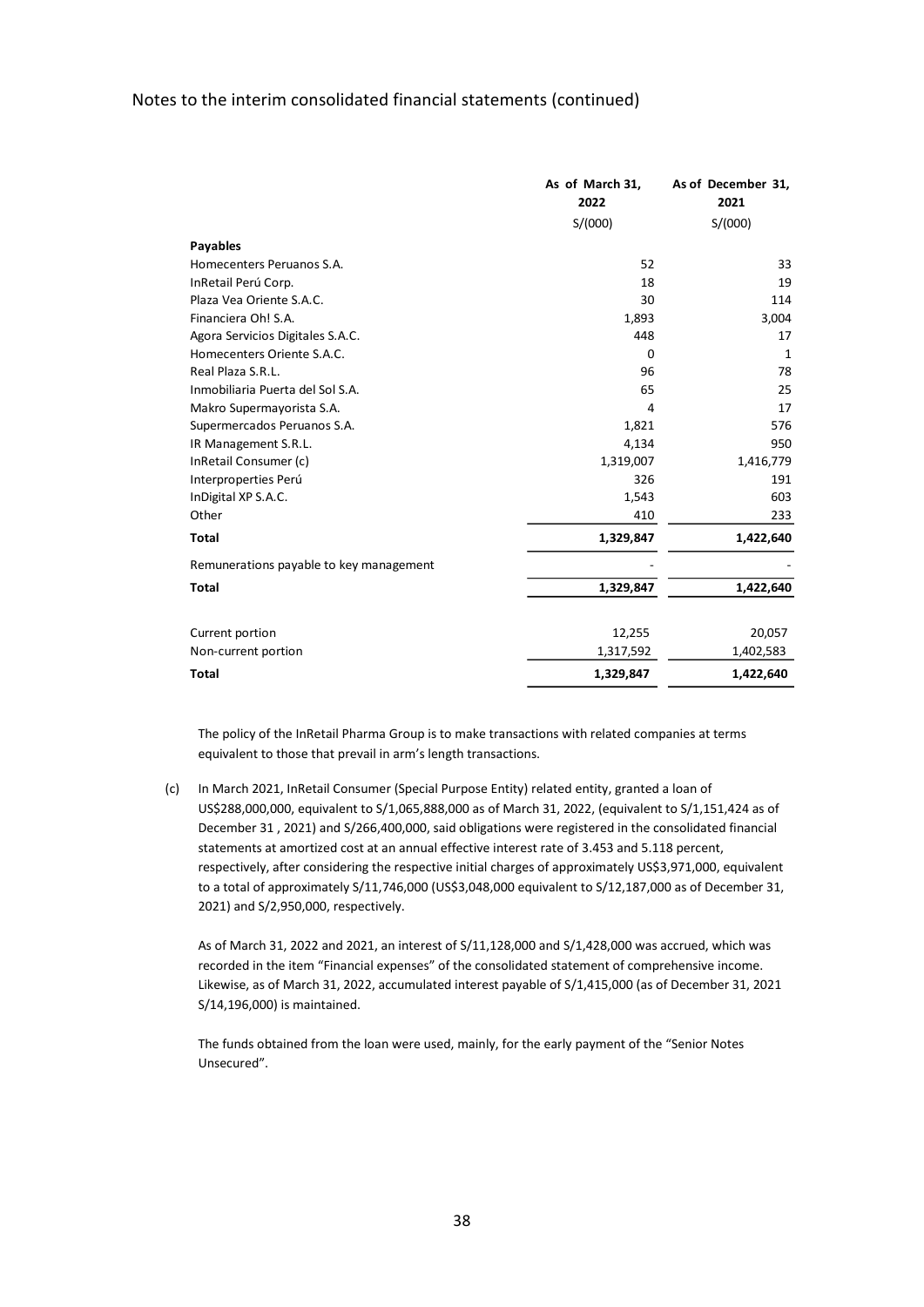Notes to the interim consolidated financial statements (continued)

| | As of March 31, 2022 | As of December 31, 2021 |
|---|---|---|
| | S/(000) | S/(000) |
| **Payables** | | |
| Homecenters Peruanos S.A. | 52 | 33 |
| InRetail Perú Corp. | 18 | 19 |
| Plaza Vea Oriente S.A.C. | 30 | 114 |
| Financiera Oh! S.A. | 1,893 | 3,004 |
| Agora Servicios Digitales S.A.C. | 448 | 17 |
| Homecenters Oriente S.A.C. | 0 | 1 |
| Real Plaza S.R.L. | 96 | 78 |
| Inmobiliaria Puerta del Sol S.A. | 65 | 25 |
| Makro Supermayorista S.A. | 4 | 17 |
| Supermercados Peruanos S.A. | 1,821 | 576 |
| IR Management S.R.L. | 4,134 | 950 |
| InRetail Consumer (c) | 1,319,007 | 1,416,779 |
| Interproperties Perú | 326 | 191 |
| InDigital XP S.A.C. | 1,543 | 603 |
| Other | 410 | 233 |
| **Total** | **1,329,847** | **1,422,640** |
| Remunerations payable to key management | - | - |
| **Total** | **1,329,847** | **1,422,640** |
| Current portion | 12,255 | 20,057 |
| Non-current portion | 1,317,592 | 1,402,583 |
| **Total** | **1,329,847** | **1,422,640** |

The policy of the InRetail Pharma Group is to make transactions with related companies at terms equivalent to those that prevail in arm's length transactions.

(c) In March 2021, InRetail Consumer (Special Purpose Entity) related entity, granted a loan of US$288,000,000, equivalent to S/1,065,888,000 as of March 31, 2022, (equivalent to S/1,151,424 as of December 31 , 2021) and S/266,400,000, said obligations were registered in the consolidated financial statements at amortized cost at an annual effective interest rate of 3.453 and 5.118 percent, respectively, after considering the respective initial charges of approximately US$3,971,000, equivalent to a total of approximately S/11,746,000 (US$3,048,000 equivalent to S/12,187,000 as of December 31, 2021) and S/2,950,000, respectively.

As of March 31, 2022 and 2021, an interest of S/11,128,000 and S/1,428,000 was accrued, which was recorded in the item "Financial expenses" of the consolidated statement of comprehensive income. Likewise, as of March 31, 2022, accumulated interest payable of S/1,415,000 (as of December 31, 2021 S/14,196,000) is maintained.

The funds obtained from the loan were used, mainly, for the early payment of the "Senior Notes Unsecured".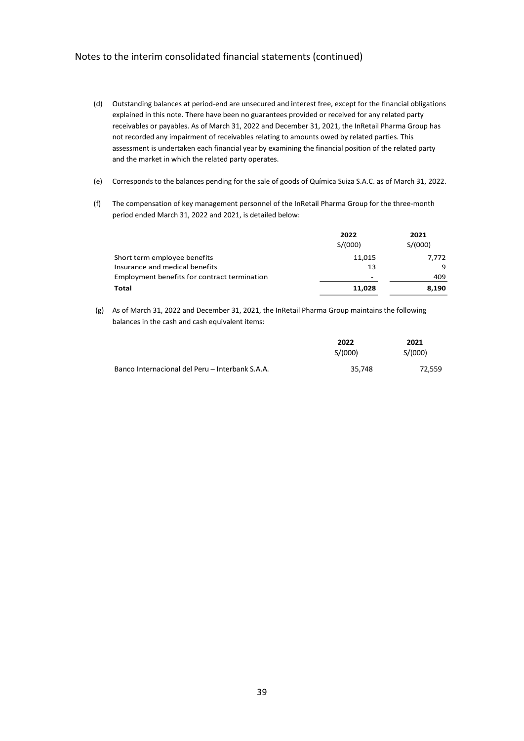Notes to the interim consolidated financial statements (continued)

(d) Outstanding balances at period-end are unsecured and interest free, except for the financial obligations explained in this note. There have been no guarantees provided or received for any related party receivables or payables. As of March 31, 2022 and December 31, 2021, the InRetail Pharma Group has not recorded any impairment of receivables relating to amounts owed by related parties. This assessment is undertaken each financial year by examining the financial position of the related party and the market in which the related party operates.

(e) Corresponds to the balances pending for the sale of goods of Química Suiza S.A.C. as of March 31, 2022.

(f) The compensation of key management personnel of the InRetail Pharma Group for the three-month period ended March 31, 2022 and 2021, is detailed below:

| | 2022<br>S/(000) | 2021<br>S/(000) |
|---|---|---|
| Short term employee benefits | 11,015 | 7,772 |
| Insurance and medical benefits | 13 | 9 |
| Employment benefits for contract termination | - | 409 |
| **Total** | **11,028** | **8,190** |

(g) As of March 31, 2022 and December 31, 2021, the InRetail Pharma Group maintains the following balances in the cash and cash equivalent items:

| | 2022<br>S/(000) | 2021<br>S/(000) |
|---|---|---|
| Banco Internacional del Peru – Interbank S.A.A. | 35,748 | 72,559 |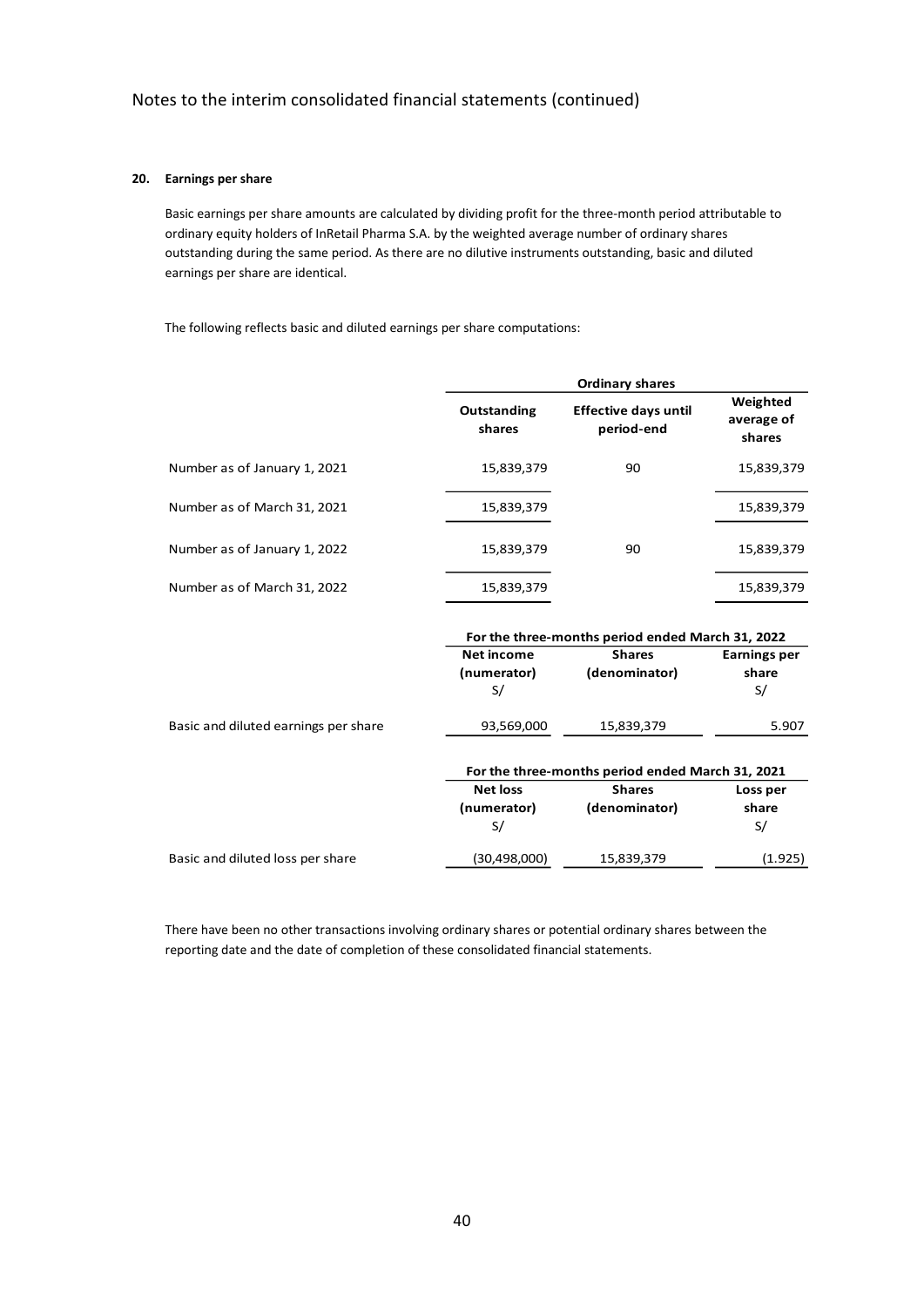Notes to the interim consolidated financial statements (continued)

## 20. Earnings per share

Basic earnings per share amounts are calculated by dividing profit for the three-month period attributable to ordinary equity holders of InRetail Pharma S.A. by the weighted average number of ordinary shares outstanding during the same period. As there are no dilutive instruments outstanding, basic and diluted earnings per share are identical.

The following reflects basic and diluted earnings per share computations:

| | Ordinary shares | | |
|---|---|---|---|
| | **Outstanding shares** | **Effective days until period-end** | **Weighted average of shares** |
| Number as of January 1, 2021 | 15,839,379 | 90 | 15,839,379 |
| Number as of March 31, 2021 | 15,839,379 | | 15,839,379 |
| Number as of January 1, 2022 | 15,839,379 | 90 | 15,839,379 |
| Number as of March 31, 2022 | 15,839,379 | | 15,839,379 |

| | For the three-months period ended March 31, 2022 | | |
|---|---|---|---|
| | **Net income (numerator)** S/ | **Shares (denominator)** | **Earnings per share** S/ |
| Basic and diluted earnings per share | 93,569,000 | 15,839,379 | 5.907 |

| | For the three-months period ended March 31, 2021 | | |
|---|---|---|---|
| | **Net loss (numerator)** S/ | **Shares (denominator)** | **Loss per share** S/ |
| Basic and diluted loss per share | (30,498,000) | 15,839,379 | (1.925) |

There have been no other transactions involving ordinary shares or potential ordinary shares between the reporting date and the date of completion of these consolidated financial statements.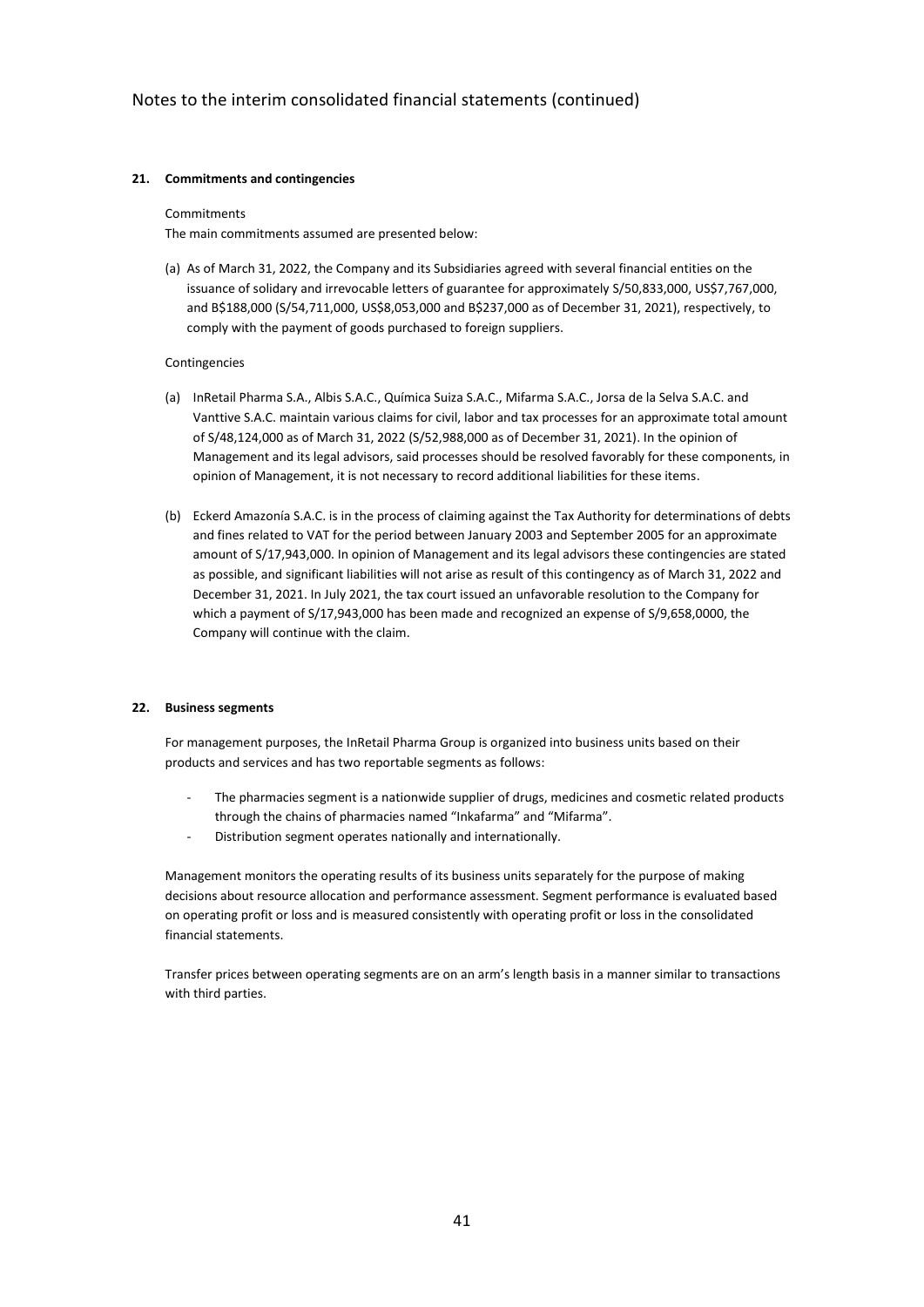## 21. Commitments and contingencies

Commitments

The main commitments assumed are presented below:

(a) As of March 31, 2022, the Company and its Subsidiaries agreed with several financial entities on the issuance of solidary and irrevocable letters of guarantee for approximately S/50,833,000, US$7,767,000, and B$188,000 (S/54,711,000, US$8,053,000 and B$237,000 as of December 31, 2021), respectively, to comply with the payment of goods purchased to foreign suppliers.

Contingencies

(a) InRetail Pharma S.A., Albis S.A.C., Química Suiza S.A.C., Mifarma S.A.C., Jorsa de la Selva S.A.C. and Vanttive S.A.C. maintain various claims for civil, labor and tax processes for an approximate total amount of S/48,124,000 as of March 31, 2022 (S/52,988,000 as of December 31, 2021). In the opinion of Management and its legal advisors, said processes should be resolved favorably for these components, in opinion of Management, it is not necessary to record additional liabilities for these items.

(b) Eckerd Amazonía S.A.C. is in the process of claiming against the Tax Authority for determinations of debts and fines related to VAT for the period between January 2003 and September 2005 for an approximate amount of S/17,943,000. In opinion of Management and its legal advisors these contingencies are stated as possible, and significant liabilities will not arise as result of this contingency as of March 31, 2022 and December 31, 2021. In July 2021, the tax court issued an unfavorable resolution to the Company for which a payment of S/17,943,000 has been made and recognized an expense of S/9,658,0000, the Company will continue with the claim.

## 22. Business segments

For management purposes, the InRetail Pharma Group is organized into business units based on their products and services and has two reportable segments as follows:

- The pharmacies segment is a nationwide supplier of drugs, medicines and cosmetic related products through the chains of pharmacies named "Inkafarma" and "Mifarma".
- Distribution segment operates nationally and internationally.

Management monitors the operating results of its business units separately for the purpose of making decisions about resource allocation and performance assessment. Segment performance is evaluated based on operating profit or loss and is measured consistently with operating profit or loss in the consolidated financial statements.

Transfer prices between operating segments are on an arm's length basis in a manner similar to transactions with third parties.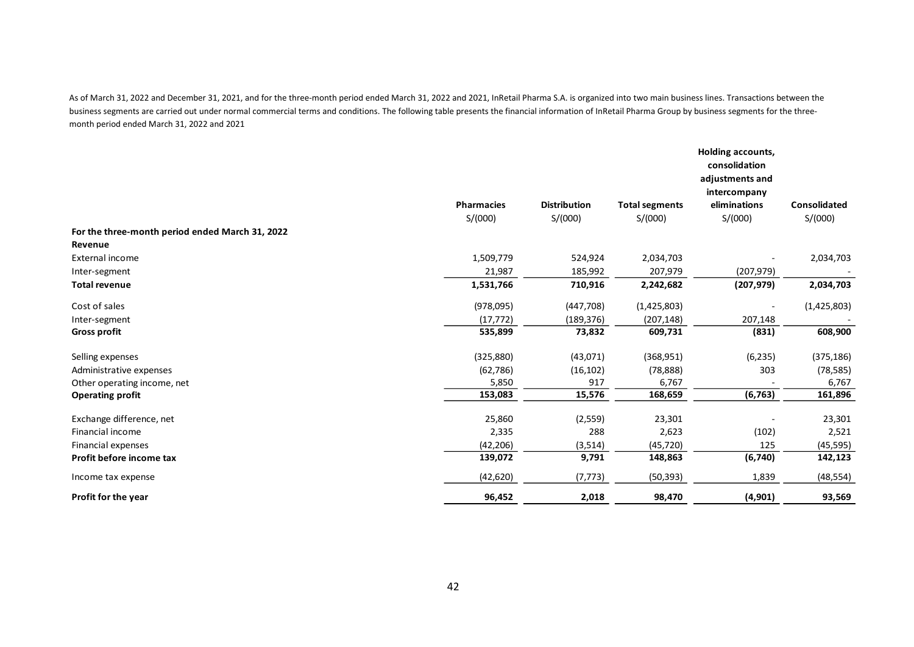As of March 31, 2022 and December 31, 2021, and for the three-month period ended March 31, 2022 and 2021, InRetail Pharma S.A. is organized into two main business lines. Transactions between the business segments are carried out under normal commercial terms and conditions. The following table presents the financial information of InRetail Pharma Group by business segments for the three-month period ended March 31, 2022 and 2021

| | **Pharmacies** | **Distribution** | **Total segments** | **Holding accounts, consolidation adjustments and intercompany eliminations** | **Consolidated** |
|---|---|---|---|---|---|
| | S/(000) | S/(000) | S/(000) | S/(000) | S/(000) |
| **For the three-month period ended March 31, 2022** | | | | | |
| **Revenue** | | | | | |
| External income | 1,509,779 | 524,924 | 2,034,703 | - | 2,034,703 |
| Inter-segment | 21,987 | 185,992 | 207,979 | (207,979) | - |
| **Total revenue** | **1,531,766** | **710,916** | **2,242,682** | **(207,979)** | **2,034,703** |
| Cost of sales | (978,095) | (447,708) | (1,425,803) | - | (1,425,803) |
| Inter-segment | (17,772) | (189,376) | (207,148) | 207,148 | - |
| **Gross profit** | **535,899** | **73,832** | **609,731** | **(831)** | **608,900** |
| Selling expenses | (325,880) | (43,071) | (368,951) | (6,235) | (375,186) |
| Administrative expenses | (62,786) | (16,102) | (78,888) | 303 | (78,585) |
| Other operating income, net | 5,850 | 917 | 6,767 | - | 6,767 |
| **Operating profit** | **153,083** | **15,576** | **168,659** | **(6,763)** | **161,896** |
| Exchange difference, net | 25,860 | (2,559) | 23,301 | - | 23,301 |
| Financial income | 2,335 | 288 | 2,623 | (102) | 2,521 |
| Financial expenses | (42,206) | (3,514) | (45,720) | 125 | (45,595) |
| **Profit before income tax** | **139,072** | **9,791** | **148,863** | **(6,740)** | **142,123** |
| Income tax expense | (42,620) | (7,773) | (50,393) | 1,839 | (48,554) |
| **Profit for the year** | **96,452** | **2,018** | **98,470** | **(4,901)** | **93,569** |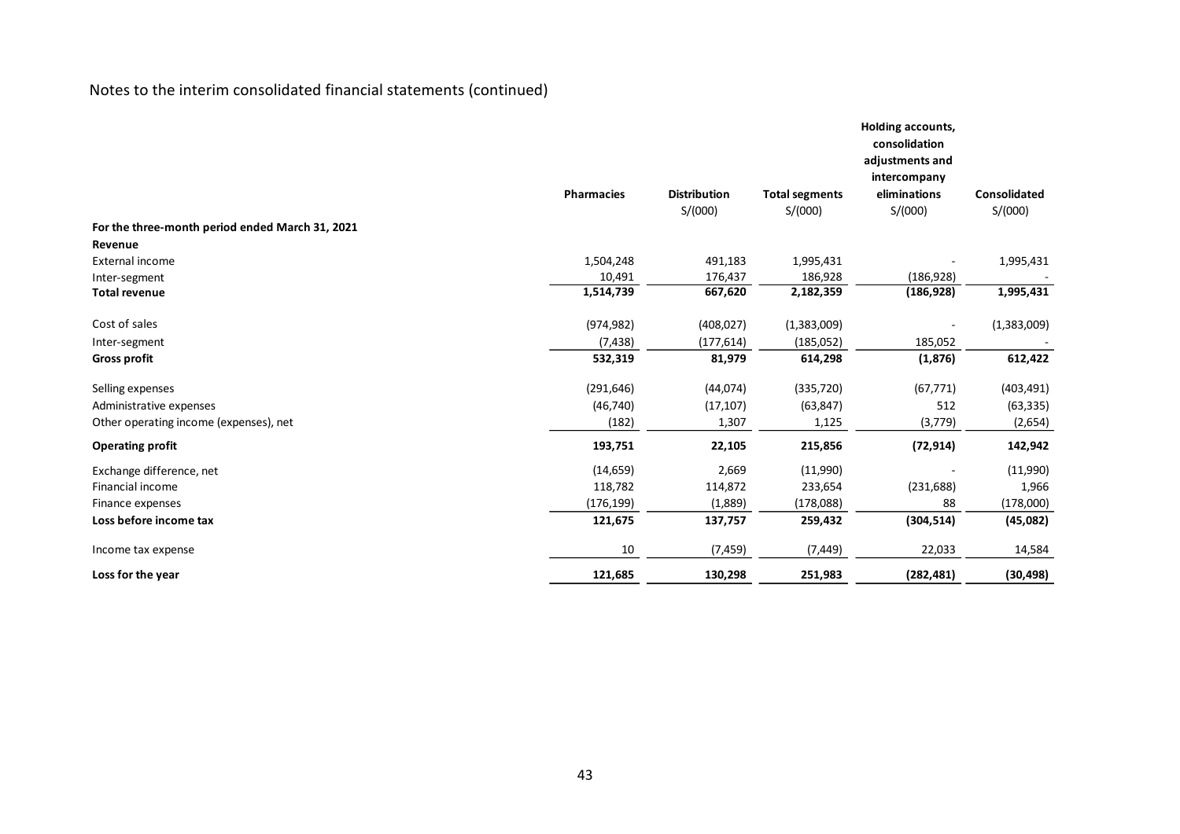Notes to the interim consolidated financial statements (continued)

| | Pharmacies | Distribution<br>S/(000) | Total segments<br>S/(000) | Holding accounts, consolidation adjustments and intercompany eliminations<br>S/(000) | Consolidated<br>S/(000) |
|---|---|---|---|---|---|
| **For the three-month period ended March 31, 2021** | | | | | |
| **Revenue** | | | | | |
| External income | 1,504,248 | 491,183 | 1,995,431 | - | 1,995,431 |
| Inter-segment | 10,491 | 176,437 | 186,928 | (186,928) | - |
| **Total revenue** | **1,514,739** | **667,620** | **2,182,359** | **(186,928)** | **1,995,431** |
| Cost of sales | (974,982) | (408,027) | (1,383,009) | - | (1,383,009) |
| Inter-segment | (7,438) | (177,614) | (185,052) | 185,052 | - |
| **Gross profit** | **532,319** | **81,979** | **614,298** | **(1,876)** | **612,422** |
| Selling expenses | (291,646) | (44,074) | (335,720) | (67,771) | (403,491) |
| Administrative expenses | (46,740) | (17,107) | (63,847) | 512 | (63,335) |
| Other operating income (expenses), net | (182) | 1,307 | 1,125 | (3,779) | (2,654) |
| **Operating profit** | **193,751** | **22,105** | **215,856** | **(72,914)** | **142,942** |
| Exchange difference, net | (14,659) | 2,669 | (11,990) | - | (11,990) |
| Financial income | 118,782 | 114,872 | 233,654 | (231,688) | 1,966 |
| Finance expenses | (176,199) | (1,889) | (178,088) | 88 | (178,000) |
| **Loss before income tax** | **121,675** | **137,757** | **259,432** | **(304,514)** | **(45,082)** |
| Income tax expense | 10 | (7,459) | (7,449) | 22,033 | 14,584 |
| **Loss for the year** | **121,685** | **130,298** | **251,983** | **(282,481)** | **(30,498)** |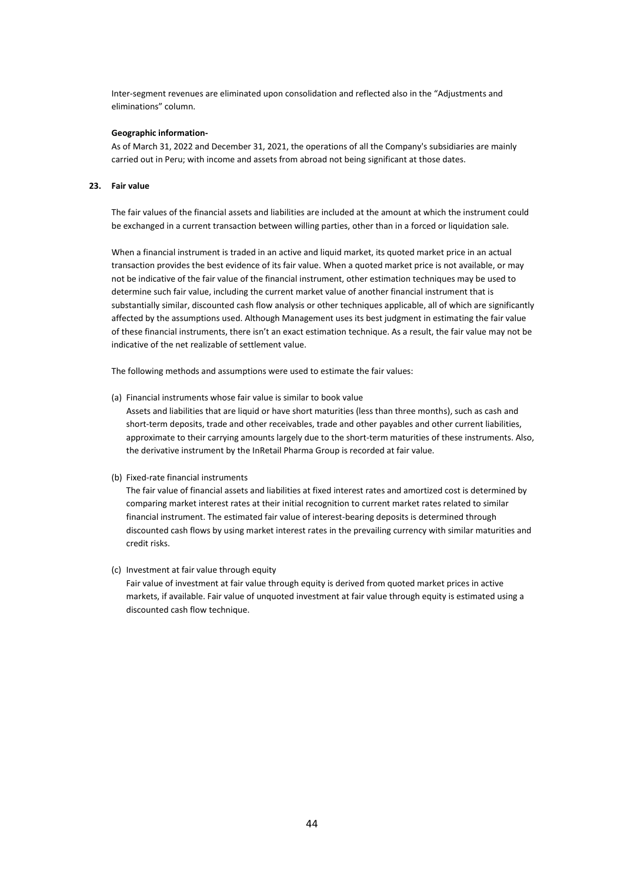Inter-segment revenues are eliminated upon consolidation and reflected also in the "Adjustments and eliminations" column.

**Geographic information-**

As of March 31, 2022 and December 31, 2021, the operations of all the Company's subsidiaries are mainly carried out in Peru; with income and assets from abroad not being significant at those dates.

## 23. Fair value

The fair values of the financial assets and liabilities are included at the amount at which the instrument could be exchanged in a current transaction between willing parties, other than in a forced or liquidation sale.

When a financial instrument is traded in an active and liquid market, its quoted market price in an actual transaction provides the best evidence of its fair value. When a quoted market price is not available, or may not be indicative of the fair value of the financial instrument, other estimation techniques may be used to determine such fair value, including the current market value of another financial instrument that is substantially similar, discounted cash flow analysis or other techniques applicable, all of which are significantly affected by the assumptions used. Although Management uses its best judgment in estimating the fair value of these financial instruments, there isn't an exact estimation technique. As a result, the fair value may not be indicative of the net realizable of settlement value.

The following methods and assumptions were used to estimate the fair values:

(a) Financial instruments whose fair value is similar to book value
Assets and liabilities that are liquid or have short maturities (less than three months), such as cash and short-term deposits, trade and other receivables, trade and other payables and other current liabilities, approximate to their carrying amounts largely due to the short-term maturities of these instruments. Also, the derivative instrument by the InRetail Pharma Group is recorded at fair value.

(b) Fixed-rate financial instruments
The fair value of financial assets and liabilities at fixed interest rates and amortized cost is determined by comparing market interest rates at their initial recognition to current market rates related to similar financial instrument. The estimated fair value of interest-bearing deposits is determined through discounted cash flows by using market interest rates in the prevailing currency with similar maturities and credit risks.

(c) Investment at fair value through equity
Fair value of investment at fair value through equity is derived from quoted market prices in active markets, if available. Fair value of unquoted investment at fair value through equity is estimated using a discounted cash flow technique.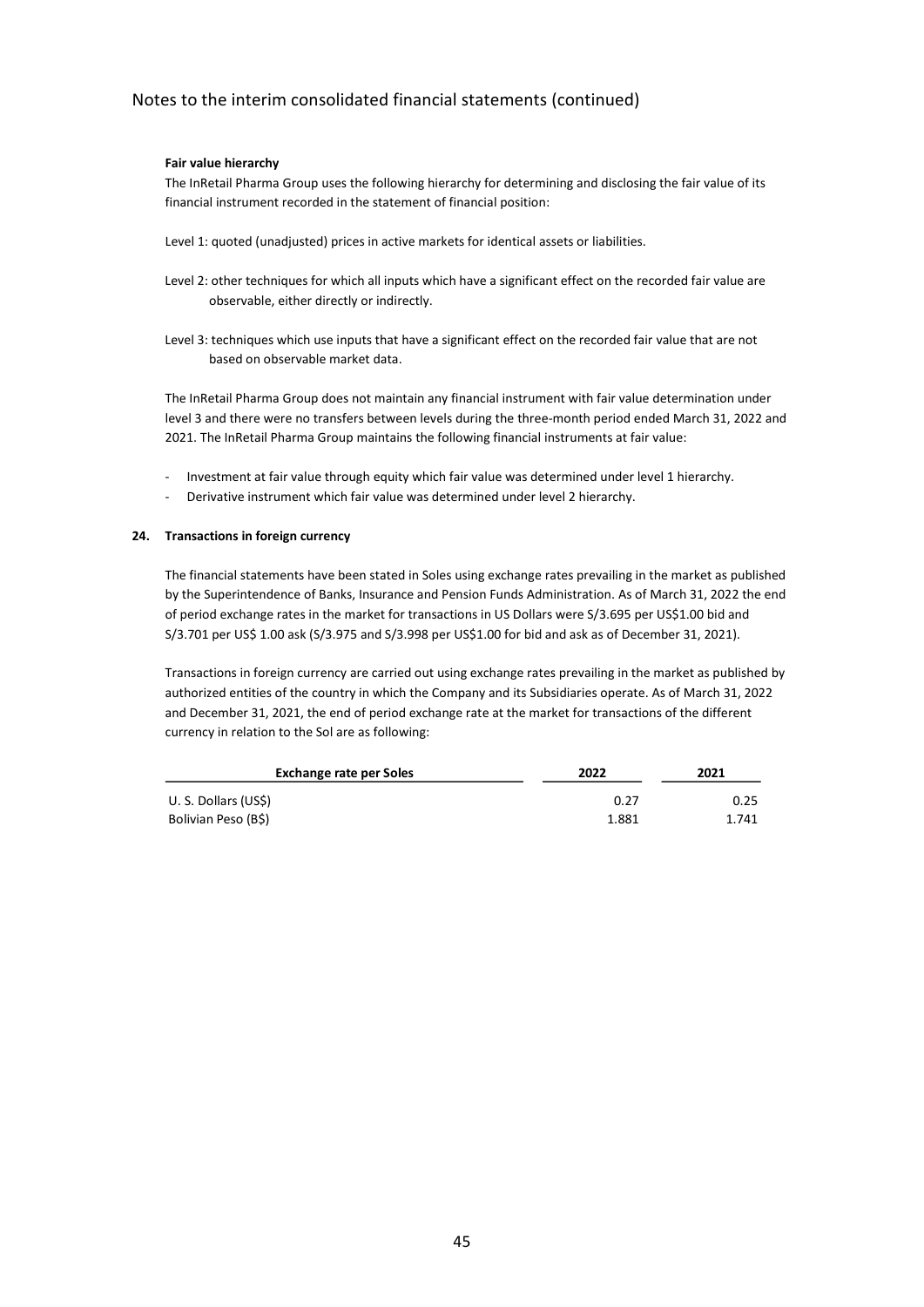**Fair value hierarchy**

The InRetail Pharma Group uses the following hierarchy for determining and disclosing the fair value of its financial instrument recorded in the statement of financial position:

Level 1: quoted (unadjusted) prices in active markets for identical assets or liabilities.

Level 2: other techniques for which all inputs which have a significant effect on the recorded fair value are observable, either directly or indirectly.

Level 3: techniques which use inputs that have a significant effect on the recorded fair value that are not based on observable market data.

The InRetail Pharma Group does not maintain any financial instrument with fair value determination under level 3 and there were no transfers between levels during the three-month period ended March 31, 2022 and 2021. The InRetail Pharma Group maintains the following financial instruments at fair value:

- Investment at fair value through equity which fair value was determined under level 1 hierarchy.
- Derivative instrument which fair value was determined under level 2 hierarchy.

## 24. Transactions in foreign currency

The financial statements have been stated in Soles using exchange rates prevailing in the market as published by the Superintendence of Banks, Insurance and Pension Funds Administration. As of March 31, 2022 the end of period exchange rates in the market for transactions in US Dollars were S/3.695 per US$1.00 bid and S/3.701 per US$ 1.00 ask (S/3.975 and S/3.998 per US$1.00 for bid and ask as of December 31, 2021).

Transactions in foreign currency are carried out using exchange rates prevailing in the market as published by authorized entities of the country in which the Company and its Subsidiaries operate. As of March 31, 2022 and December 31, 2021, the end of period exchange rate at the market for transactions of the different currency in relation to the Sol are as following:

| Exchange rate per Soles | 2022 | 2021 |
|---|---|---|
| U. S. Dollars (US$) | 0.27 | 0.25 |
| Bolivian Peso (B$) | 1.881 | 1.741 |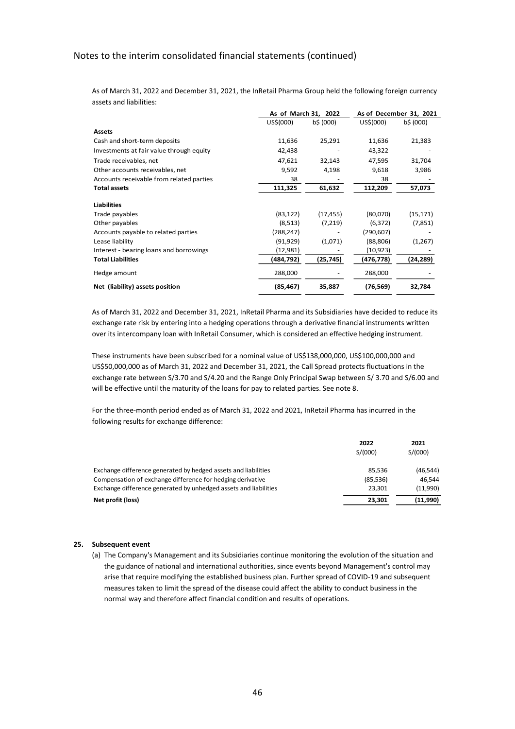# Notes to the interim consolidated financial statements (continued)

As of March 31, 2022 and December 31, 2021, the InRetail Pharma Group held the following foreign currency assets and liabilities:

| | As of March 31, 2022 | | As of December 31, 2021 | |
|---|---|---|---|---|
| | US$(000) | b$ (000) | US$(000) | b$ (000) |
| **Assets** | | | | |
| Cash and short-term deposits | 11,636 | 25,291 | 11,636 | 21,383 |
| Investments at fair value through equity | 42,438 | - | 43,322 | - |
| Trade receivables, net | 47,621 | 32,143 | 47,595 | 31,704 |
| Other accounts receivables, net | 9,592 | 4,198 | 9,618 | 3,986 |
| Accounts receivable from related parties | 38 | - | 38 | - |
| **Total assets** | **111,325** | **61,632** | **112,209** | **57,073** |
| **Liabilities** | | | | |
| Trade payables | (83,122) | (17,455) | (80,070) | (15,171) |
| Other payables | (8,513) | (7,219) | (6,372) | (7,851) |
| Accounts payable to related parties | (288,247) | - | (290,607) | - |
| Lease liability | (91,929) | (1,071) | (88,806) | (1,267) |
| Interest - bearing loans and borrowings | (12,981) | - | (10,923) | - |
| **Total Liabilities** | **(484,792)** | **(25,745)** | **(476,778)** | **(24,289)** |
| Hedge amount | 288,000 | - | 288,000 | - |
| **Net (liability) assets position** | **(85,467)** | **35,887** | **(76,569)** | **32,784** |

As of March 31, 2022 and December 31, 2021, InRetail Pharma and its Subsidiaries have decided to reduce its exchange rate risk by entering into a hedging operations through a derivative financial instruments written over its intercompany loan with InRetail Consumer, which is considered an effective hedging instrument.

These instruments have been subscribed for a nominal value of US$138,000,000, US$100,000,000 and US$50,000,000 as of March 31, 2022 and December 31, 2021, the Call Spread protects fluctuations in the exchange rate between S/3.70 and S/4.20 and the Range Only Principal Swap between S/ 3.70 and S/6.00 and will be effective until the maturity of the loans for pay to related parties. See note 8.

For the three-month period ended as of March 31, 2022 and 2021, InRetail Pharma has incurred in the following results for exchange difference:

| | 2022 | 2021 |
|---|---|---|
| | S/(000) | S/(000) |
| Exchange difference generated by hedged assets and liabilities | 85,536 | (46,544) |
| Compensation of exchange difference for hedging derivative | (85,536) | 46,544 |
| Exchange difference generated by unhedged assets and liabilities | 23,301 | (11,990) |
| **Net profit (loss)** | **23,301** | **(11,990)** |

## 25. Subsequent event

(a) The Company's Management and its Subsidiaries continue monitoring the evolution of the situation and the guidance of national and international authorities, since events beyond Management's control may arise that require modifying the established business plan. Further spread of COVID-19 and subsequent measures taken to limit the spread of the disease could affect the ability to conduct business in the normal way and therefore affect financial condition and results of operations.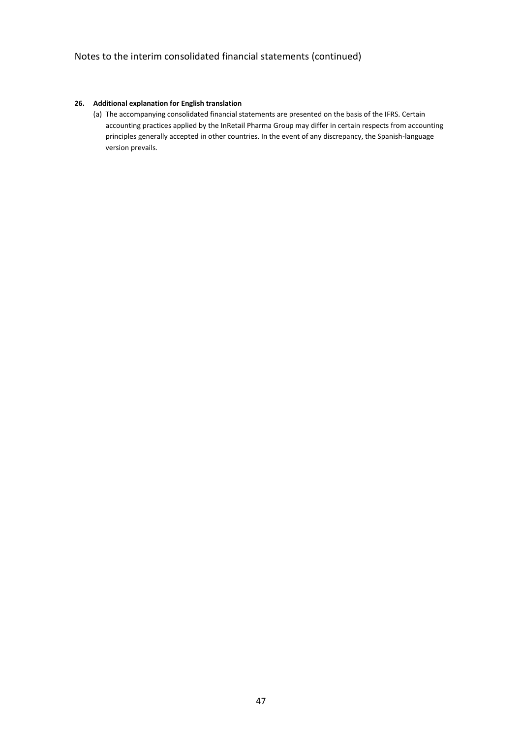**26. Additional explanation for English translation**

(a) The accompanying consolidated financial statements are presented on the basis of the IFRS. Certain accounting practices applied by the InRetail Pharma Group may differ in certain respects from accounting principles generally accepted in other countries. In the event of any discrepancy, the Spanish-language version prevails.